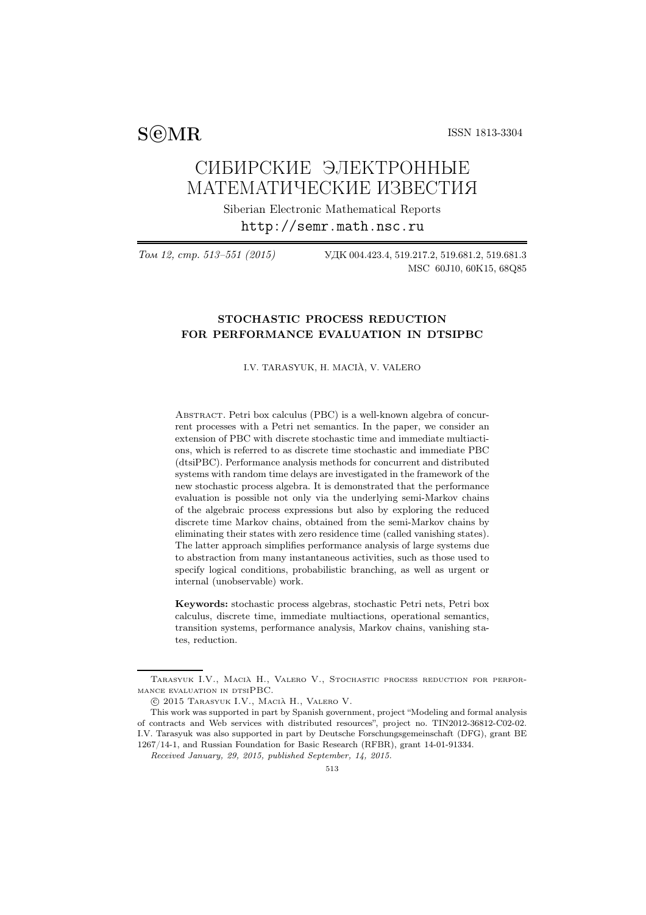S©MR ISSN 1813-3304

# СИБИРСКИЕ ЭЛЕКТРОННЫЕ МАТЕМАТИЧЕСКИЕ ИЗВЕСТИЯ

Siberian Electronic Mathematical Reports

http://semr.math.nsc.ru

*Том 12, стр. 513–551 (2015)* УДК 004.423.4, 519.217.2, 519.681.2, 519.681.3
MSC 60J10, 60K15, 68Q85

## STOCHASTIC PROCESS REDUCTION FOR PERFORMANCE EVALUATION IN DTSIPBC

I.V. TARASYUK, H. MACIÀ, V. VALERO

Abstract. Petri box calculus (PBC) is a well-known algebra of concurrent processes with a Petri net semantics. In the paper, we consider an extension of PBC with discrete stochastic time and immediate multiactions, which is referred to as discrete time stochastic and immediate PBC (dtsiPBC). Performance analysis methods for concurrent and distributed systems with random time delays are investigated in the framework of the new stochastic process algebra. It is demonstrated that the performance evaluation is possible not only via the underlying semi-Markov chains of the algebraic process expressions but also by exploring the reduced discrete time Markov chains, obtained from the semi-Markov chains by eliminating their states with zero residence time (called vanishing states). The latter approach simplifies performance analysis of large systems due to abstraction from many instantaneous activities, such as those used to specify logical conditions, probabilistic branching, as well as urgent or internal (unobservable) work.

**Keywords:** stochastic process algebras, stochastic Petri nets, Petri box calculus, discrete time, immediate multiactions, operational semantics, transition systems, performance analysis, Markov chains, vanishing states, reduction.

---

Tarasyuk I.V., Macià H., Valero V., Stochastic process reduction for performance evaluation in dtsiPBC.

© 2015 Tarasyuk I.V., Macià H., Valero V.

This work was supported in part by Spanish government, project "Modeling and formal analysis of contracts and Web services with distributed resources", project no. TIN2012-36812-C02-02. I.V. Tarasyuk was also supported in part by Deutsche Forschungsgemeinschaft (DFG), grant BE 1267/14-1, and Russian Foundation for Basic Research (RFBR), grant 14-01-91334.

*Received January, 29, 2015, published September, 14, 2015.*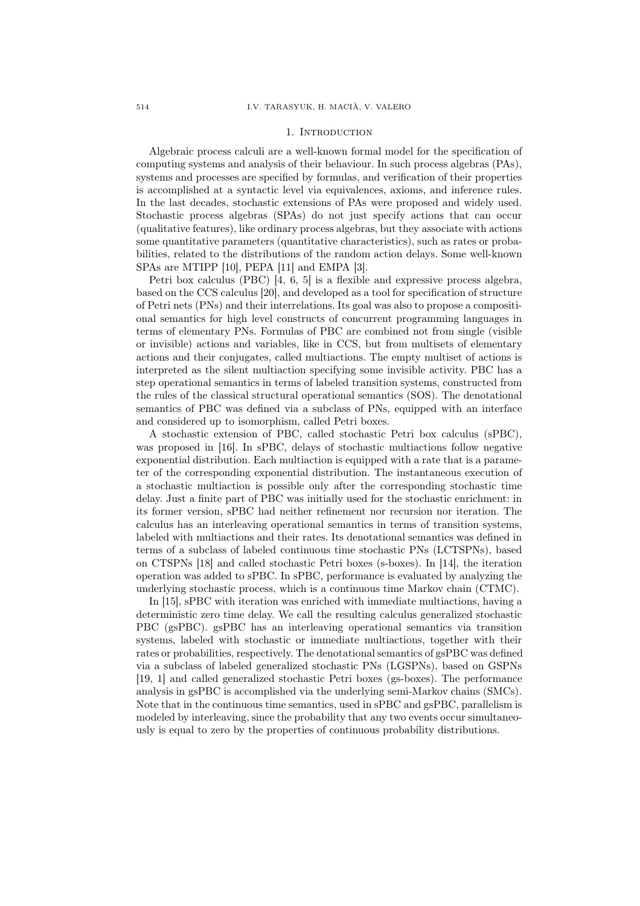## 1. Introduction

Algebraic process calculi are a well-known formal model for the specification of computing systems and analysis of their behaviour. In such process algebras (PAs), systems and processes are specified by formulas, and verification of their properties is accomplished at a syntactic level via equivalences, axioms, and inference rules. In the last decades, stochastic extensions of PAs were proposed and widely used. Stochastic process algebras (SPAs) do not just specify actions that can occur (qualitative features), like ordinary process algebras, but they associate with actions some quantitative parameters (quantitative characteristics), such as rates or probabilities, related to the distributions of the random action delays. Some well-known SPAs are MTIPP [10], PEPA [11] and EMPA [3].

Petri box calculus (PBC) [4, 6, 5] is a flexible and expressive process algebra, based on the CCS calculus [20], and developed as a tool for specification of structure of Petri nets (PNs) and their interrelations. Its goal was also to propose a compositional semantics for high level constructs of concurrent programming languages in terms of elementary PNs. Formulas of PBC are combined not from single (visible or invisible) actions and variables, like in CCS, but from multisets of elementary actions and their conjugates, called multiactions. The empty multiset of actions is interpreted as the silent multiaction specifying some invisible activity. PBC has a step operational semantics in terms of labeled transition systems, constructed from the rules of the classical structural operational semantics (SOS). The denotational semantics of PBC was defined via a subclass of PNs, equipped with an interface and considered up to isomorphism, called Petri boxes.

A stochastic extension of PBC, called stochastic Petri box calculus (sPBC), was proposed in [16]. In sPBC, delays of stochastic multiactions follow negative exponential distribution. Each multiaction is equipped with a rate that is a parameter of the corresponding exponential distribution. The instantaneous execution of a stochastic multiaction is possible only after the corresponding stochastic time delay. Just a finite part of PBC was initially used for the stochastic enrichment: in its former version, sPBC had neither refinement nor recursion nor iteration. The calculus has an interleaving operational semantics in terms of transition systems, labeled with multiactions and their rates. Its denotational semantics was defined in terms of a subclass of labeled continuous time stochastic PNs (LCTSPNs), based on CTSPNs [18] and called stochastic Petri boxes (s-boxes). In [14], the iteration operation was added to sPBC. In sPBC, performance is evaluated by analyzing the underlying stochastic process, which is a continuous time Markov chain (CTMC).

In [15], sPBC with iteration was enriched with immediate multiactions, having a deterministic zero time delay. We call the resulting calculus generalized stochastic PBC (gsPBC). gsPBC has an interleaving operational semantics via transition systems, labeled with stochastic or immediate multiactions, together with their rates or probabilities, respectively. The denotational semantics of gsPBC was defined via a subclass of labeled generalized stochastic PNs (LGSPNs), based on GSPNs [19, 1] and called generalized stochastic Petri boxes (gs-boxes). The performance analysis in gsPBC is accomplished via the underlying semi-Markov chains (SMCs). Note that in the continuous time semantics, used in sPBC and gsPBC, parallelism is modeled by interleaving, since the probability that any two events occur simultaneously is equal to zero by the properties of continuous probability distributions.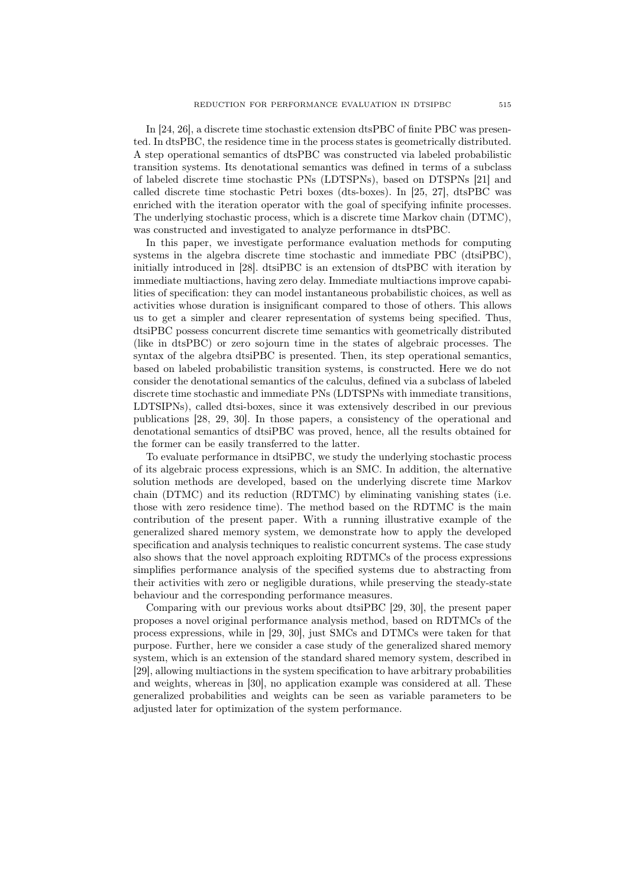In [24, 26], a discrete time stochastic extension dtsPBC of finite PBC was presented. In dtsPBC, the residence time in the process states is geometrically distributed. A step operational semantics of dtsPBC was constructed via labeled probabilistic transition systems. Its denotational semantics was defined in terms of a subclass of labeled discrete time stochastic PNs (LDTSPNs), based on DTSPNs [21] and called discrete time stochastic Petri boxes (dts-boxes). In [25, 27], dtsPBC was enriched with the iteration operator with the goal of specifying infinite processes. The underlying stochastic process, which is a discrete time Markov chain (DTMC), was constructed and investigated to analyze performance in dtsPBC.

In this paper, we investigate performance evaluation methods for computing systems in the algebra discrete time stochastic and immediate PBC (dtsiPBC), initially introduced in [28]. dtsiPBC is an extension of dtsPBC with iteration by immediate multiactions, having zero delay. Immediate multiactions improve capabilities of specification: they can model instantaneous probabilistic choices, as well as activities whose duration is insignificant compared to those of others. This allows us to get a simpler and clearer representation of systems being specified. Thus, dtsiPBC possess concurrent discrete time semantics with geometrically distributed (like in dtsPBC) or zero sojourn time in the states of algebraic processes. The syntax of the algebra dtsiPBC is presented. Then, its step operational semantics, based on labeled probabilistic transition systems, is constructed. Here we do not consider the denotational semantics of the calculus, defined via a subclass of labeled discrete time stochastic and immediate PNs (LDTSPNs with immediate transitions, LDTSIPNs), called dtsi-boxes, since it was extensively described in our previous publications [28, 29, 30]. In those papers, a consistency of the operational and denotational semantics of dtsiPBC was proved, hence, all the results obtained for the former can be easily transferred to the latter.

To evaluate performance in dtsiPBC, we study the underlying stochastic process of its algebraic process expressions, which is an SMC. In addition, the alternative solution methods are developed, based on the underlying discrete time Markov chain (DTMC) and its reduction (RDTMC) by eliminating vanishing states (i.e. those with zero residence time). The method based on the RDTMC is the main contribution of the present paper. With a running illustrative example of the generalized shared memory system, we demonstrate how to apply the developed specification and analysis techniques to realistic concurrent systems. The case study also shows that the novel approach exploiting RDTMCs of the process expressions simplifies performance analysis of the specified systems due to abstracting from their activities with zero or negligible durations, while preserving the steady-state behaviour and the corresponding performance measures.

Comparing with our previous works about dtsiPBC [29, 30], the present paper proposes a novel original performance analysis method, based on RDTMCs of the process expressions, while in [29, 30], just SMCs and DTMCs were taken for that purpose. Further, here we consider a case study of the generalized shared memory system, which is an extension of the standard shared memory system, described in [29], allowing multiactions in the system specification to have arbitrary probabilities and weights, whereas in [30], no application example was considered at all. These generalized probabilities and weights can be seen as variable parameters to be adjusted later for optimization of the system performance.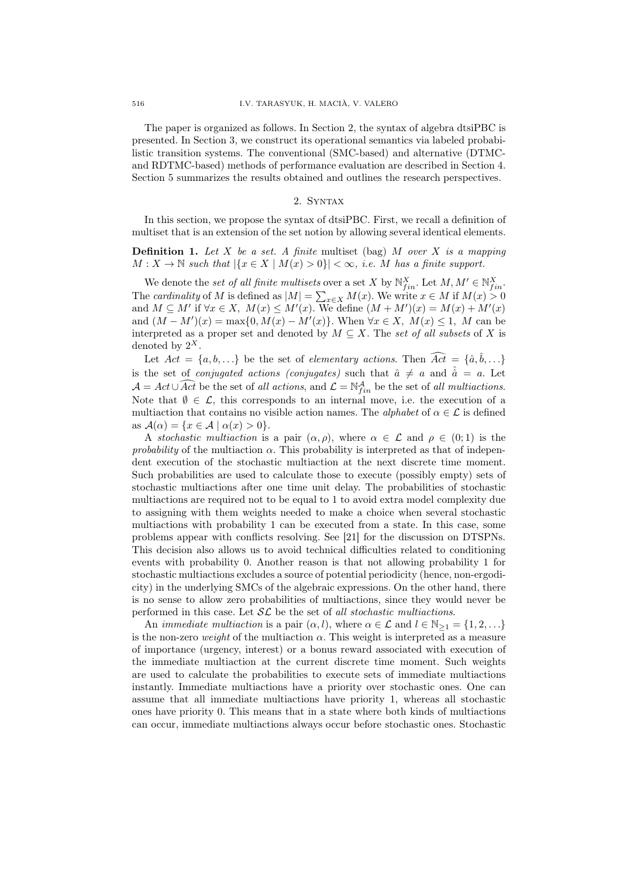The paper is organized as follows. In Section 2, the syntax of algebra dtsiPBC is presented. In Section 3, we construct its operational semantics via labeled probabilistic transition systems. The conventional (SMC-based) and alternative (DTMC- and RDTMC-based) methods of performance evaluation are described in Section 4. Section 5 summarizes the results obtained and outlines the research perspectives.

## 2. Syntax

In this section, we propose the syntax of dtsiPBC. First, we recall a definition of multiset that is an extension of the set notion by allowing several identical elements.

**Definition 1.** *Let $X$ be a set. A finite* multiset (bag) *$M$ over $X$ is a mapping $M : X \to \mathbb{N}$ such that $|\{x \in X \mid M(x) > 0\}| < \infty$, i.e. $M$ has a finite support.*

We denote the *set of all finite multisets* over a set $X$ by $\mathbb{N}^X_{fin}$. Let $M, M' \in \mathbb{N}^X_{fin}$. The *cardinality* of $M$ is defined as $|M| = \sum_{x \in X} M(x)$. We write $x \in M$ if $M(x) > 0$ and $M \subseteq M'$ if $\forall x \in X,\ M(x) \leq M'(x)$. We define $(M + M')(x) = M(x) + M'(x)$ and $(M - M')(x) = \max\{0, M(x) - M'(x)\}$. When $\forall x \in X,\ M(x) \leq 1,\ M$ can be interpreted as a proper set and denoted by $M \subseteq X$. The *set of all subsets* of $X$ is denoted by $2^X$.

Let $Act = \{a, b, \ldots\}$ be the set of *elementary actions*. Then $\widehat{Act} = \{\hat{a}, \hat{b}, \ldots\}$ is the set of *conjugated actions (conjugates)* such that $\hat{a} \neq a$ and $\hat{\hat{a}} = a$. Let $\mathcal{A} = Act \cup \widehat{Act}$ be the set of *all actions*, and $\mathcal{L} = \mathbb{N}^{\mathcal{A}}_{fin}$ be the set of *all multiactions*. Note that $\emptyset \in \mathcal{L}$, this corresponds to an internal move, i.e. the execution of a multiaction that contains no visible action names. The *alphabet* of $\alpha \in \mathcal{L}$ is defined as $\mathcal{A}(\alpha) = \{x \in \mathcal{A} \mid \alpha(x) > 0\}$.

A *stochastic multiaction* is a pair $(\alpha, \rho)$, where $\alpha \in \mathcal{L}$ and $\rho \in (0; 1)$ is the *probability* of the multiaction $\alpha$. This probability is interpreted as that of independent execution of the stochastic multiaction at the next discrete time moment. Such probabilities are used to calculate those to execute (possibly empty) sets of stochastic multiactions after one time unit delay. The probabilities of stochastic multiactions are required not to be equal to 1 to avoid extra model complexity due to assigning with them weights needed to make a choice when several stochastic multiactions with probability 1 can be executed from a state. In this case, some problems appear with conflicts resolving. See [21] for the discussion on DTSPNs. This decision also allows us to avoid technical difficulties related to conditioning events with probability 0. Another reason is that not allowing probability 1 for stochastic multiactions excludes a source of potential periodicity (hence, non-ergodicity) in the underlying SMCs of the algebraic expressions. On the other hand, there is no sense to allow zero probabilities of multiactions, since they would never be performed in this case. Let $\mathcal{SL}$ be the set of *all stochastic multiactions*.

An *immediate multiaction* is a pair $(\alpha, l)$, where $\alpha \in \mathcal{L}$ and $l \in \mathbb{N}_{\geq 1} = \{1, 2, \ldots\}$ is the non-zero *weight* of the multiaction $\alpha$. This weight is interpreted as a measure of importance (urgency, interest) or a bonus reward associated with execution of the immediate multiaction at the current discrete time moment. Such weights are used to calculate the probabilities to execute sets of immediate multiactions instantly. Immediate multiactions have a priority over stochastic ones. One can assume that all immediate multiactions have priority 1, whereas all stochastic ones have priority 0. This means that in a state where both kinds of multiactions can occur, immediate multiactions always occur before stochastic ones. Stochastic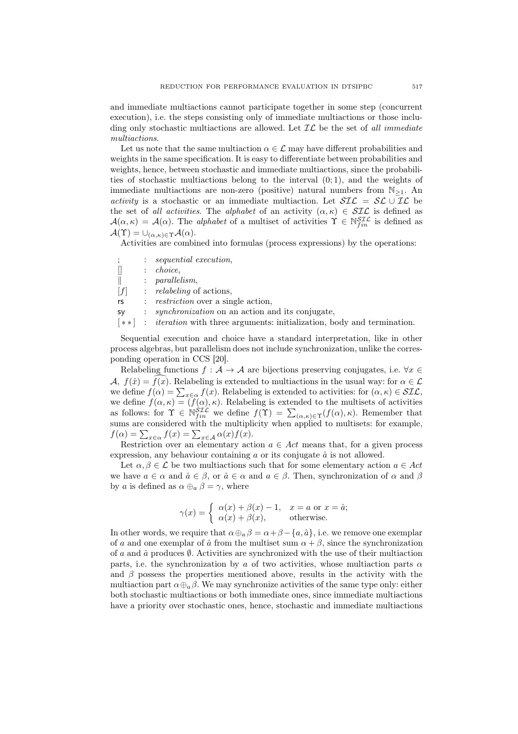and immediate multiactions cannot participate together in some step (concurrent execution), i.e. the steps consisting only of immediate multiactions or those including only stochastic multiactions are allowed. Let $\mathcal{IL}$ be the set of *all immediate multiactions*.

Let us note that the same multiaction $\alpha \in \mathcal{L}$ may have different probabilities and weights in the same specification. It is easy to differentiate between probabilities and weights, hence, between stochastic and immediate multiactions, since the probabilities of stochastic multiactions belong to the interval $(0; 1)$, and the weights of immediate multiactions are non-zero (positive) natural numbers from $\mathbb{N}_{\geq 1}$. An *activity* is a stochastic or an immediate multiaction. Let $\mathcal{SIL} = \mathcal{SL} \cup \mathcal{IL}$ be the set of *all activities*. The *alphabet* of an activity $(\alpha, \kappa) \in \mathcal{SIL}$ is defined as $\mathcal{A}(\alpha, \kappa) = \mathcal{A}(\alpha)$. The *alphabet* of a multiset of activities $\Upsilon \in \mathbb{N}_{fin}^{\mathcal{SIL}}$ is defined as $\mathcal{A}(\Upsilon) = \cup_{(\alpha,\kappa)\in\Upsilon}\mathcal{A}(\alpha)$.

Activities are combined into formulas (process expressions) by the operations:

| | | |
|---|---|---|
| ; | : | *sequential execution*, |
| [] | : | *choice*, |
| ‖ | : | *parallelism*, |
| $[f]$ | : | *relabeling* of actions, |
| rs | : | *restriction* over a single action, |
| sy | : | *synchronization* on an action and its conjugate, |
| $[**]$ | : | *iteration* with three arguments: initialization, body and termination. |

Sequential execution and choice have a standard interpretation, like in other process algebras, but parallelism does not include synchronization, unlike the corresponding operation in CCS [20].

Relabeling functions $f : \mathcal{A} \to \mathcal{A}$ are bijections preserving conjugates, i.e. $\forall x \in \mathcal{A},\ f(\hat{x}) = \widehat{f(x)}$. Relabeling is extended to multiactions in the usual way: for $\alpha \in \mathcal{L}$ we define $f(\alpha) = \sum_{x\in\alpha} f(x)$. Relabeling is extended to activities: for $(\alpha, \kappa) \in \mathcal{SIL}$, we define $f(\alpha, \kappa) = (f(\alpha), \kappa)$. Relabeling is extended to the multisets of activities as follows: for $\Upsilon \in \mathbb{N}_{fin}^{\mathcal{SIL}}$ we define $f(\Upsilon) = \sum_{(\alpha,\kappa)\in\Upsilon}(f(\alpha), \kappa)$. Remember that sums are considered with the multiplicity when applied to multisets: for example, $f(\alpha) = \sum_{x\in\alpha} f(x) = \sum_{x\in\mathcal{A}} \alpha(x)f(x)$.

Restriction over an elementary action $a \in Act$ means that, for a given process expression, any behaviour containing $a$ or its conjugate $\hat{a}$ is not allowed.

Let $\alpha, \beta \in \mathcal{L}$ be two multiactions such that for some elementary action $a \in Act$ we have $a \in \alpha$ and $\hat{a} \in \beta$, or $\hat{a} \in \alpha$ and $a \in \beta$. Then, synchronization of $\alpha$ and $\beta$ by $a$ is defined as $\alpha \oplus_a \beta = \gamma$, where

$$\gamma(x) = \begin{cases} \alpha(x) + \beta(x) - 1, & x = a \text{ or } x = \hat{a}; \\ \alpha(x) + \beta(x), & \text{otherwise.} \end{cases}$$

In other words, we require that $\alpha \oplus_a \beta = \alpha + \beta - \{a, \hat{a}\}$, i.e. we remove one exemplar of $a$ and one exemplar of $\hat{a}$ from the multiset sum $\alpha + \beta$, since the synchronization of $a$ and $\hat{a}$ produces $\emptyset$. Activities are synchronized with the use of their multiaction parts, i.e. the synchronization by $a$ of two activities, whose multiaction parts $\alpha$ and $\beta$ possess the properties mentioned above, results in the activity with the multiaction part $\alpha \oplus_a \beta$. We may synchronize activities of the same type only: either both stochastic multiactions or both immediate ones, since immediate multiactions have a priority over stochastic ones, hence, stochastic and immediate multiactions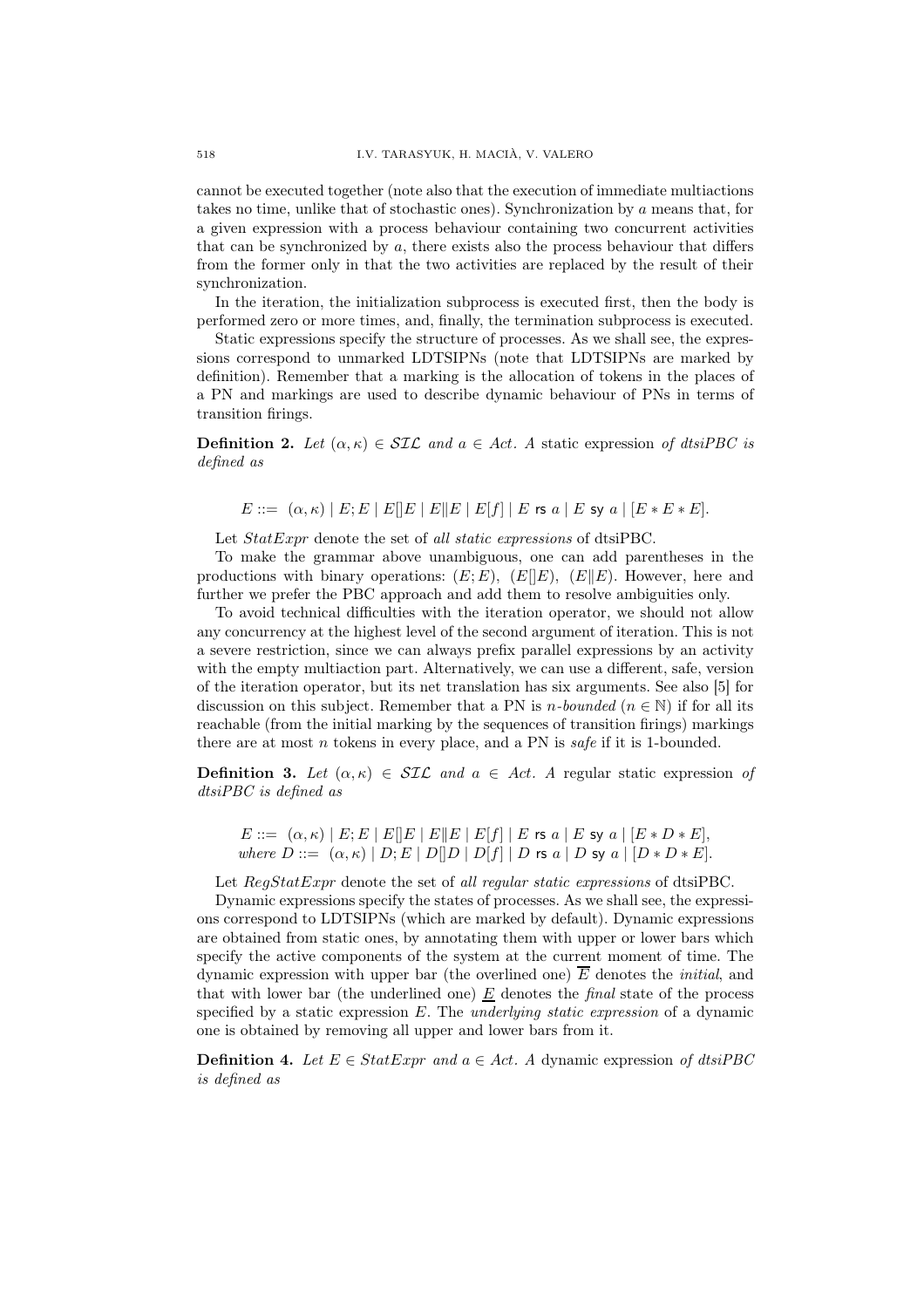cannot be executed together (note also that the execution of immediate multiactions takes no time, unlike that of stochastic ones). Synchronization by $a$ means that, for a given expression with a process behaviour containing two concurrent activities that can be synchronized by $a$, there exists also the process behaviour that differs from the former only in that the two activities are replaced by the result of their synchronization.

In the iteration, the initialization subprocess is executed first, then the body is performed zero or more times, and, finally, the termination subprocess is executed.

Static expressions specify the structure of processes. As we shall see, the expressions correspond to unmarked LDTSIPNs (note that LDTSIPNs are marked by definition). Remember that a marking is the allocation of tokens in the places of a PN and markings are used to describe dynamic behaviour of PNs in terms of transition firings.

**Definition 2.** *Let $(\alpha, \kappa) \in \mathcal{SIL}$ and $a \in Act$. A* static expression *of dtsiPBC is defined as*

$$E ::= \ (\alpha, \kappa) \mid E; E \mid E[]E \mid E\|E \mid E[f] \mid E \ \mathsf{rs} \ a \mid E \ \mathsf{sy} \ a \mid [E * E * E].$$

Let $StatExpr$ denote the set of *all static expressions* of dtsiPBC.

To make the grammar above unambiguous, one can add parentheses in the productions with binary operations: $(E; E)$, $(E[]E)$, $(E\|E)$. However, here and further we prefer the PBC approach and add them to resolve ambiguities only.

To avoid technical difficulties with the iteration operator, we should not allow any concurrency at the highest level of the second argument of iteration. This is not a severe restriction, since we can always prefix parallel expressions by an activity with the empty multiaction part. Alternatively, we can use a different, safe, version of the iteration operator, but its net translation has six arguments. See also [5] for discussion on this subject. Remember that a PN is *$n$-bounded* ($n \in \mathbb{N}$) if for all its reachable (from the initial marking by the sequences of transition firings) markings there are at most $n$ tokens in every place, and a PN is *safe* if it is 1-bounded.

**Definition 3.** *Let $(\alpha, \kappa) \in \mathcal{SIL}$ and $a \in Act$. A* regular static expression *of dtsiPBC is defined as*

$$E ::= \ (\alpha, \kappa) \mid E; E \mid E[]E \mid E\|E \mid E[f] \mid E \ \mathsf{rs} \ a \mid E \ \mathsf{sy} \ a \mid [E * D * E],$$
$$\textit{where } D ::= \ (\alpha, \kappa) \mid D; E \mid D[]D \mid D[f] \mid D \ \mathsf{rs} \ a \mid D \ \mathsf{sy} \ a \mid [D * D * E].$$

Let $RegStatExpr$ denote the set of *all regular static expressions* of dtsiPBC.

Dynamic expressions specify the states of processes. As we shall see, the expressions correspond to LDTSIPNs (which are marked by default). Dynamic expressions are obtained from static ones, by annotating them with upper or lower bars which specify the active components of the system at the current moment of time. The dynamic expression with upper bar (the overlined one) $\overline{E}$ denotes the *initial*, and that with lower bar (the underlined one) $\underline{E}$ denotes the *final* state of the process specified by a static expression $E$. The *underlying static expression* of a dynamic one is obtained by removing all upper and lower bars from it.

**Definition 4.** *Let $E \in StatExpr$ and $a \in Act$. A* dynamic expression *of dtsiPBC is defined as*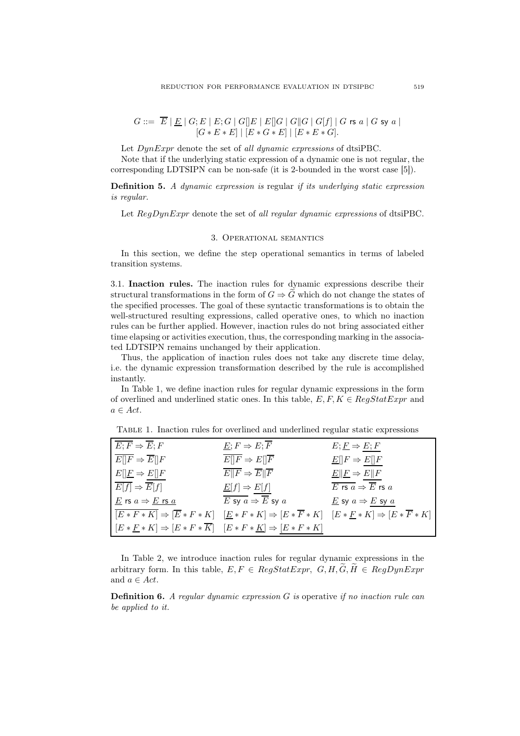$$G ::= \overline{E} \mid \underline{E} \mid G;E \mid E;G \mid G[]E \mid E[]G \mid G\|G \mid G[f] \mid G \text{ rs } a \mid G \text{ sy } a \mid$$
$$[G * E * E] \mid [E * G * E] \mid [E * E * G].$$

Let *DynExpr* denote the set of *all dynamic expressions* of dtsiPBC.

Note that if the underlying static expression of a dynamic one is not regular, the corresponding LDTSIPN can be non-safe (it is 2-bounded in the worst case [5]).

**Definition 5.** *A dynamic expression is* regular *if its underlying static expression is regular.*

Let *RegDynExpr* denote the set of *all regular dynamic expressions* of dtsiPBC.

## 3. Operational semantics

In this section, we define the step operational semantics in terms of labeled transition systems.

**3.1. Inaction rules.** The inaction rules for dynamic expressions describe their structural transformations in the form of $G \Rightarrow \widetilde{G}$ which do not change the states of the specified processes. The goal of these syntactic transformations is to obtain the well-structured resulting expressions, called operative ones, to which no inaction rules can be further applied. However, inaction rules do not bring associated either time elapsing or activities execution, thus, the corresponding marking in the associated LDTSIPN remains unchanged by their application.

Thus, the application of inaction rules does not take any discrete time delay, i.e. the dynamic expression transformation described by the rule is accomplished instantly.

In Table 1, we define inaction rules for regular dynamic expressions in the form of overlined and underlined static ones. In this table, $E, F, K \in RegStatExpr$ and $a \in Act$.

Table 1. Inaction rules for overlined and underlined regular static expressions

| | | |
|---|---|---|
| $\overline{E;F} \Rightarrow \overline{E};F$ | $\underline{E};F \Rightarrow E;\overline{F}$ | $E;\underline{F} \Rightarrow \underline{E;F}$ |
| $\overline{E[]F} \Rightarrow \overline{E}[]F$ | $\overline{E[]F} \Rightarrow E[]\overline{F}$ | $\underline{E}[]F \Rightarrow \underline{E[]F}$ |
| $E[]\underline{F} \Rightarrow \underline{E[]F}$ | $\overline{E\|F} \Rightarrow \overline{E}\|\overline{F}$ | $\underline{E}\|\underline{F} \Rightarrow \underline{E\|F}$ |
| $\overline{E[f]} \Rightarrow \overline{E}[f]$ | $\underline{E}[f] \Rightarrow \underline{E[f]}$ | $\overline{E \text{ rs } a} \Rightarrow \overline{E} \text{ rs } a$ |
| $\underline{E} \text{ rs } a \Rightarrow \underline{E \text{ rs } a}$ | $\overline{E \text{ sy } a} \Rightarrow \overline{E} \text{ sy } a$ | $\underline{E} \text{ sy } a \Rightarrow \underline{E \text{ sy } a}$ |
| $\overline{[E * F * K]} \Rightarrow [\overline{E} * F * K]$ | $[\underline{E} * F * K] \Rightarrow [E * \overline{F} * K]$ | $[E * \underline{F} * K] \Rightarrow [E * \overline{F} * K]$ |
| $[E * \underline{F} * K] \Rightarrow [E * F * \overline{K}]$ | $[E * F * \underline{K}] \Rightarrow \underline{[E * F * K]}$ | |

In Table 2, we introduce inaction rules for regular dynamic expressions in the arbitrary form. In this table, $E, F \in RegStatExpr$, $G, H, \widetilde{G}, \widetilde{H} \in RegDynExpr$ and $a \in Act$.

**Definition 6.** *A regular dynamic expression $G$ is* operative *if no inaction rule can be applied to it.*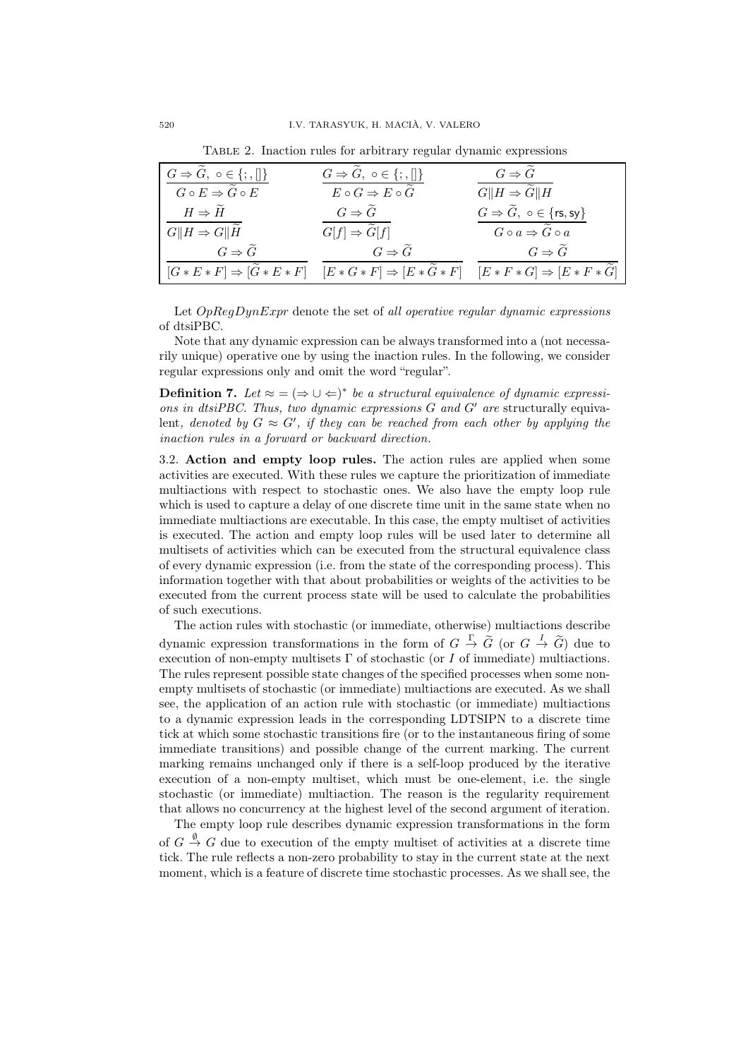Table 2. Inaction rules for arbitrary regular dynamic expressions

| | | |
|---|---|---|
| $\dfrac{G \Rightarrow \widetilde{G},\ \circ \in \{;, []\}}{G \circ E \Rightarrow \widetilde{G} \circ E}$ | $\dfrac{G \Rightarrow \widetilde{G},\ \circ \in \{;, []\}}{E \circ G \Rightarrow E \circ \widetilde{G}}$ | $\dfrac{G \Rightarrow \widetilde{G}}{G\|H \Rightarrow \widetilde{G}\|H}$ |
| $\dfrac{H \Rightarrow \widetilde{H}}{G\|H \Rightarrow G\|\widetilde{H}}$ | $\dfrac{G \Rightarrow \widetilde{G}}{G[f] \Rightarrow \widetilde{G}[f]}$ | $\dfrac{G \Rightarrow \widetilde{G},\ \circ \in \{\mathsf{rs}, \mathsf{sy}\}}{G \circ a \Rightarrow \widetilde{G} \circ a}$ |
| $\dfrac{G \Rightarrow \widetilde{G}}{[G * E * F] \Rightarrow [\widetilde{G} * E * F]}$ | $\dfrac{G \Rightarrow \widetilde{G}}{[E * G * F] \Rightarrow [E * \widetilde{G} * F]}$ | $\dfrac{G \Rightarrow \widetilde{G}}{[E * F * G] \Rightarrow [E * F * \widetilde{G}]}$ |

Let $OpRegDynExpr$ denote the set of *all operative regular dynamic expressions* of dtsiPBC.

Note that any dynamic expression can be always transformed into a (not necessarily unique) operative one by using the inaction rules. In the following, we consider regular expressions only and omit the word "regular".

**Definition 7.** *Let $\approx = (\Rightarrow \cup \Leftarrow)^*$ be a structural equivalence of dynamic expressions in dtsiPBC. Thus, two dynamic expressions $G$ and $G'$ are* structurally equivalent*, denoted by $G \approx G'$, if they can be reached from each other by applying the inaction rules in a forward or backward direction.*

3.2. **Action and empty loop rules.** The action rules are applied when some activities are executed. With these rules we capture the prioritization of immediate multiactions with respect to stochastic ones. We also have the empty loop rule which is used to capture a delay of one discrete time unit in the same state when no immediate multiactions are executable. In this case, the empty multiset of activities is executed. The action and empty loop rules will be used later to determine all multisets of activities which can be executed from the structural equivalence class of every dynamic expression (i.e. from the state of the corresponding process). This information together with that about probabilities or weights of the activities to be executed from the current process state will be used to calculate the probabilities of such executions.

The action rules with stochastic (or immediate, otherwise) multiactions describe dynamic expression transformations in the form of $G \stackrel{\Gamma}{\rightarrow} \widetilde{G}$ (or $G \stackrel{I}{\rightarrow} \widetilde{G}$) due to execution of non-empty multisets $\Gamma$ of stochastic (or $I$ of immediate) multiactions. The rules represent possible state changes of the specified processes when some non-empty multisets of stochastic (or immediate) multiactions are executed. As we shall see, the application of an action rule with stochastic (or immediate) multiactions to a dynamic expression leads in the corresponding LDTSIPN to a discrete time tick at which some stochastic transitions fire (or to the instantaneous firing of some immediate transitions) and possible change of the current marking. The current marking remains unchanged only if there is a self-loop produced by the iterative execution of a non-empty multiset, which must be one-element, i.e. the single stochastic (or immediate) multiaction. The reason is the regularity requirement that allows no concurrency at the highest level of the second argument of iteration.

The empty loop rule describes dynamic expression transformations in the form of $G \stackrel{\emptyset}{\rightarrow} G$ due to execution of the empty multiset of activities at a discrete time tick. The rule reflects a non-zero probability to stay in the current state at the next moment, which is a feature of discrete time stochastic processes. As we shall see, the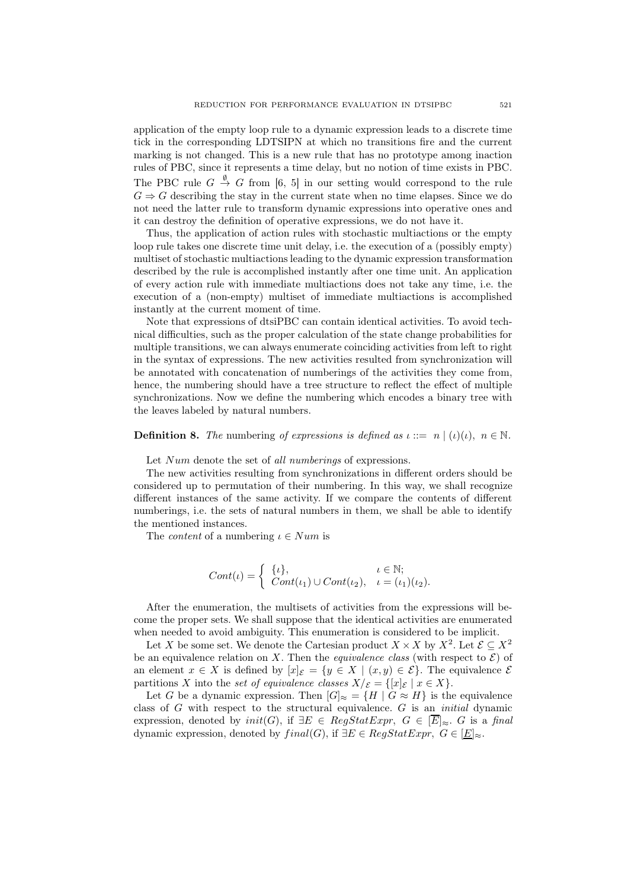application of the empty loop rule to a dynamic expression leads to a discrete time tick in the corresponding LDTSIPN at which no transitions fire and the current marking is not changed. This is a new rule that has no prototype among inaction rules of PBC, since it represents a time delay, but no notion of time exists in PBC. The PBC rule $G \stackrel{\emptyset}{\to} G$ from [6, 5] in our setting would correspond to the rule $G \Rightarrow G$ describing the stay in the current state when no time elapses. Since we do not need the latter rule to transform dynamic expressions into operative ones and it can destroy the definition of operative expressions, we do not have it.

Thus, the application of action rules with stochastic multiactions or the empty loop rule takes one discrete time unit delay, i.e. the execution of a (possibly empty) multiset of stochastic multiactions leading to the dynamic expression transformation described by the rule is accomplished instantly after one time unit. An application of every action rule with immediate multiactions does not take any time, i.e. the execution of a (non-empty) multiset of immediate multiactions is accomplished instantly at the current moment of time.

Note that expressions of dtsiPBC can contain identical activities. To avoid technical difficulties, such as the proper calculation of the state change probabilities for multiple transitions, we can always enumerate coinciding activities from left to right in the syntax of expressions. The new activities resulted from synchronization will be annotated with concatenation of numberings of the activities they come from, hence, the numbering should have a tree structure to reflect the effect of multiple synchronizations. Now we define the numbering which encodes a binary tree with the leaves labeled by natural numbers.

**Definition 8.** *The* numbering *of expressions is defined as* $\iota ::= \ n \mid (\iota)(\iota), \ n \in \mathbb{N}$.

Let $Num$ denote the set of *all numberings* of expressions.

The new activities resulting from synchronizations in different orders should be considered up to permutation of their numbering. In this way, we shall recognize different instances of the same activity. If we compare the contents of different numberings, i.e. the sets of natural numbers in them, we shall be able to identify the mentioned instances.

The *content* of a numbering $\iota \in Num$ is

$$Cont(\iota) = \begin{cases} \{\iota\}, & \iota \in \mathbb{N}; \\ Cont(\iota_1) \cup Cont(\iota_2), & \iota = (\iota_1)(\iota_2). \end{cases}$$

After the enumeration, the multisets of activities from the expressions will become the proper sets. We shall suppose that the identical activities are enumerated when needed to avoid ambiguity. This enumeration is considered to be implicit.

Let $X$ be some set. We denote the Cartesian product $X \times X$ by $X^2$. Let $\mathcal{E} \subseteq X^2$ be an equivalence relation on $X$. Then the *equivalence class* (with respect to $\mathcal{E}$) of an element $x \in X$ is defined by $[x]_{\mathcal{E}} = \{y \in X \mid (x, y) \in \mathcal{E}\}$. The equivalence $\mathcal{E}$ partitions $X$ into the *set of equivalence classes* $X/_{\mathcal{E}} = \{[x]_{\mathcal{E}} \mid x \in X\}$.

Let $G$ be a dynamic expression. Then $[G]_{\approx} = \{H \mid G \approx H\}$ is the equivalence class of $G$ with respect to the structural equivalence. $G$ is an *initial* dynamic expression, denoted by $init(G)$, if $\exists E \in RegStatExpr, \ G \in [\overline{E}]_{\approx}$. $G$ is a *final* dynamic expression, denoted by $final(G)$, if $\exists E \in RegStatExpr, \ G \in [\underline{E}]_{\approx}$.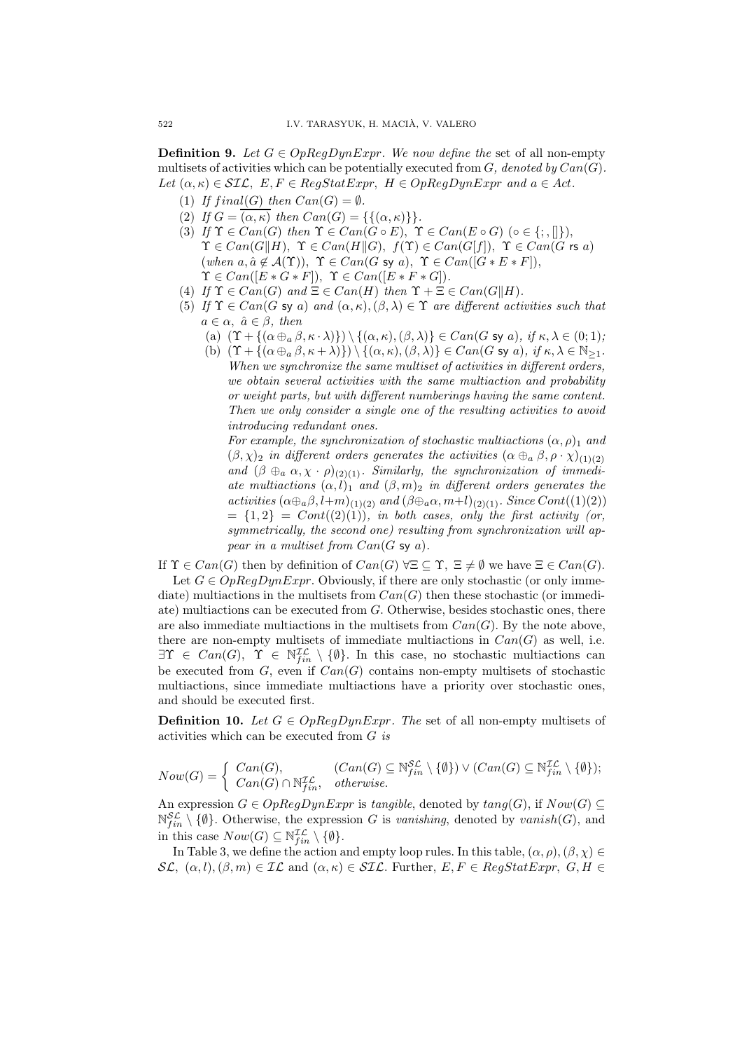**Definition 9.** *Let $G \in OpRegDynExpr$. We now define the* set of all non-empty multisets of activities which can be potentially executed from $G$*, denoted by* $Can(G)$*. Let $(\alpha,\kappa) \in \mathcal{SIL}$, $E, F \in RegStatExpr$, $H \in OpRegDynExpr$ and $a \in Act$.*

(1) *If $final(G)$ then $Can(G) = \emptyset$.*
(2) *If $G = \overline{(\alpha,\kappa)}$ then $Can(G) = \{\{(\alpha,\kappa)\}\}$.*
(3) *If $\Upsilon \in Can(G)$ then $\Upsilon \in Can(G \circ E)$, $\Upsilon \in Can(E \circ G)$ $(\circ \in \{;, []\})$, $\Upsilon \in Can(G \| H)$, $\Upsilon \in Can(H \| G)$, $f(\Upsilon) \in Can(G[f])$, $\Upsilon \in Can(G \text{ rs } a)$ (when $a, \hat{a} \notin \mathcal{A}(\Upsilon)$), $\Upsilon \in Can(G \text{ sy } a)$, $\Upsilon \in Can([G * E * F])$, $\Upsilon \in Can([E * G * F])$, $\Upsilon \in Can([E * F * G])$.*
(4) *If $\Upsilon \in Can(G)$ and $\Xi \in Can(H)$ then $\Upsilon + \Xi \in Can(G \| H)$.*
(5) *If $\Upsilon \in Can(G \text{ sy } a)$ and $(\alpha,\kappa), (\beta,\lambda) \in \Upsilon$ are different activities such that $a \in \alpha$, $\hat{a} \in \beta$, then*
   (a) $(\Upsilon + \{(\alpha \oplus_a \beta, \kappa \cdot \lambda)\}) \setminus \{(\alpha,\kappa), (\beta,\lambda)\} \in Can(G \text{ sy } a)$*, if $\kappa, \lambda \in (0;1)$;*
   (b) $(\Upsilon + \{(\alpha \oplus_a \beta, \kappa + \lambda)\}) \setminus \{(\alpha,\kappa), (\beta,\lambda)\} \in Can(G \text{ sy } a)$*, if $\kappa, \lambda \in \mathbb{N}_{\geq 1}$.*

   *When we synchronize the same multiset of activities in different orders, we obtain several activities with the same multiaction and probability or weight parts, but with different numberings having the same content. Then we only consider a single one of the resulting activities to avoid introducing redundant ones.*

   *For example, the synchronization of stochastic multiactions $(\alpha,\rho)_1$ and $(\beta,\chi)_2$ in different orders generates the activities $(\alpha \oplus_a \beta, \rho \cdot \chi)_{(1)(2)}$ and $(\beta \oplus_a \alpha, \chi \cdot \rho)_{(2)(1)}$. Similarly, the synchronization of immediate multiactions $(\alpha,l)_1$ and $(\beta,m)_2$ in different orders generates the activities $(\alpha \oplus_a \beta, l+m)_{(1)(2)}$ and $(\beta \oplus_a \alpha, m+l)_{(2)(1)}$. Since $Cont((1)(2)) = \{1,2\} = Cont((2)(1))$, in both cases, only the first activity (or, symmetrically, the second one) resulting from synchronization will appear in a multiset from $Can(G \text{ sy } a)$.*

If $\Upsilon \in Can(G)$ then by definition of $Can(G)$ $\forall \Xi \subseteq \Upsilon$, $\Xi \neq \emptyset$ we have $\Xi \in Can(G)$.

Let $G \in OpRegDynExpr$. Obviously, if there are only stochastic (or only immediate) multiactions in the multisets from $Can(G)$ then these stochastic (or immediate) multiactions can be executed from $G$. Otherwise, besides stochastic ones, there are also immediate multiactions in the multisets from $Can(G)$. By the note above, there are non-empty multisets of immediate multiactions in $Can(G)$ as well, i.e. $\exists \Upsilon \in Can(G)$, $\Upsilon \in \mathbb{N}_{fin}^{\mathcal{IL}} \setminus \{\emptyset\}$. In this case, no stochastic multiactions can be executed from $G$, even if $Can(G)$ contains non-empty multisets of stochastic multiactions, since immediate multiactions have a priority over stochastic ones, and should be executed first.

**Definition 10.** *Let $G \in OpRegDynExpr$. The* set of all non-empty multisets of activities which can be executed from $G$ *is*

$$Now(G) = \begin{cases} Can(G), & (Can(G) \subseteq \mathbb{N}_{fin}^{\mathcal{SL}} \setminus \{\emptyset\}) \vee (Can(G) \subseteq \mathbb{N}_{fin}^{\mathcal{IL}} \setminus \{\emptyset\}); \\ Can(G) \cap \mathbb{N}_{fin}^{\mathcal{IL}}, & \text{otherwise.} \end{cases}$$

An expression $G \in OpRegDynExpr$ is *tangible*, denoted by $tang(G)$, if $Now(G) \subseteq \mathbb{N}_{fin}^{\mathcal{SL}} \setminus \{\emptyset\}$. Otherwise, the expression $G$ is *vanishing*, denoted by $vanish(G)$, and in this case $Now(G) \subseteq \mathbb{N}_{fin}^{\mathcal{IL}} \setminus \{\emptyset\}$.

In Table 3, we define the action and empty loop rules. In this table, $(\alpha,\rho), (\beta,\chi) \in \mathcal{SL}$, $(\alpha,l), (\beta,m) \in \mathcal{IL}$ and $(\alpha,\kappa) \in \mathcal{SIL}$. Further, $E, F \in RegStatExpr$, $G, H \in$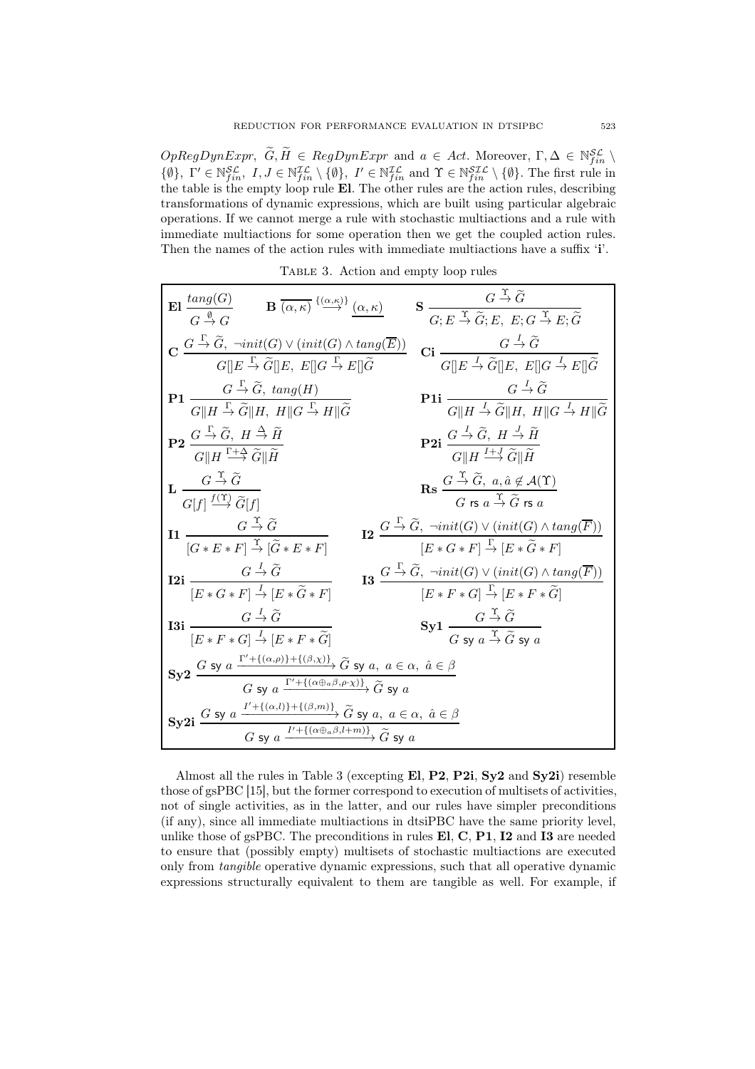$OpRegDynExpr$, $\widetilde{G}, \widetilde{H} \in RegDynExpr$ and $a \in Act$. Moreover, $\Gamma, \Delta \in \mathbb{N}_{fin}^{\mathcal{SL}} \setminus \{\emptyset\}$, $\Gamma' \in \mathbb{N}_{fin}^{\mathcal{SL}}$, $I, J \in \mathbb{N}_{fin}^{\mathcal{IL}} \setminus \{\emptyset\}$, $I' \in \mathbb{N}_{fin}^{\mathcal{IL}}$ and $\Upsilon \in \mathbb{N}_{fin}^{\mathcal{SIL}} \setminus \{\emptyset\}$. The first rule in the table is the empty loop rule **El**. The other rules are the action rules, describing transformations of dynamic expressions, which are built using particular algebraic operations. If we cannot merge a rule with stochastic multiactions and a rule with immediate multiactions for some operation then we get the coupled action rules. Then the names of the action rules with immediate multiactions have a suffix '**i**'.

Table 3. Action and empty loop rules

$$\textbf{El}\ \frac{tang(G)}{G \stackrel{\emptyset}{\rightarrow} G} \qquad \textbf{B}\ \frac{}{\overline{(\alpha,\kappa)} \stackrel{\{(\alpha,\kappa)\}}{\longrightarrow} \underline{(\alpha,\kappa)}} \qquad \textbf{S}\ \frac{G \stackrel{\Upsilon}{\rightarrow} \widetilde{G}}{G;E \stackrel{\Upsilon}{\rightarrow} \widetilde{G};E,\ E;G \stackrel{\Upsilon}{\rightarrow} E;\widetilde{G}}$$

$$\textbf{C}\ \frac{G \stackrel{\Gamma}{\rightarrow} \widetilde{G},\ \neg init(G) \vee (init(G) \wedge tang(\overline{E}))}{G[]E \stackrel{\Gamma}{\rightarrow} \widetilde{G}[]E,\ E[]G \stackrel{\Gamma}{\rightarrow} E[]\widetilde{G}} \qquad \textbf{Ci}\ \frac{G \stackrel{I}{\rightarrow} \widetilde{G}}{G[]E \stackrel{I}{\rightarrow} \widetilde{G}[]E,\ E[]G \stackrel{I}{\rightarrow} E[]\widetilde{G}}$$

$$\textbf{P1}\ \frac{G \stackrel{\Gamma}{\rightarrow} \widetilde{G},\ tang(H)}{G\|H \stackrel{\Gamma}{\rightarrow} \widetilde{G}\|H,\ H\|G \stackrel{\Gamma}{\rightarrow} H\|\widetilde{G}} \qquad \textbf{P1i}\ \frac{G \stackrel{I}{\rightarrow} \widetilde{G}}{G\|H \stackrel{I}{\rightarrow} \widetilde{G}\|H,\ H\|G \stackrel{I}{\rightarrow} H\|\widetilde{G}}$$

$$\textbf{P2}\ \frac{G \stackrel{\Gamma}{\rightarrow} \widetilde{G},\ H \stackrel{\Delta}{\rightarrow} \widetilde{H}}{G\|H \stackrel{\Gamma+\Delta}{\longrightarrow} \widetilde{G}\|\widetilde{H}} \qquad \textbf{P2i}\ \frac{G \stackrel{I}{\rightarrow} \widetilde{G},\ H \stackrel{J}{\rightarrow} \widetilde{H}}{G\|H \stackrel{I+J}{\longrightarrow} \widetilde{G}\|\widetilde{H}}$$

$$\textbf{L}\ \frac{G \stackrel{\Upsilon}{\rightarrow} \widetilde{G}}{G[f] \stackrel{f(\Upsilon)}{\longrightarrow} \widetilde{G}[f]} \qquad \textbf{Rs}\ \frac{G \stackrel{\Upsilon}{\rightarrow} \widetilde{G},\ a, \hat{a} \notin \mathcal{A}(\Upsilon)}{G \ \mathsf{rs}\ a \stackrel{\Upsilon}{\rightarrow} \widetilde{G}\ \mathsf{rs}\ a}$$

$$\textbf{I1}\ \frac{G \stackrel{\Upsilon}{\rightarrow} \widetilde{G}}{[G * E * F] \stackrel{\Upsilon}{\rightarrow} [\widetilde{G} * E * F]} \qquad \textbf{I2}\ \frac{G \stackrel{\Gamma}{\rightarrow} \widetilde{G},\ \neg init(G) \vee (init(G) \wedge tang(\overline{F}))}{[E * G * F] \stackrel{\Gamma}{\rightarrow} [E * \widetilde{G} * F]}$$

$$\textbf{I2i}\ \frac{G \stackrel{I}{\rightarrow} \widetilde{G}}{[E * G * F] \stackrel{I}{\rightarrow} [E * \widetilde{G} * F]} \qquad \textbf{I3}\ \frac{G \stackrel{\Gamma}{\rightarrow} \widetilde{G},\ \neg init(G) \vee (init(G) \wedge tang(\overline{F}))}{[E * F * G] \stackrel{\Gamma}{\rightarrow} [E * F * \widetilde{G}]}$$

$$\textbf{I3i}\ \frac{G \stackrel{I}{\rightarrow} \widetilde{G}}{[E * F * G] \stackrel{I}{\rightarrow} [E * F * \widetilde{G}]} \qquad \textbf{Sy1}\ \frac{G \stackrel{\Upsilon}{\rightarrow} \widetilde{G}}{G\ \mathsf{sy}\ a \stackrel{\Upsilon}{\rightarrow} \widetilde{G}\ \mathsf{sy}\ a}$$

$$\textbf{Sy2}\ \frac{G\ \mathsf{sy}\ a \xrightarrow{\Gamma'+\{(\alpha,\rho)\}+\{(\beta,\chi)\}} \widetilde{G}\ \mathsf{sy}\ a,\ a \in \alpha,\ \hat{a} \in \beta}{G\ \mathsf{sy}\ a \xrightarrow{\Gamma'+\{(\alpha \oplus_a \beta, \rho \cdot \chi)\}} \widetilde{G}\ \mathsf{sy}\ a}$$

$$\textbf{Sy2i}\ \frac{G\ \mathsf{sy}\ a \xrightarrow{I'+\{(\alpha,l)\}+\{(\beta,m)\}} \widetilde{G}\ \mathsf{sy}\ a,\ a \in \alpha,\ \hat{a} \in \beta}{G\ \mathsf{sy}\ a \xrightarrow{I'+\{(\alpha \oplus_a \beta, l+m)\}} \widetilde{G}\ \mathsf{sy}\ a}$$

Almost all the rules in Table 3 (excepting **El**, **P2**, **P2i**, **Sy2** and **Sy2i**) resemble those of gsPBC [15], but the former correspond to execution of multisets of activities, not of single activities, as in the latter, and our rules have simpler preconditions (if any), since all immediate multiactions in dtsiPBC have the same priority level, unlike those of gsPBC. The preconditions in rules **El**, **C**, **P1**, **I2** and **I3** are needed to ensure that (possibly empty) multisets of stochastic multiactions are executed only from *tangible* operative dynamic expressions, such that all operative dynamic expressions structurally equivalent to them are tangible as well. For example, if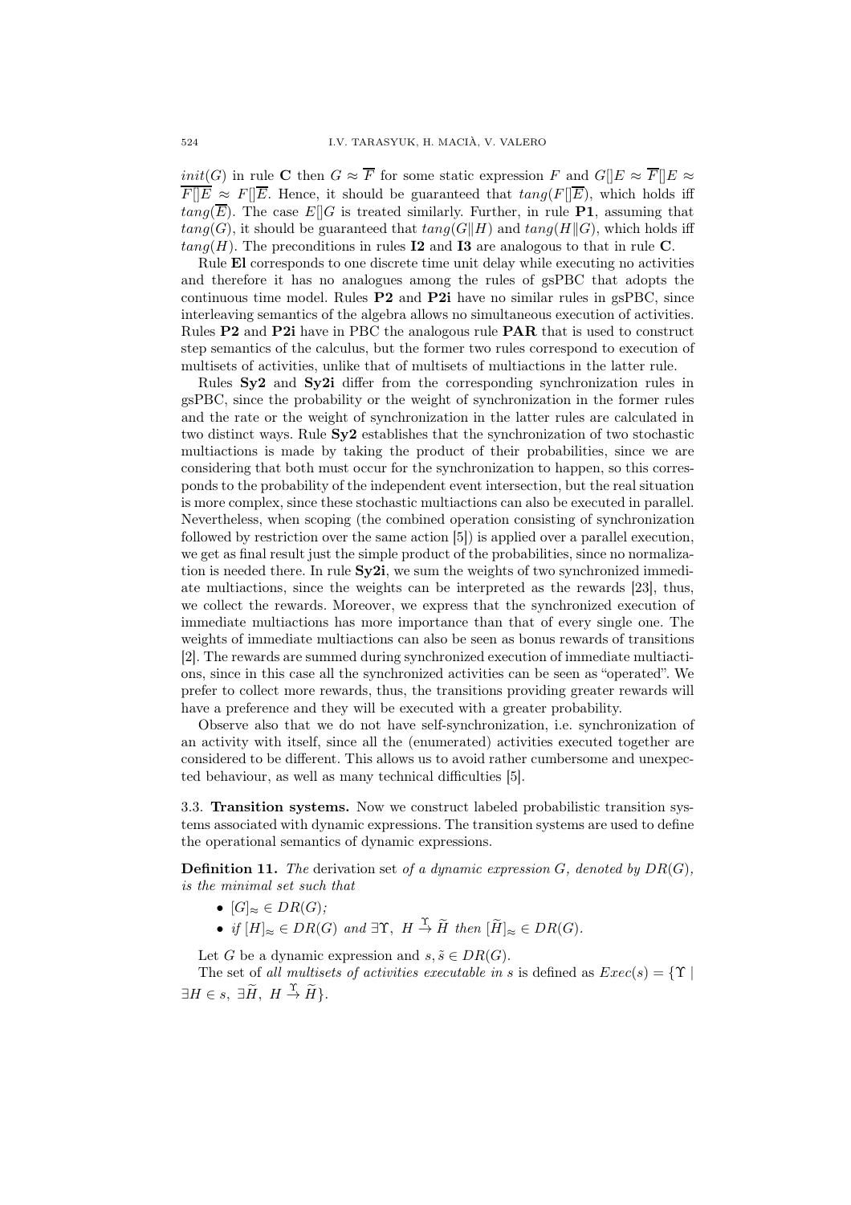$init(G)$ in rule **C** then $G \approx \overline{F}$ for some static expression $F$ and $G[]E \approx \overline{F}[]E \approx \overline{F[]E} \approx F[]\overline{E}$. Hence, it should be guaranteed that $tang(F[]\overline{E})$, which holds iff $tang(\overline{E})$. The case $E[]G$ is treated similarly. Further, in rule **P1**, assuming that $tang(G)$, it should be guaranteed that $tang(G\|H)$ and $tang(H\|G)$, which holds iff $tang(H)$. The preconditions in rules **I2** and **I3** are analogous to that in rule **C**.

Rule **El** corresponds to one discrete time unit delay while executing no activities and therefore it has no analogues among the rules of gsPBC that adopts the continuous time model. Rules **P2** and **P2i** have no similar rules in gsPBC, since interleaving semantics of the algebra allows no simultaneous execution of activities. Rules **P2** and **P2i** have in PBC the analogous rule **PAR** that is used to construct step semantics of the calculus, but the former two rules correspond to execution of multisets of activities, unlike that of multisets of multiactions in the latter rule.

Rules **Sy2** and **Sy2i** differ from the corresponding synchronization rules in gsPBC, since the probability or the weight of synchronization in the former rules and the rate or the weight of synchronization in the latter rules are calculated in two distinct ways. Rule **Sy2** establishes that the synchronization of two stochastic multiactions is made by taking the product of their probabilities, since we are considering that both must occur for the synchronization to happen, so this corresponds to the probability of the independent event intersection, but the real situation is more complex, since these stochastic multiactions can also be executed in parallel. Nevertheless, when scoping (the combined operation consisting of synchronization followed by restriction over the same action [5]) is applied over a parallel execution, we get as final result just the simple product of the probabilities, since no normalization is needed there. In rule **Sy2i**, we sum the weights of two synchronized immediate multiactions, since the weights can be interpreted as the rewards [23], thus, we collect the rewards. Moreover, we express that the synchronized execution of immediate multiactions has more importance than that of every single one. The weights of immediate multiactions can also be seen as bonus rewards of transitions [2]. The rewards are summed during synchronized execution of immediate multiactions, since in this case all the synchronized activities can be seen as "operated". We prefer to collect more rewards, thus, the transitions providing greater rewards will have a preference and they will be executed with a greater probability.

Observe also that we do not have self-synchronization, i.e. synchronization of an activity with itself, since all the (enumerated) activities executed together are considered to be different. This allows us to avoid rather cumbersome and unexpected behaviour, as well as many technical difficulties [5].

**3.3. Transition systems.** Now we construct labeled probabilistic transition systems associated with dynamic expressions. The transition systems are used to define the operational semantics of dynamic expressions.

**Definition 11.** *The* derivation set *of a dynamic expression $G$, denoted by $DR(G)$, is the minimal set such that*

- $[G]_{\approx} \in DR(G)$*;*
- *if* $[H]_{\approx} \in DR(G)$ *and* $\exists \Upsilon,\ H \stackrel{\Upsilon}{\rightarrow} \widetilde{H}$ *then* $[\widetilde{H}]_{\approx} \in DR(G)$.

Let $G$ be a dynamic expression and $s, \tilde{s} \in DR(G)$.

The set of *all multisets of activities executable in* $s$ is defined as $Exec(s) = \{\Upsilon \mid \exists H \in s,\ \exists \widetilde{H},\ H \stackrel{\Upsilon}{\rightarrow} \widetilde{H}\}$.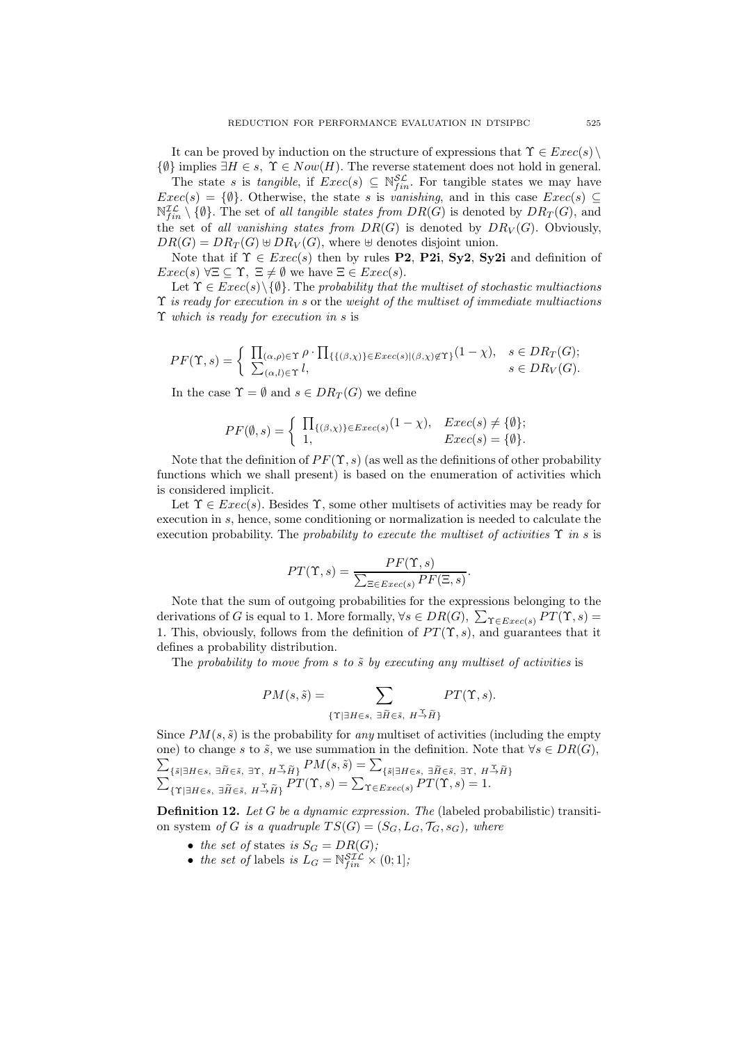It can be proved by induction on the structure of expressions that $\Upsilon \in Exec(s) \setminus \{\emptyset\}$ implies $\exists H \in s,\ \Upsilon \in Now(H)$. The reverse statement does not hold in general.

The state $s$ is *tangible*, if $Exec(s) \subseteq \mathbb{N}_{fin}^{\mathcal{SL}}$. For tangible states we may have $Exec(s) = \{\emptyset\}$. Otherwise, the state $s$ is *vanishing*, and in this case $Exec(s) \subseteq \mathbb{N}_{fin}^{\mathcal{IL}} \setminus \{\emptyset\}$. The set of *all tangible states from* $DR(G)$ is denoted by $DR_T(G)$, and the set of *all vanishing states from* $DR(G)$ is denoted by $DR_V(G)$. Obviously, $DR(G) = DR_T(G) \uplus DR_V(G)$, where $\uplus$ denotes disjoint union.

Note that if $\Upsilon \in Exec(s)$ then by rules **P2**, **P2i**, **Sy2**, **Sy2i** and definition of $Exec(s)$ $\forall \Xi \subseteq \Upsilon,\ \Xi \neq \emptyset$ we have $\Xi \in Exec(s)$.

Let $\Upsilon \in Exec(s) \setminus \{\emptyset\}$. The *probability that the multiset of stochastic multiactions* $\Upsilon$ *is ready for execution in* $s$ or the *weight of the multiset of immediate multiactions* $\Upsilon$ *which is ready for execution in* $s$ is

$$PF(\Upsilon, s) = \begin{cases} \prod_{(\alpha,\rho)\in\Upsilon} \rho \cdot \prod_{\{\{(\beta,\chi)\}\in Exec(s) \mid (\beta,\chi)\notin\Upsilon\}} (1-\chi), & s \in DR_T(G); \\ \sum_{(\alpha,l)\in\Upsilon} l, & s \in DR_V(G). \end{cases}$$

In the case $\Upsilon = \emptyset$ and $s \in DR_T(G)$ we define

$$PF(\emptyset, s) = \begin{cases} \prod_{\{(\beta,\chi)\}\in Exec(s)} (1-\chi), & Exec(s) \neq \{\emptyset\}; \\ 1, & Exec(s) = \{\emptyset\}. \end{cases}$$

Note that the definition of $PF(\Upsilon, s)$ (as well as the definitions of other probability functions which we shall present) is based on the enumeration of activities which is considered implicit.

Let $\Upsilon \in Exec(s)$. Besides $\Upsilon$, some other multisets of activities may be ready for execution in $s$, hence, some conditioning or normalization is needed to calculate the execution probability. The *probability to execute the multiset of activities* $\Upsilon$ *in* $s$ is

$$PT(\Upsilon, s) = \frac{PF(\Upsilon, s)}{\sum_{\Xi \in Exec(s)} PF(\Xi, s)}.$$

Note that the sum of outgoing probabilities for the expressions belonging to the derivations of $G$ is equal to 1. More formally, $\forall s \in DR(G),\ \sum_{\Upsilon \in Exec(s)} PT(\Upsilon, s) = 1$. This, obviously, follows from the definition of $PT(\Upsilon, s)$, and guarantees that it defines a probability distribution.

The *probability to move from* $s$ *to* $\tilde{s}$ *by executing any multiset of activities* is

$$PM(s, \tilde{s}) = \sum_{\{\Upsilon \mid \exists H \in s,\ \exists \widetilde{H} \in \tilde{s},\ H \xrightarrow{\Upsilon} \widetilde{H}\}} PT(\Upsilon, s).$$

Since $PM(s, \tilde{s})$ is the probability for *any* multiset of activities (including the empty one) to change $s$ to $\tilde{s}$, we use summation in the definition. Note that $\forall s \in DR(G)$, $\sum_{\{\tilde{s} \mid \exists H \in s,\ \exists \widetilde{H} \in \tilde{s},\ \exists \Upsilon,\ H \xrightarrow{\Upsilon} \widetilde{H}\}} PM(s, \tilde{s}) = \sum_{\{\tilde{s} \mid \exists H \in s,\ \exists \widetilde{H} \in \tilde{s},\ \exists \Upsilon,\ H \xrightarrow{\Upsilon} \widetilde{H}\}} \sum_{\{\Upsilon \mid \exists H \in s,\ \exists \widetilde{H} \in \tilde{s},\ H \xrightarrow{\Upsilon} \widetilde{H}\}} PT(\Upsilon, s) = \sum_{\Upsilon \in Exec(s)} PT(\Upsilon, s) = 1$.

**Definition 12.** *Let $G$ be a dynamic expression. The* (labeled probabilistic) transition system *of $G$ is a quadruple $TS(G) = (S_G, L_G, \mathcal{T}_G, s_G)$, where*

- *the set of* states *is $S_G = DR(G)$;*
- *the set of* labels *is $L_G = \mathbb{N}_{fin}^{\mathcal{SIL}} \times (0; 1]$;*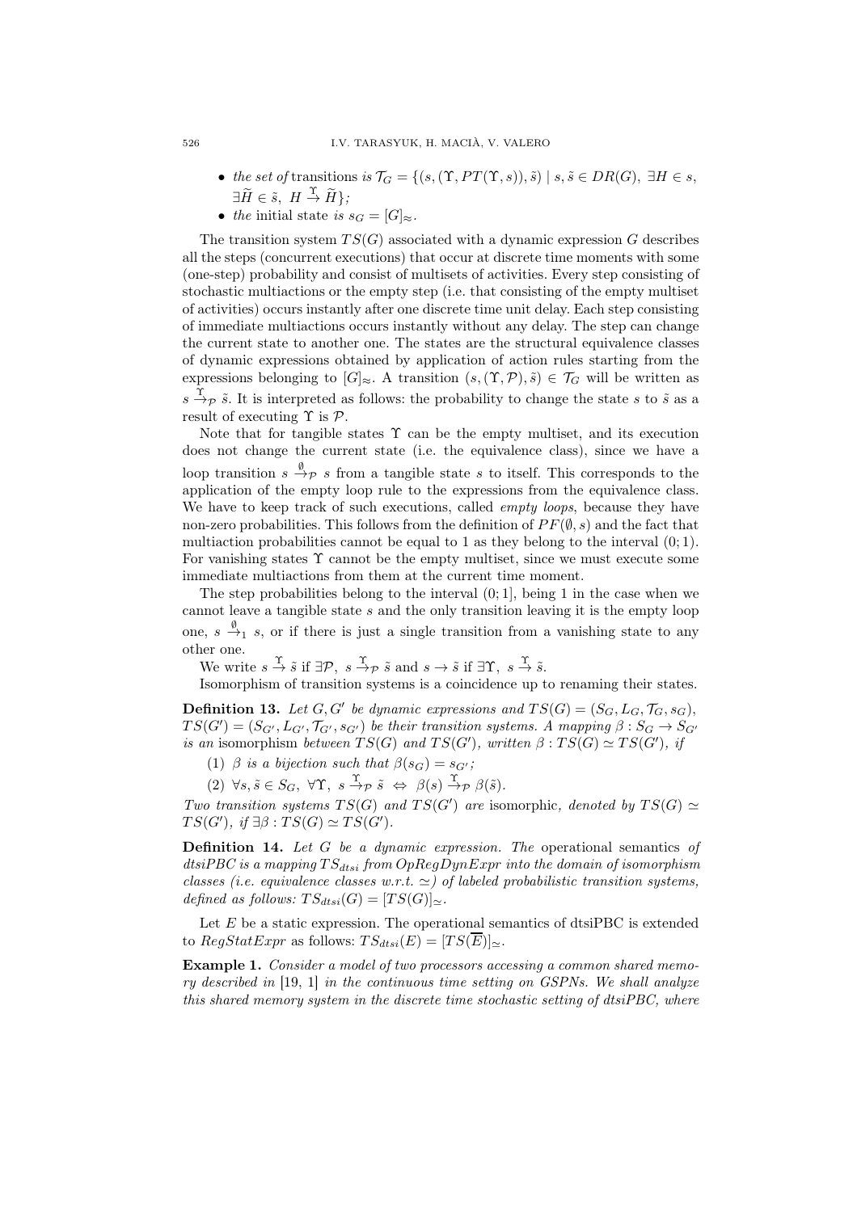- *the set of* transitions *is* $\mathcal{T}_G = \{(s, (\Upsilon, PT(\Upsilon, s)), \tilde{s}) \mid s, \tilde{s} \in DR(G),\ \exists H \in s,\ \exists \widetilde{H} \in \tilde{s},\ H \stackrel{\Upsilon}{\rightarrow} \widetilde{H}\}$;
- *the* initial state *is* $s_G = [G]_\approx$.

The transition system $TS(G)$ associated with a dynamic expression $G$ describes all the steps (concurrent executions) that occur at discrete time moments with some (one-step) probability and consist of multisets of activities. Every step consisting of stochastic multiactions or the empty step (i.e. that consisting of the empty multiset of activities) occurs instantly after one discrete time unit delay. Each step consisting of immediate multiactions occurs instantly without any delay. The step can change the current state to another one. The states are the structural equivalence classes of dynamic expressions obtained by application of action rules starting from the expressions belonging to $[G]_\approx$. A transition $(s, (\Upsilon, \mathcal{P}), \tilde{s}) \in \mathcal{T}_G$ will be written as $s \stackrel{\Upsilon}{\rightarrow}_{\mathcal{P}} \tilde{s}$. It is interpreted as follows: the probability to change the state $s$ to $\tilde{s}$ as a result of executing $\Upsilon$ is $\mathcal{P}$.

Note that for tangible states $\Upsilon$ can be the empty multiset, and its execution does not change the current state (i.e. the equivalence class), since we have a loop transition $s \stackrel{\emptyset}{\rightarrow}_{\mathcal{P}} s$ from a tangible state $s$ to itself. This corresponds to the application of the empty loop rule to the expressions from the equivalence class. We have to keep track of such executions, called *empty loops*, because they have non-zero probabilities. This follows from the definition of $PF(\emptyset, s)$ and the fact that multiaction probabilities cannot be equal to 1 as they belong to the interval $(0; 1)$. For vanishing states $\Upsilon$ cannot be the empty multiset, since we must execute some immediate multiactions from them at the current time moment.

The step probabilities belong to the interval $(0; 1]$, being 1 in the case when we cannot leave a tangible state $s$ and the only transition leaving it is the empty loop one, $s \stackrel{\emptyset}{\rightarrow}_1 s$, or if there is just a single transition from a vanishing state to any other one.

We write $s \stackrel{\Upsilon}{\rightarrow} \tilde{s}$ if $\exists \mathcal{P},\ s \stackrel{\Upsilon}{\rightarrow}_{\mathcal{P}} \tilde{s}$ and $s \rightarrow \tilde{s}$ if $\exists \Upsilon,\ s \stackrel{\Upsilon}{\rightarrow} \tilde{s}$.

Isomorphism of transition systems is a coincidence up to renaming their states.

**Definition 13.** *Let $G, G'$ be dynamic expressions and $TS(G) = (S_G, L_G, \mathcal{T}_G, s_G)$, $TS(G') = (S_{G'}, L_{G'}, \mathcal{T}_{G'}, s_{G'})$ be their transition systems. A mapping $\beta : S_G \rightarrow S_{G'}$ is an* isomorphism *between $TS(G)$ and $TS(G')$, written $\beta : TS(G) \simeq TS(G')$, if*

(1) *$\beta$ is a bijection such that $\beta(s_G) = s_{G'}$;*

(2) $\forall s, \tilde{s} \in S_G,\ \forall \Upsilon,\ s \stackrel{\Upsilon}{\rightarrow}_{\mathcal{P}} \tilde{s} \ \Leftrightarrow\ \beta(s) \stackrel{\Upsilon}{\rightarrow}_{\mathcal{P}} \beta(\tilde{s})$.

*Two transition systems $TS(G)$ and $TS(G')$ are* isomorphic*, denoted by $TS(G) \simeq TS(G')$, if $\exists \beta : TS(G) \simeq TS(G')$.*

**Definition 14.** *Let $G$ be a dynamic expression. The* operational semantics *of dtsiPBC is a mapping $TS_{dtsi}$ from $OpRegDynExpr$ into the domain of isomorphism classes (i.e. equivalence classes w.r.t. $\simeq$) of labeled probabilistic transition systems, defined as follows: $TS_{dtsi}(G) = [TS(G)]_\simeq$.*

Let $E$ be a static expression. The operational semantics of dtsiPBC is extended to $RegStatExpr$ as follows: $TS_{dtsi}(E) = [TS(\overline{E})]_\simeq$.

**Example 1.** *Consider a model of two processors accessing a common shared memory described in* [19, 1] *in the continuous time setting on GSPNs. We shall analyze this shared memory system in the discrete time stochastic setting of dtsiPBC, where*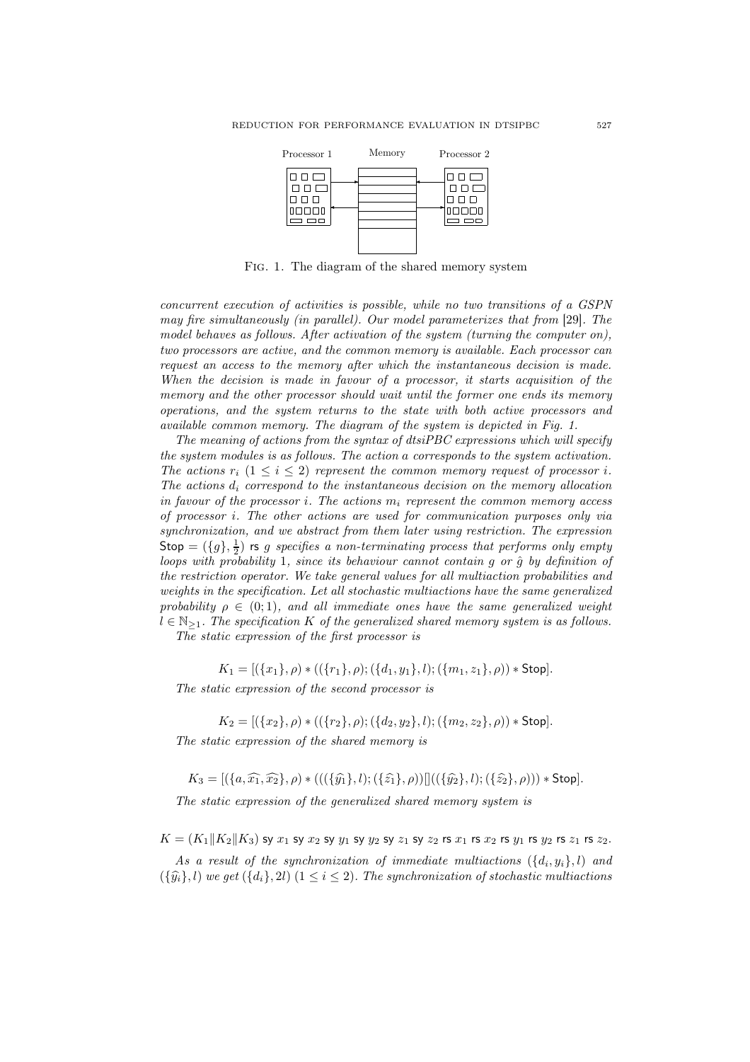FIG. 1. The diagram of the shared memory system

*concurrent execution of activities is possible, while no two transitions of a GSPN may fire simultaneously (in parallel). Our model parameterizes that from* [29]*. The model behaves as follows. After activation of the system (turning the computer on), two processors are active, and the common memory is available. Each processor can request an access to the memory after which the instantaneous decision is made. When the decision is made in favour of a processor, it starts acquisition of the memory and the other processor should wait until the former one ends its memory operations, and the system returns to the state with both active processors and available common memory. The diagram of the system is depicted in Fig. 1.*

*The meaning of actions from the syntax of dtsiPBC expressions which will specify the system modules is as follows. The action $a$ corresponds to the system activation. The actions $r_i$ $(1 \leq i \leq 2)$ represent the common memory request of processor $i$. The actions $d_i$ correspond to the instantaneous decision on the memory allocation in favour of the processor $i$. The actions $m_i$ represent the common memory access of processor $i$. The other actions are used for communication purposes only via synchronization, and we abstract from them later using restriction. The expression $\mathsf{Stop} = (\{g\}, \frac{1}{2})$ $\mathsf{rs}$ $g$ specifies a non-terminating process that performs only empty loops with probability 1, since its behaviour cannot contain $g$ or $\hat{g}$ by definition of the restriction operator. We take general values for all multiaction probabilities and weights in the specification. Let all stochastic multiactions have the same generalized probability $\rho \in (0;1)$, and all immediate ones have the same generalized weight $l \in \mathbb{N}_{\geq 1}$. The specification $K$ of the generalized shared memory system is as follows.*

*The static expression of the first processor is*

$$K_1 = [(\{x_1\}, \rho) * ((\{r_1\}, \rho); (\{d_1, y_1\}, l); (\{m_1, z_1\}, \rho)) * \mathsf{Stop}].$$

*The static expression of the second processor is*

$$K_2 = [(\{x_2\}, \rho) * ((\{r_2\}, \rho); (\{d_2, y_2\}, l); (\{m_2, z_2\}, \rho)) * \mathsf{Stop}].$$

*The static expression of the shared memory is*

$$K_3 = [(\{a, \widehat{x_1}, \widehat{x_2}\}, \rho) * (((\{\widehat{y_1}\}, l); (\{\widehat{z_1}\}, \rho))[]((\{\widehat{y_2}\}, l); (\{\widehat{z_2}\}, \rho))) * \mathsf{Stop}].$$

*The static expression of the generalized shared memory system is*

$$K = (K_1 \| K_2 \| K_3) \ \mathsf{sy}\ x_1\ \mathsf{sy}\ x_2\ \mathsf{sy}\ y_1\ \mathsf{sy}\ y_2\ \mathsf{sy}\ z_1\ \mathsf{sy}\ z_2\ \mathsf{rs}\ x_1\ \mathsf{rs}\ x_2\ \mathsf{rs}\ y_1\ \mathsf{rs}\ y_2\ \mathsf{rs}\ z_1\ \mathsf{rs}\ z_2.$$

*As a result of the synchronization of immediate multiactions $(\{d_i, y_i\}, l)$ and $(\{\widehat{y_i}\}, l)$ we get $(\{d_i\}, 2l)$ $(1 \leq i \leq 2)$. The synchronization of stochastic multiactions*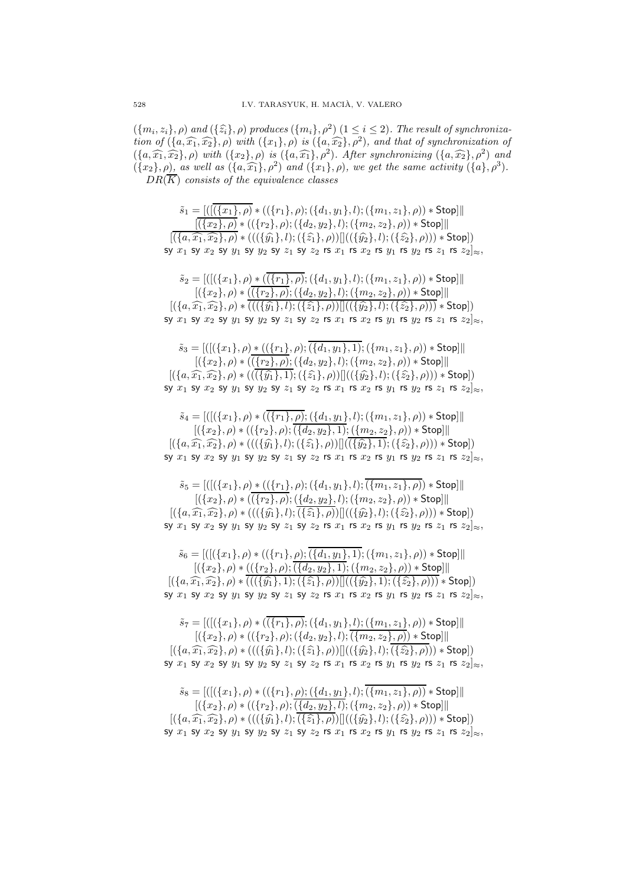$(\{m_i, z_i\}, \rho)$ and $(\{\widehat{z_i}\}, \rho)$ produces $(\{m_i\}, \rho^2)$ $(1 \le i \le 2)$. The result of synchronization of $(\{a, \widehat{x_1}, \widehat{x_2}\}, \rho)$ with $(\{x_1\}, \rho)$ is $(\{a, \widehat{x_2}\}, \rho^2)$, and that of synchronization of $(\{a, \widehat{x_1}, \widehat{x_2}\}, \rho)$ with $(\{x_2\}, \rho)$ is $(\{a, \widehat{x_1}\}, \rho^2)$. After synchronizing $(\{a, \widehat{x_2}\}, \rho^2)$ and $(\{x_2\}, \rho)$, as well as $(\{a, \widehat{x_1}\}, \rho^2)$ and $(\{x_1\}, \rho)$, we get the same activity $(\{a\}, \rho^3)$.

$DR(\overline{K})$ consists of the equivalence classes

$$\begin{aligned}
\tilde{s}_1 = [([\overline{(\{x_1\}, \rho)} * ((\{r_1\}, \rho); (\{d_1, y_1\}, l); (\{m_1, z_1\}, \rho)) * \mathsf{Stop}] \| \\
[\overline{(\{x_2\}, \rho)} * ((\{r_2\}, \rho); (\{d_2, y_2\}, l); (\{m_2, z_2\}, \rho)) * \mathsf{Stop}] \| \\
[\overline{(\{a, \widehat{x_1}, \widehat{x_2}\}, \rho)} * (((\{\widehat{y_1}\}, l); (\{\widehat{z_1}\}, \rho))[]((\{\widehat{y_2}\}, l); (\{\widehat{z_2}\}, \rho))) * \mathsf{Stop}]) \\
\mathsf{sy}\ x_1\ \mathsf{sy}\ x_2\ \mathsf{sy}\ y_1\ \mathsf{sy}\ y_2\ \mathsf{sy}\ z_1\ \mathsf{sy}\ z_2\ \mathsf{rs}\ x_1\ \mathsf{rs}\ x_2\ \mathsf{rs}\ y_1\ \mathsf{rs}\ y_2\ \mathsf{rs}\ z_1\ \mathsf{rs}\ z_2]_\approx,
\end{aligned}$$

$$\begin{aligned}
\tilde{s}_2 = [([(\{x_1\}, \rho) * (\overline{(\{r_1\}, \rho)}; (\{d_1, y_1\}, l); (\{m_1, z_1\}, \rho)) * \mathsf{Stop}] \| \\
[(\{x_2\}, \rho) * (\overline{(\{r_2\}, \rho)}; (\{d_2, y_2\}, l); (\{m_2, z_2\}, \rho)) * \mathsf{Stop}] \| \\
[(\{a, \widehat{x_1}, \widehat{x_2}\}, \rho) * (((\overline{\{\widehat{y_1}\}, l)}; (\{\widehat{z_1}\}, \rho))[]((\overline{\{\widehat{y_2}\}, l)}; (\{\widehat{z_2}\}, \rho))) * \mathsf{Stop}]) \\
\mathsf{sy}\ x_1\ \mathsf{sy}\ x_2\ \mathsf{sy}\ y_1\ \mathsf{sy}\ y_2\ \mathsf{sy}\ z_1\ \mathsf{sy}\ z_2\ \mathsf{rs}\ x_1\ \mathsf{rs}\ x_2\ \mathsf{rs}\ y_1\ \mathsf{rs}\ y_2\ \mathsf{rs}\ z_1\ \mathsf{rs}\ z_2]_\approx,
\end{aligned}$$

$$\begin{aligned}
\tilde{s}_3 = [([(\{x_1\}, \rho) * ((\{r_1\}, \rho); \overline{(\{d_1, y_1\}, 1)}; (\{m_1, z_1\}, \rho)) * \mathsf{Stop}] \| \\
[(\{x_2\}, \rho) * (\overline{(\{r_2\}, \rho)}; (\{d_2, y_2\}, l); (\{m_2, z_2\}, \rho)) * \mathsf{Stop}] \| \\
[(\{a, \widehat{x_1}, \widehat{x_2}\}, \rho) * ((\overline{(\{\widehat{y_1}\}, 1)}; (\{\widehat{z_1}\}, \rho))[]((\{\widehat{y_2}\}, l); (\{\widehat{z_2}\}, \rho))) * \mathsf{Stop}]) \\
\mathsf{sy}\ x_1\ \mathsf{sy}\ x_2\ \mathsf{sy}\ y_1\ \mathsf{sy}\ y_2\ \mathsf{sy}\ z_1\ \mathsf{sy}\ z_2\ \mathsf{rs}\ x_1\ \mathsf{rs}\ x_2\ \mathsf{rs}\ y_1\ \mathsf{rs}\ y_2\ \mathsf{rs}\ z_1\ \mathsf{rs}\ z_2]_\approx,
\end{aligned}$$

$$\begin{aligned}
\tilde{s}_4 = [([(\{x_1\}, \rho) * (\overline{(\{r_1\}, \rho)}; (\{d_1, y_1\}, l); (\{m_1, z_1\}, \rho)) * \mathsf{Stop}] \| \\
[(\{x_2\}, \rho) * ((\{r_2\}, \rho); \overline{(\{d_2, y_2\}, 1)}; (\{m_2, z_2\}, \rho)) * \mathsf{Stop}] \| \\
[(\{a, \widehat{x_1}, \widehat{x_2}\}, \rho) * (((\{\widehat{y_1}\}, l); (\{\widehat{z_1}\}, \rho))[](\overline{(\{\widehat{y_2}\}, 1)}; (\{\widehat{z_2}\}, \rho))) * \mathsf{Stop}]) \\
\mathsf{sy}\ x_1\ \mathsf{sy}\ x_2\ \mathsf{sy}\ y_1\ \mathsf{sy}\ y_2\ \mathsf{sy}\ z_1\ \mathsf{sy}\ z_2\ \mathsf{rs}\ x_1\ \mathsf{rs}\ x_2\ \mathsf{rs}\ y_1\ \mathsf{rs}\ y_2\ \mathsf{rs}\ z_1\ \mathsf{rs}\ z_2]_\approx,
\end{aligned}$$

$$\begin{aligned}
\tilde{s}_5 = [([(\{x_1\}, \rho) * ((\{r_1\}, \rho); (\{d_1, y_1\}, l); \overline{(\{m_1, z_1\}, \rho)}) * \mathsf{Stop}] \| \\
[(\{x_2\}, \rho) * (\overline{(\{r_2\}, \rho)}; (\{d_2, y_2\}, l); (\{m_2, z_2\}, \rho)) * \mathsf{Stop}] \| \\
[(\{a, \widehat{x_1}, \widehat{x_2}\}, \rho) * (((\{\widehat{y_1}\}, l); \overline{(\{\widehat{z_1}\}, \rho)})[]((\{\widehat{y_2}\}, l); (\{\widehat{z_2}\}, \rho))) * \mathsf{Stop}]) \\
\mathsf{sy}\ x_1\ \mathsf{sy}\ x_2\ \mathsf{sy}\ y_1\ \mathsf{sy}\ y_2\ \mathsf{sy}\ z_1\ \mathsf{sy}\ z_2\ \mathsf{rs}\ x_1\ \mathsf{rs}\ x_2\ \mathsf{rs}\ y_1\ \mathsf{rs}\ y_2\ \mathsf{rs}\ z_1\ \mathsf{rs}\ z_2]_\approx,
\end{aligned}$$

$$\begin{aligned}
\tilde{s}_6 = [([(\{x_1\}, \rho) * ((\{r_1\}, \rho); \overline{(\{d_1, y_1\}, 1)}; (\{m_1, z_1\}, \rho)) * \mathsf{Stop}] \| \\
[(\{x_2\}, \rho) * ((\{r_2\}, \rho); \overline{(\{d_2, y_2\}, 1)}; (\{m_2, z_2\}, \rho)) * \mathsf{Stop}] \| \\
[(\{a, \widehat{x_1}, \widehat{x_2}\}, \rho) * \overline{(((\{\widehat{y_1}\}, 1); (\{\widehat{z_1}\}, \rho))[]((\{\widehat{y_2}\}, 1); (\{\widehat{z_2}\}, \rho)))} * \mathsf{Stop}]) \\
\mathsf{sy}\ x_1\ \mathsf{sy}\ x_2\ \mathsf{sy}\ y_1\ \mathsf{sy}\ y_2\ \mathsf{sy}\ z_1\ \mathsf{sy}\ z_2\ \mathsf{rs}\ x_1\ \mathsf{rs}\ x_2\ \mathsf{rs}\ y_1\ \mathsf{rs}\ y_2\ \mathsf{rs}\ z_1\ \mathsf{rs}\ z_2]_\approx,
\end{aligned}$$

$$\begin{aligned}
\tilde{s}_7 = [([(\{x_1\}, \rho) * (\overline{(\{r_1\}, \rho)}; (\{d_1, y_1\}, l); (\{m_1, z_1\}, \rho)) * \mathsf{Stop}] \| \\
[(\{x_2\}, \rho) * ((\{r_2\}, \rho); (\{d_2, y_2\}, l); \overline{(\{m_2, z_2\}, \rho)}) * \mathsf{Stop}] \| \\
[(\{a, \widehat{x_1}, \widehat{x_2}\}, \rho) * (((\{\widehat{y_1}\}, l); (\{\widehat{z_1}\}, \rho))[]((\{\widehat{y_2}\}, l); \overline{(\{\widehat{z_2}\}, \rho)})) * \mathsf{Stop}]) \\
\mathsf{sy}\ x_1\ \mathsf{sy}\ x_2\ \mathsf{sy}\ y_1\ \mathsf{sy}\ y_2\ \mathsf{sy}\ z_1\ \mathsf{sy}\ z_2\ \mathsf{rs}\ x_1\ \mathsf{rs}\ x_2\ \mathsf{rs}\ y_1\ \mathsf{rs}\ y_2\ \mathsf{rs}\ z_1\ \mathsf{rs}\ z_2]_\approx,
\end{aligned}$$

$$\begin{aligned}
\tilde{s}_8 = [([(\{x_1\}, \rho) * ((\{r_1\}, \rho); (\{d_1, y_1\}, l); \overline{(\{m_1, z_1\}, \rho)}) * \mathsf{Stop}] \| \\
[(\{x_2\}, \rho) * ((\{r_2\}, \rho); \overline{(\{d_2, y_2\}, l)}; (\{m_2, z_2\}, \rho)) * \mathsf{Stop}] \| \\
[(\{a, \widehat{x_1}, \widehat{x_2}\}, \rho) * (((\{\widehat{y_1}\}, l); \overline{(\{\widehat{z_1}\}, \rho)})[]((\{\widehat{y_2}\}, l); (\{\widehat{z_2}\}, \rho))) * \mathsf{Stop}]) \\
\mathsf{sy}\ x_1\ \mathsf{sy}\ x_2\ \mathsf{sy}\ y_1\ \mathsf{sy}\ y_2\ \mathsf{sy}\ z_1\ \mathsf{sy}\ z_2\ \mathsf{rs}\ x_1\ \mathsf{rs}\ x_2\ \mathsf{rs}\ y_1\ \mathsf{rs}\ y_2\ \mathsf{rs}\ z_1\ \mathsf{rs}\ z_2]_\approx,
\end{aligned}$$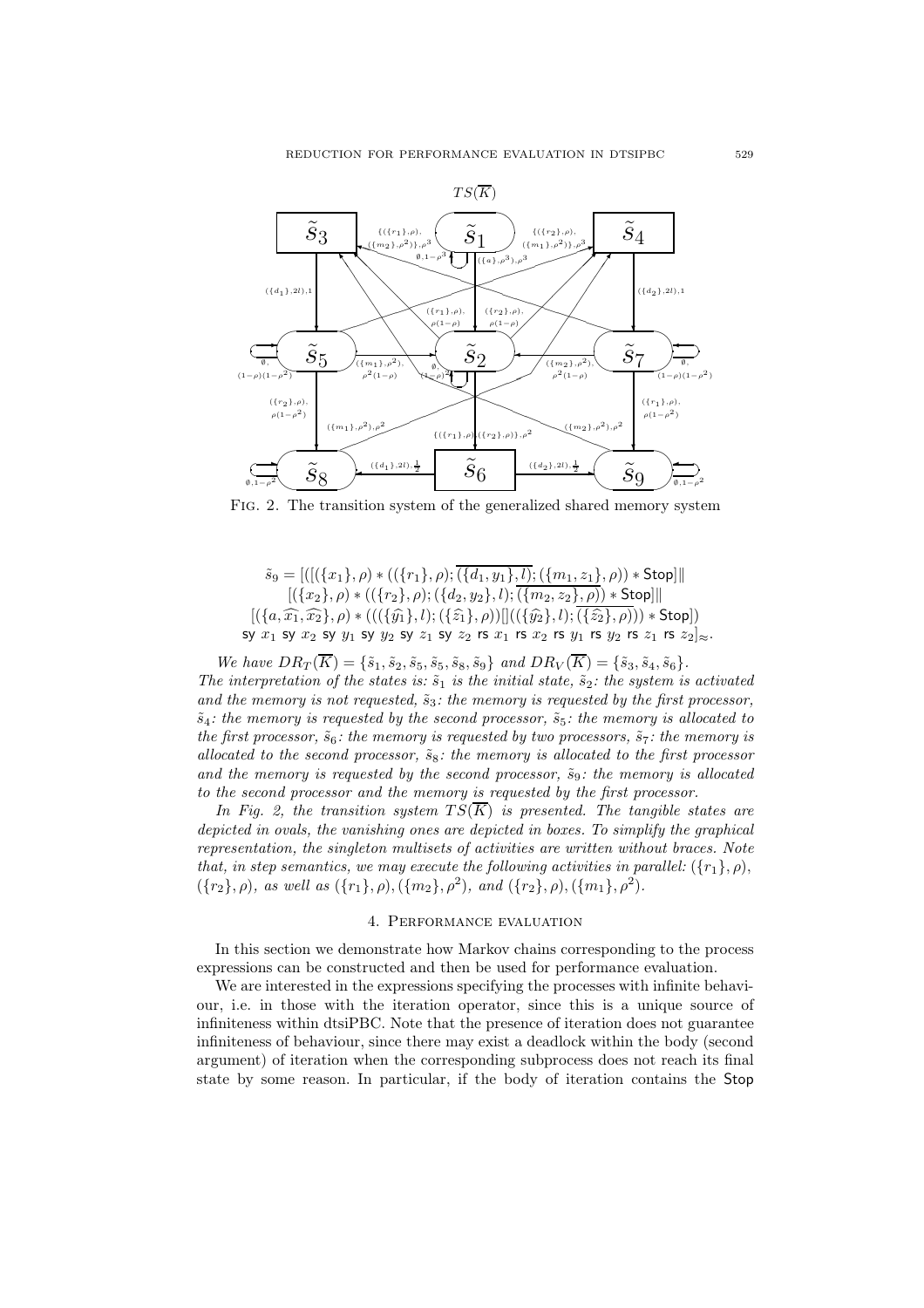Fig. 2. The transition system of the generalized shared memory system

$$\tilde{s}_9 = [([(\{x_1\},\rho) * ((\{r_1\},\rho); \overline{(\{d_1,y_1\},l)}; (\{m_1,z_1\},\rho)) * \mathsf{Stop}] \|$$
$$[(\{x_2\},\rho) * ((\{r_2\},\rho); (\{d_2,y_2\},l); \overline{(\{m_2,z_2\},\rho)}) * \mathsf{Stop}] \|$$
$$[(\{a,\widehat{x_1},\widehat{x_2}\},\rho) * (((\{\widehat{y_1}\},l);(\{\widehat{z_1}\},\rho))[]((\{\widehat{y_2}\},l);\overline{(\{\widehat{z_2}\},\rho)})) * \mathsf{Stop}])$$
$$\mathsf{sy}\ x_1\ \mathsf{sy}\ x_2\ \mathsf{sy}\ y_1\ \mathsf{sy}\ y_2\ \mathsf{sy}\ z_1\ \mathsf{sy}\ z_2\ \mathsf{rs}\ x_1\ \mathsf{rs}\ x_2\ \mathsf{rs}\ y_1\ \mathsf{rs}\ y_2\ \mathsf{rs}\ z_1\ \mathsf{rs}\ z_2]_{\approx}.$$

*We have* $DR_T(\overline{K}) = \{\tilde{s}_1, \tilde{s}_2, \tilde{s}_5, \tilde{s}_5, \tilde{s}_8, \tilde{s}_9\}$ *and* $DR_V(\overline{K}) = \{\tilde{s}_3, \tilde{s}_4, \tilde{s}_6\}$. *The interpretation of the states is:* $\tilde{s}_1$ *is the initial state,* $\tilde{s}_2$*: the system is activated and the memory is not requested,* $\tilde{s}_3$*: the memory is requested by the first processor,* $\tilde{s}_4$*: the memory is requested by the second processor,* $\tilde{s}_5$*: the memory is allocated to the first processor,* $\tilde{s}_6$*: the memory is requested by two processors,* $\tilde{s}_7$*: the memory is allocated to the second processor,* $\tilde{s}_8$*: the memory is allocated to the first processor and the memory is requested by the second processor,* $\tilde{s}_9$*: the memory is allocated to the second processor and the memory is requested by the first processor.*

*In Fig. 2, the transition system* $TS(\overline{K})$ *is presented. The tangible states are depicted in ovals, the vanishing ones are depicted in boxes. To simplify the graphical representation, the singleton multisets of activities are written without braces. Note that, in step semantics, we may execute the following activities in parallel:* $(\{r_1\},\rho)$, $(\{r_2\},\rho)$*, as well as* $(\{r_1\},\rho), (\{m_2\},\rho^2)$*, and* $(\{r_2\},\rho), (\{m_1\},\rho^2)$.

## 4. Performance evaluation

In this section we demonstrate how Markov chains corresponding to the process expressions can be constructed and then be used for performance evaluation.

We are interested in the expressions specifying the processes with infinite behaviour, i.e. in those with the iteration operator, since this is a unique source of infiniteness within dtsiPBC. Note that the presence of iteration does not guarantee infiniteness of behaviour, since there may exist a deadlock within the body (second argument) of iteration when the corresponding subprocess does not reach its final state by some reason. In particular, if the body of iteration contains the Stop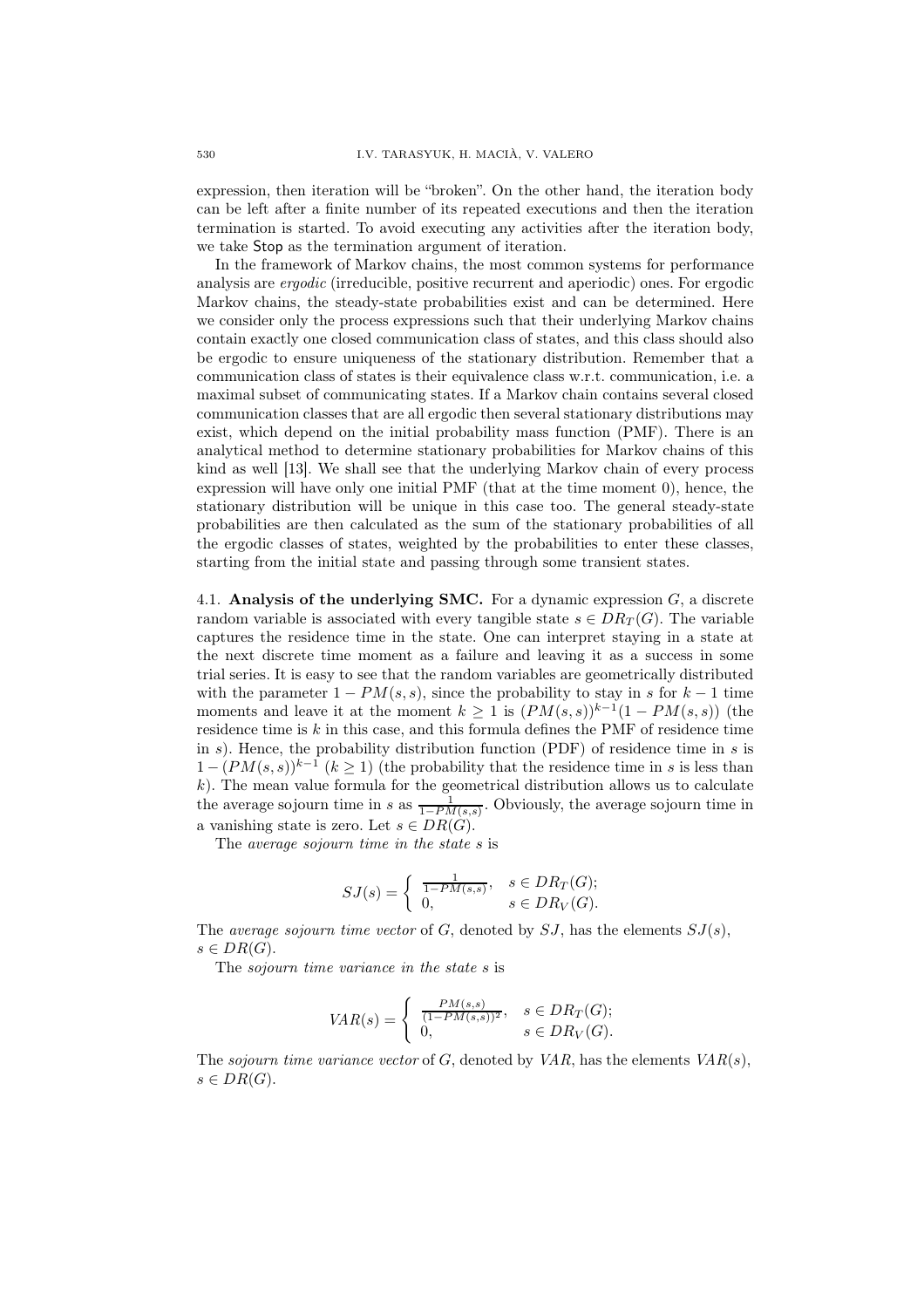expression, then iteration will be "broken". On the other hand, the iteration body can be left after a finite number of its repeated executions and then the iteration termination is started. To avoid executing any activities after the iteration body, we take Stop as the termination argument of iteration.

In the framework of Markov chains, the most common systems for performance analysis are *ergodic* (irreducible, positive recurrent and aperiodic) ones. For ergodic Markov chains, the steady-state probabilities exist and can be determined. Here we consider only the process expressions such that their underlying Markov chains contain exactly one closed communication class of states, and this class should also be ergodic to ensure uniqueness of the stationary distribution. Remember that a communication class of states is their equivalence class w.r.t. communication, i.e. a maximal subset of communicating states. If a Markov chain contains several closed communication classes that are all ergodic then several stationary distributions may exist, which depend on the initial probability mass function (PMF). There is an analytical method to determine stationary probabilities for Markov chains of this kind as well [13]. We shall see that the underlying Markov chain of every process expression will have only one initial PMF (that at the time moment 0), hence, the stationary distribution will be unique in this case too. The general steady-state probabilities are then calculated as the sum of the stationary probabilities of all the ergodic classes of states, weighted by the probabilities to enter these classes, starting from the initial state and passing through some transient states.

4.1. **Analysis of the underlying SMC.** For a dynamic expression $G$, a discrete random variable is associated with every tangible state $s \in DR_T(G)$. The variable captures the residence time in the state. One can interpret staying in a state at the next discrete time moment as a failure and leaving it as a success in some trial series. It is easy to see that the random variables are geometrically distributed with the parameter $1 - PM(s,s)$, since the probability to stay in $s$ for $k-1$ time moments and leave it at the moment $k \geq 1$ is $(PM(s,s))^{k-1}(1 - PM(s,s))$ (the residence time is $k$ in this case, and this formula defines the PMF of residence time in $s$). Hence, the probability distribution function (PDF) of residence time in $s$ is $1 - (PM(s,s))^{k-1}$ $(k \geq 1)$ (the probability that the residence time in $s$ is less than $k$). The mean value formula for the geometrical distribution allows us to calculate the average sojourn time in $s$ as $\frac{1}{1-PM(s,s)}$. Obviously, the average sojourn time in a vanishing state is zero. Let $s \in DR(G)$.

The *average sojourn time in the state* $s$ is

$$SJ(s) = \begin{cases} \frac{1}{1-PM(s,s)}, & s \in DR_T(G); \\ 0, & s \in DR_V(G). \end{cases}$$

The *average sojourn time vector* of $G$, denoted by $SJ$, has the elements $SJ(s)$, $s \in DR(G)$.

The *sojourn time variance in the state* $s$ is

$$VAR(s) = \begin{cases} \frac{PM(s,s)}{(1-PM(s,s))^2}, & s \in DR_T(G); \\ 0, & s \in DR_V(G). \end{cases}$$

The *sojourn time variance vector* of $G$, denoted by $VAR$, has the elements $VAR(s)$, $s \in DR(G)$.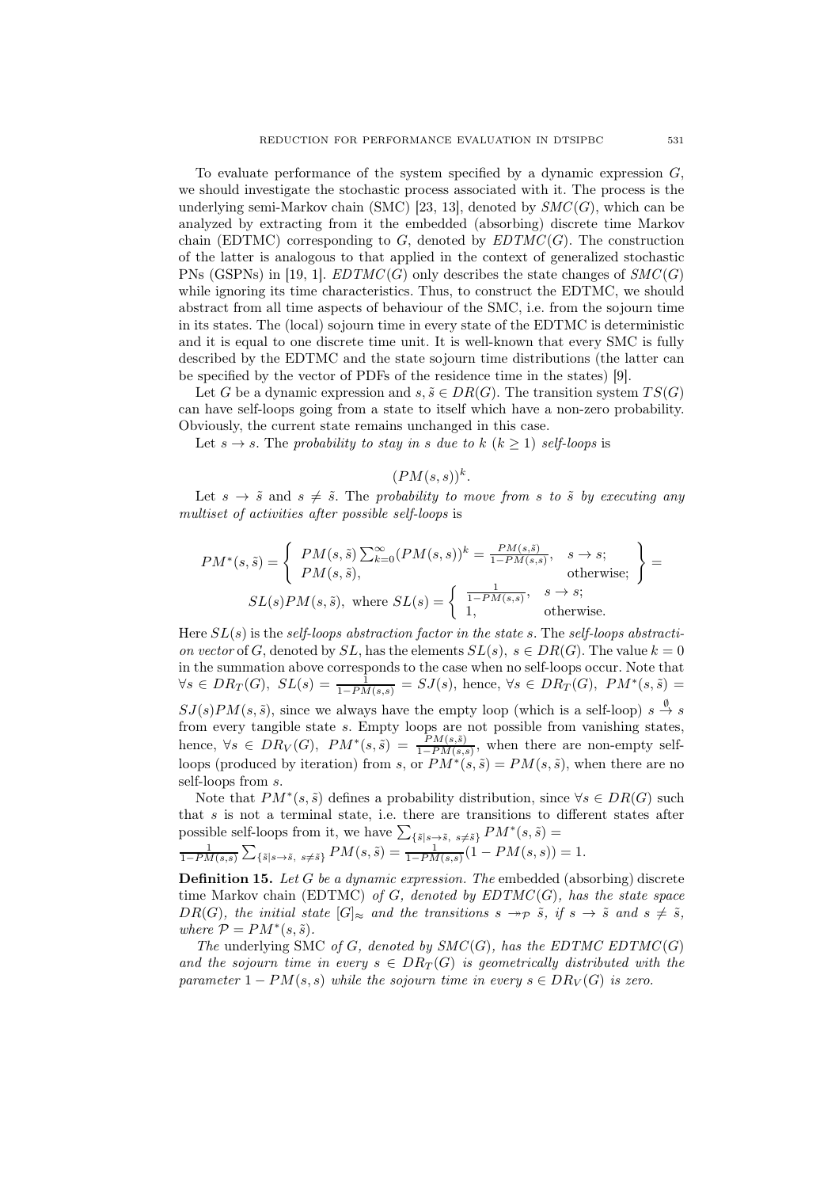To evaluate performance of the system specified by a dynamic expression $G$, we should investigate the stochastic process associated with it. The process is the underlying semi-Markov chain (SMC) [23, 13], denoted by $SMC(G)$, which can be analyzed by extracting from it the embedded (absorbing) discrete time Markov chain (EDTMC) corresponding to $G$, denoted by $EDTMC(G)$. The construction of the latter is analogous to that applied in the context of generalized stochastic PNs (GSPNs) in [19, 1]. $EDTMC(G)$ only describes the state changes of $SMC(G)$ while ignoring its time characteristics. Thus, to construct the EDTMC, we should abstract from all time aspects of behaviour of the SMC, i.e. from the sojourn time in its states. The (local) sojourn time in every state of the EDTMC is deterministic and it is equal to one discrete time unit. It is well-known that every SMC is fully described by the EDTMC and the state sojourn time distributions (the latter can be specified by the vector of PDFs of the residence time in the states) [9].

Let $G$ be a dynamic expression and $s, \tilde{s} \in DR(G)$. The transition system $TS(G)$ can have self-loops going from a state to itself which have a non-zero probability. Obviously, the current state remains unchanged in this case.

Let $s \to s$. The *probability to stay in $s$ due to $k$ ($k \geq 1$) self-loops* is

$$(PM(s,s))^k.$$

Let $s \to \tilde{s}$ and $s \neq \tilde{s}$. The *probability to move from $s$ to $\tilde{s}$ by executing any multiset of activities after possible self-loops* is

$$PM^*(s,\tilde{s}) = \left\{ \begin{array}{ll} PM(s,\tilde{s}) \sum_{k=0}^{\infty} (PM(s,s))^k = \frac{PM(s,\tilde{s})}{1-PM(s,s)}, & s \to s; \\ PM(s,\tilde{s}), & \text{otherwise}; \end{array} \right\} =$$

$$SL(s) PM(s,\tilde{s}), \text{ where } SL(s) = \left\{ \begin{array}{ll} \frac{1}{1-PM(s,s)}, & s \to s; \\ 1, & \text{otherwise.} \end{array} \right.$$

Here $SL(s)$ is the *self-loops abstraction factor in the state $s$*. The *self-loops abstraction vector* of $G$, denoted by $SL$, has the elements $SL(s),\ s \in DR(G)$. The value $k = 0$ in the summation above corresponds to the case when no self-loops occur. Note that $\forall s \in DR_T(G),\ SL(s) = \frac{1}{1-PM(s,s)} = SJ(s)$, hence, $\forall s \in DR_T(G),\ PM^*(s,\tilde{s}) = SJ(s) PM(s,\tilde{s})$, since we always have the empty loop (which is a self-loop) $s \xrightarrow{\emptyset} s$ from every tangible state $s$. Empty loops are not possible from vanishing states, hence, $\forall s \in DR_V(G),\ PM^*(s,\tilde{s}) = \frac{PM(s,\tilde{s})}{1-PM(s,s)}$, when there are non-empty self-loops (produced by iteration) from $s$, or $PM^*(s,\tilde{s}) = PM(s,\tilde{s})$, when there are no self-loops from $s$.

Note that $PM^*(s,\tilde{s})$ defines a probability distribution, since $\forall s \in DR(G)$ such that $s$ is not a terminal state, i.e. there are transitions to different states after possible self-loops from it, we have $\sum_{\{\tilde{s} \mid s \to \tilde{s},\ s \neq \tilde{s}\}} PM^*(s,\tilde{s}) = \frac{1}{1-PM(s,s)} \sum_{\{\tilde{s} \mid s \to \tilde{s},\ s \neq \tilde{s}\}} PM(s,\tilde{s}) = \frac{1}{1-PM(s,s)}(1 - PM(s,s)) = 1$.

**Definition 15.** *Let $G$ be a dynamic expression. The* embedded (absorbing) discrete time Markov chain (EDTMC) *of $G$, denoted by $EDTMC(G)$, has the state space $DR(G)$, the initial state $[G]_{\approx}$ and the transitions $s \twoheadrightarrow_{\mathcal{P}} \tilde{s}$, if $s \to \tilde{s}$ and $s \neq \tilde{s}$, where $\mathcal{P} = PM^*(s,\tilde{s})$.*

*The* underlying SMC *of $G$, denoted by $SMC(G)$, has the EDTMC $EDTMC(G)$ and the sojourn time in every $s \in DR_T(G)$ is geometrically distributed with the parameter $1 - PM(s,s)$ while the sojourn time in every $s \in DR_V(G)$ is zero.*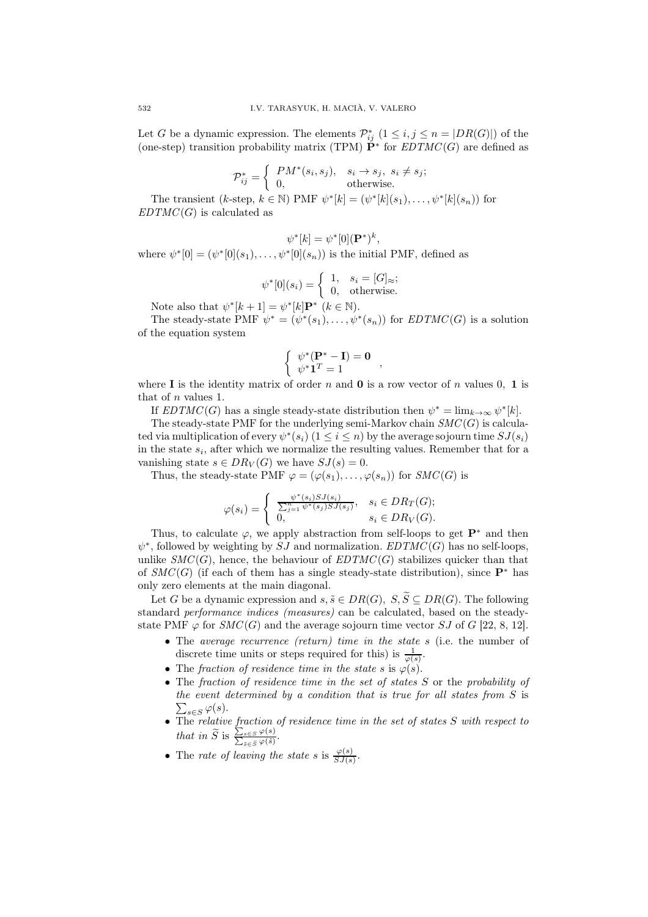Let $G$ be a dynamic expression. The elements $\mathcal{P}^*_{ij}$ $(1 \le i,j \le n = |DR(G)|)$ of the (one-step) transition probability matrix (TPM) $\mathbf{P}^*$ for $EDTMC(G)$ are defined as

$$\mathcal{P}^*_{ij} = \begin{cases} PM^*(s_i, s_j), & s_i \to s_j,\ s_i \ne s_j; \\ 0, & \text{otherwise.} \end{cases}$$

The transient ($k$-step, $k \in \mathbb{N}$) PMF $\psi^*[k] = (\psi^*[k](s_1), \ldots, \psi^*[k](s_n))$ for $EDTMC(G)$ is calculated as

$$\psi^*[k] = \psi^*[0](\mathbf{P}^*)^k,$$

where $\psi^*[0] = (\psi^*[0](s_1), \ldots, \psi^*[0](s_n))$ is the initial PMF, defined as

$$\psi^*[0](s_i) = \begin{cases} 1, & s_i = [G]_\approx; \\ 0, & \text{otherwise.} \end{cases}$$

Note also that $\psi^*[k+1] = \psi^*[k]\mathbf{P}^*$ $(k \in \mathbb{N})$.

The steady-state PMF $\psi^* = (\psi^*(s_1), \ldots, \psi^*(s_n))$ for $EDTMC(G)$ is a solution of the equation system

$$\begin{cases} \psi^*(\mathbf{P}^* - \mathbf{I}) = \mathbf{0} \\ \psi^* \mathbf{1}^T = 1 \end{cases},$$

where $\mathbf{I}$ is the identity matrix of order $n$ and $\mathbf{0}$ is a row vector of $n$ values 0, $\mathbf{1}$ is that of $n$ values 1.

If $EDTMC(G)$ has a single steady-state distribution then $\psi^* = \lim_{k\to\infty} \psi^*[k]$.

The steady-state PMF for the underlying semi-Markov chain $SMC(G)$ is calculated via multiplication of every $\psi^*(s_i)$ $(1 \le i \le n)$ by the average sojourn time $SJ(s_i)$ in the state $s_i$, after which we normalize the resulting values. Remember that for a vanishing state $s \in DR_V(G)$ we have $SJ(s) = 0$.

Thus, the steady-state PMF $\varphi = (\varphi(s_1), \ldots, \varphi(s_n))$ for $SMC(G)$ is

$$\varphi(s_i) = \begin{cases} \frac{\psi^*(s_i) SJ(s_i)}{\sum_{j=1}^n \psi^*(s_j) SJ(s_j)}, & s_i \in DR_T(G); \\ 0, & s_i \in DR_V(G). \end{cases}$$

Thus, to calculate $\varphi$, we apply abstraction from self-loops to get $\mathbf{P}^*$ and then $\psi^*$, followed by weighting by $SJ$ and normalization. $EDTMC(G)$ has no self-loops, unlike $SMC(G)$, hence, the behaviour of $EDTMC(G)$ stabilizes quicker than that of $SMC(G)$ (if each of them has a single steady-state distribution), since $\mathbf{P}^*$ has only zero elements at the main diagonal.

Let $G$ be a dynamic expression and $s, \tilde{s} \in DR(G)$, $S, \widetilde{S} \subseteq DR(G)$. The following standard *performance indices (measures)* can be calculated, based on the steady-state PMF $\varphi$ for $SMC(G)$ and the average sojourn time vector $SJ$ of $G$ [22, 8, 12].

- The *average recurrence (return) time in the state s* (i.e. the number of discrete time units or steps required for this) is $\frac{1}{\varphi(s)}$.
- The *fraction of residence time in the state s* is $\varphi(s)$.
- The *fraction of residence time in the set of states S* or the *probability of the event determined by a condition that is true for all states from S* is $\sum_{s\in S} \varphi(s)$.
- The *relative fraction of residence time in the set of states S with respect to that in* $\widetilde{S}$ is $\frac{\sum_{s\in S} \varphi(s)}{\sum_{\tilde{s}\in \widetilde{S}} \varphi(\tilde{s})}$.
- The *rate of leaving the state s* is $\frac{\varphi(s)}{SJ(s)}$.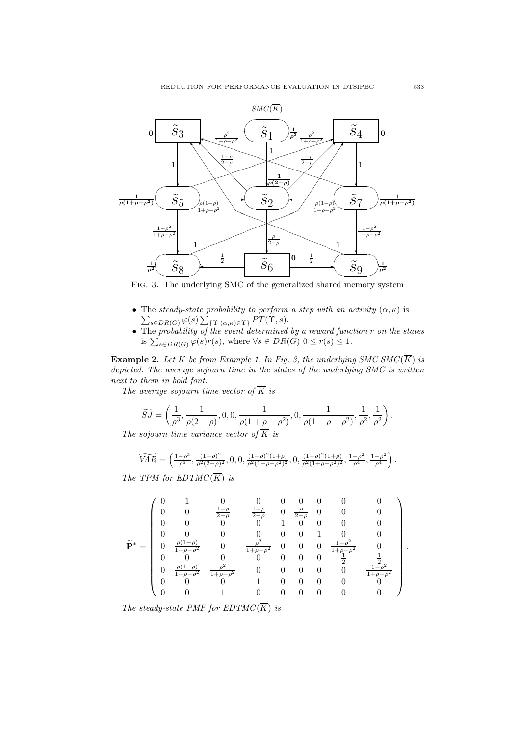Fig. 3. The underlying SMC of the generalized shared memory system

- The *steady-state probability to perform a step with an activity* $(\alpha, \kappa)$ is $\sum_{s \in DR(G)} \varphi(s) \sum_{\{\Upsilon | (\alpha,\kappa) \in \Upsilon\}} PT(\Upsilon, s)$.
- The *probability of the event determined by a reward function* $r$ *on the states* is $\sum_{s \in DR(G)} \varphi(s) r(s)$, where $\forall s \in DR(G)\ 0 \le r(s) \le 1$.

**Example 2.** *Let $K$ be from Example 1. In Fig. 3, the underlying SMC $SMC(\overline{K})$ is depicted. The average sojourn time in the states of the underlying SMC is written next to them in bold font.*

*The average sojourn time vector of $\overline{K}$ is*

$$\widetilde{SJ} = \left( \frac{1}{\rho^3}, \frac{1}{\rho(2-\rho)}, 0, 0, \frac{1}{\rho(1+\rho-\rho^2)}, 0, \frac{1}{\rho(1+\rho-\rho^2)}, \frac{1}{\rho^2}, \frac{1}{\rho^2} \right).$$

*The sojourn time variance vector of $\overline{K}$ is*

$$\widetilde{VAR} = \left( \frac{1-\rho^3}{\rho^6}, \frac{(1-\rho)^2}{\rho^2(2-\rho)^2}, 0, 0, \frac{(1-\rho)^2(1+\rho)}{\rho^2(1+\rho-\rho^2)^2}, 0, \frac{(1-\rho)^2(1+\rho)}{\rho^2(1+\rho-\rho^2)^2}, \frac{1-\rho^2}{\rho^4}, \frac{1-\rho^2}{\rho^4} \right).$$

*The TPM for $EDTMC(\overline{K})$ is*

$$\widetilde{\mathbf{P}}^* = \begin{pmatrix} 0 & 1 & 0 & 0 & 0 & 0 & 0 & 0 & 0 \\ 0 & 0 & \frac{1-\rho}{2-\rho} & \frac{1-\rho}{2-\rho} & 0 & \frac{\rho}{2-\rho} & 0 & 0 & 0 \\ 0 & 0 & 0 & 0 & 1 & 0 & 0 & 0 & 0 \\ 0 & 0 & 0 & 0 & 0 & 0 & 1 & 0 & 0 \\ 0 & \frac{\rho(1-\rho)}{1+\rho-\rho^2} & 0 & \frac{\rho^2}{1+\rho-\rho^2} & 0 & 0 & 0 & \frac{1-\rho^2}{1+\rho-\rho^2} & 0 \\ 0 & 0 & 0 & 0 & 0 & 0 & 0 & \frac{1}{2} & \frac{1}{2} \\ 0 & \frac{\rho(1-\rho)}{1+\rho-\rho^2} & \frac{\rho^2}{1+\rho-\rho^2} & 0 & 0 & 0 & 0 & 0 & \frac{1-\rho^2}{1+\rho-\rho^2} \\ 0 & 0 & 0 & 1 & 0 & 0 & 0 & 0 & 0 \\ 0 & 0 & 1 & 0 & 0 & 0 & 0 & 0 & 0 \end{pmatrix}.$$

*The steady-state PMF for $EDTMC(\overline{K})$ is*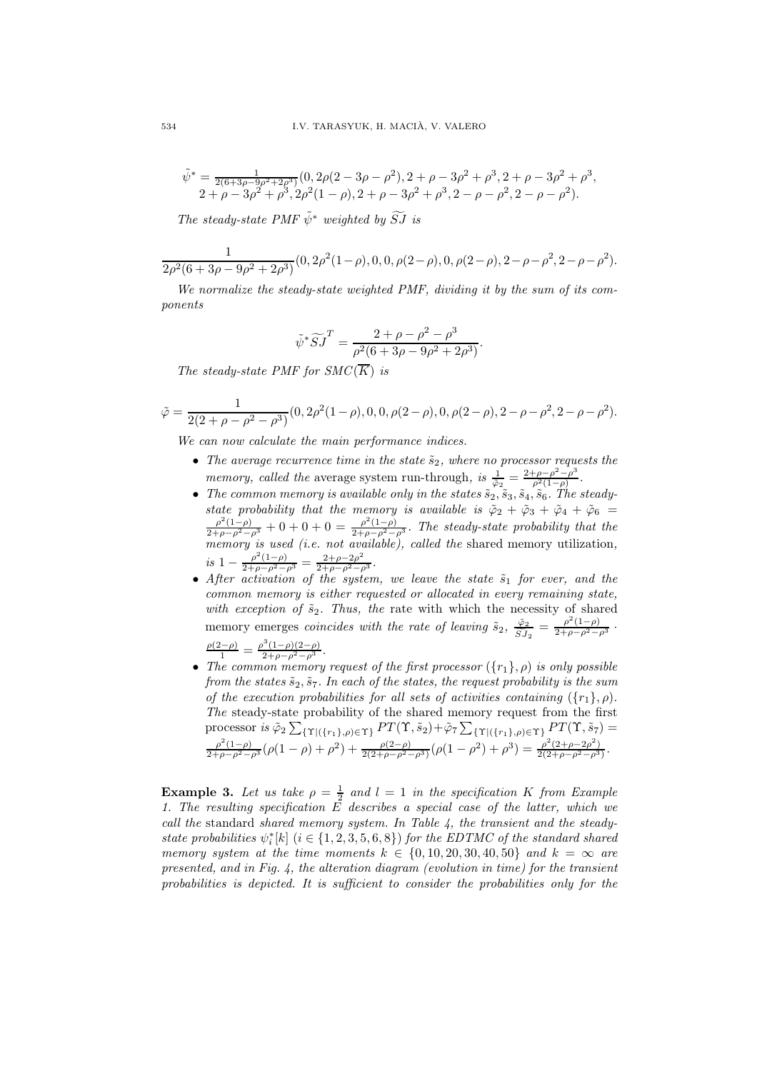$$\tilde{\psi}^* = \frac{1}{2(6+3\rho-9\rho^2+2\rho^3)}(0, 2\rho(2-3\rho-\rho^2), 2+\rho-3\rho^2+\rho^3, 2+\rho-3\rho^2+\rho^3,$$
$$2+\rho-3\rho^2+\rho^3, 2\rho^2(1-\rho), 2+\rho-3\rho^2+\rho^3, 2-\rho-\rho^2, 2-\rho-\rho^2).$$

*The steady-state PMF $\tilde{\psi}^*$ weighted by $\widetilde{SJ}$ is*

$$\frac{1}{2\rho^2(6+3\rho-9\rho^2+2\rho^3)}(0, 2\rho^2(1-\rho), 0, 0, \rho(2-\rho), 0, \rho(2-\rho), 2-\rho-\rho^2, 2-\rho-\rho^2).$$

*We normalize the steady-state weighted PMF, dividing it by the sum of its components*

$$\tilde{\psi}^* \widetilde{SJ}^T = \frac{2+\rho-\rho^2-\rho^3}{\rho^2(6+3\rho-9\rho^2+2\rho^3)}.$$

*The steady-state PMF for $SMC(\overline{K})$ is*

$$\tilde{\varphi} = \frac{1}{2(2+\rho-\rho^2-\rho^3)}(0, 2\rho^2(1-\rho), 0, 0, \rho(2-\rho), 0, \rho(2-\rho), 2-\rho-\rho^2, 2-\rho-\rho^2).$$

*We can now calculate the main performance indices.*

- *The average recurrence time in the state $\tilde{s}_2$, where no processor requests the memory, called the* average system run-through, *is* $\frac{1}{\tilde{\varphi}_2} = \frac{2+\rho-\rho^2-\rho^3}{\rho^2(1-\rho)}$.
- *The common memory is available only in the states $\tilde{s}_2, \tilde{s}_3, \tilde{s}_4, \tilde{s}_6$. The steady-state probability that the memory is available is* $\tilde{\varphi}_2 + \tilde{\varphi}_3 + \tilde{\varphi}_4 + \tilde{\varphi}_6 = \frac{\rho^2(1-\rho)}{2+\rho-\rho^2-\rho^3} + 0 + 0 + 0 = \frac{\rho^2(1-\rho)}{2+\rho-\rho^2-\rho^3}$. *The steady-state probability that the memory is used (i.e. not available), called the* shared memory utilization, *is* $1 - \frac{\rho^2(1-\rho)}{2+\rho-\rho^2-\rho^3} = \frac{2+\rho-2\rho^2}{2+\rho-\rho^2-\rho^3}$.
- *After activation of the system, we leave the state $\tilde{s}_1$ for ever, and the common memory is either requested or allocated in every remaining state, with exception of $\tilde{s}_2$. Thus, the* rate with which the necessity of shared memory emerges *coincides with the rate of leaving $\tilde{s}_2$,* $\frac{\tilde{\varphi}_2}{\widetilde{SJ}_2} = \frac{\rho^2(1-\rho)}{2+\rho-\rho^2-\rho^3} \cdot \frac{\rho(2-\rho)}{1} = \frac{\rho^3(1-\rho)(2-\rho)}{2+\rho-\rho^2-\rho^3}$.
- *The common memory request of the first processor $(\{r_1\}, \rho)$ is only possible from the states $\tilde{s}_2, \tilde{s}_7$. In each of the states, the request probability is the sum of the execution probabilities for all sets of activities containing $(\{r_1\}, \rho)$. The* steady-state probability of the shared memory request from the first processor *is* $\tilde{\varphi}_2 \sum_{\{\Upsilon|(\{r_1\},\rho)\in\Upsilon\}} PT(\Upsilon, \tilde{s}_2) + \tilde{\varphi}_7 \sum_{\{\Upsilon|(\{r_1\},\rho)\in\Upsilon\}} PT(\Upsilon, \tilde{s}_7) = \frac{\rho^2(1-\rho)}{2+\rho-\rho^2-\rho^3}(\rho(1-\rho)+\rho^2) + \frac{\rho(2-\rho)}{2(2+\rho-\rho^2-\rho^3)}(\rho(1-\rho^2)+\rho^3) = \frac{\rho^2(2+\rho-2\rho^2)}{2(2+\rho-\rho^2-\rho^3)}$.

**Example 3.** *Let us take $\rho = \frac{1}{2}$ and $l = 1$ in the specification $K$ from Example 1. The resulting specification $E$ describes a special case of the latter, which we call the* standard *shared memory system. In Table 4, the transient and the steady-state probabilities $\psi_i^*[k]$ $(i \in \{1,2,3,5,6,8\})$ for the EDTMC of the standard shared memory system at the time moments $k \in \{0,10,20,30,40,50\}$ and $k = \infty$ are presented, and in Fig. 4, the alteration diagram (evolution in time) for the transient probabilities is depicted. It is sufficient to consider the probabilities only for the*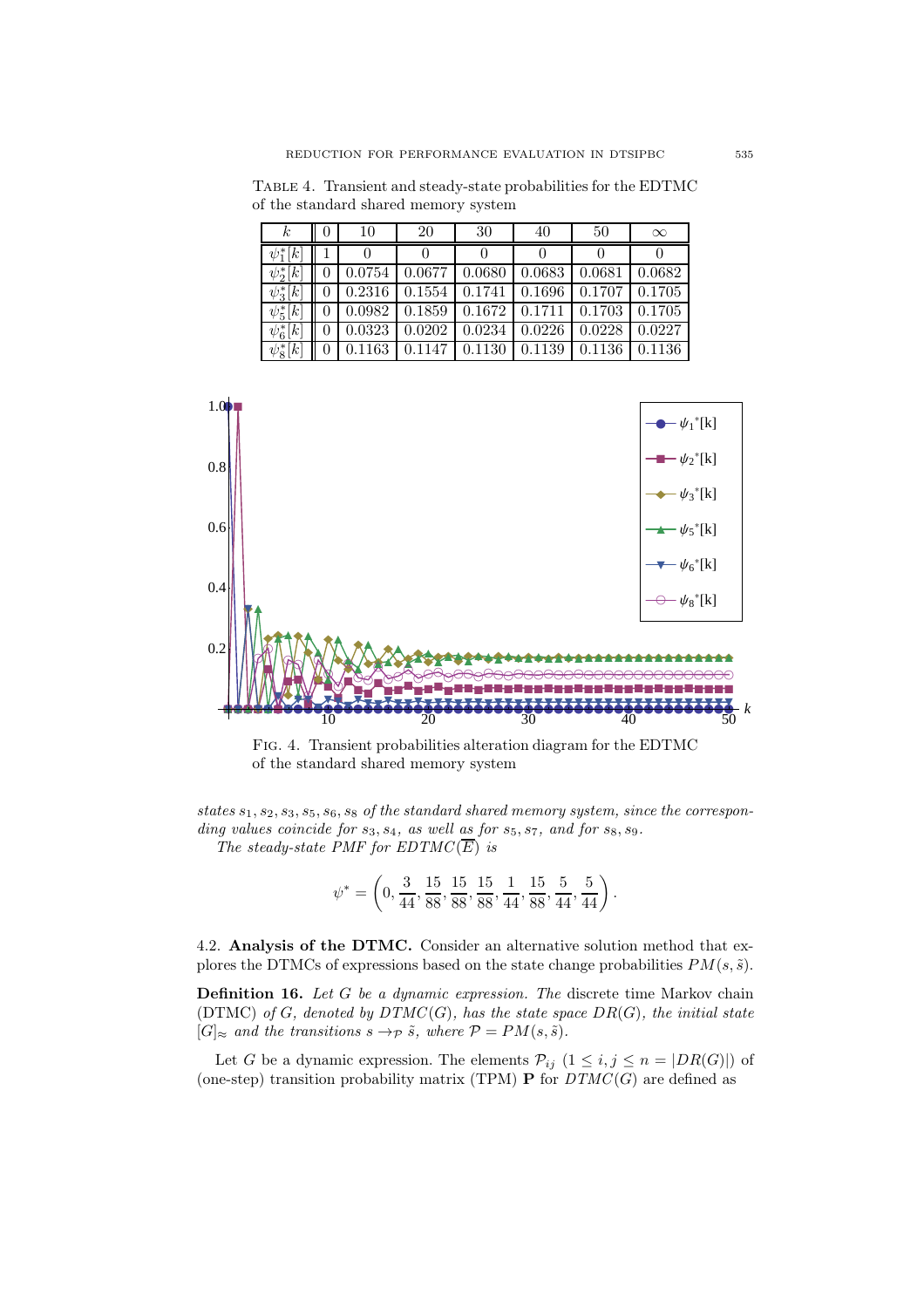Table 4. Transient and steady-state probabilities for the EDTMC of the standard shared memory system

| $k$ | 0 | 10 | 20 | 30 | 40 | 50 | $\infty$ |
|---|---|---|---|---|---|---|---|
| $\psi_1^*[k]$ | 1 | 0 | 0 | 0 | 0 | 0 | 0 |
| $\psi_2^*[k]$ | 0 | 0.0754 | 0.0677 | 0.0680 | 0.0683 | 0.0681 | 0.0682 |
| $\psi_3^*[k]$ | 0 | 0.2316 | 0.1554 | 0.1741 | 0.1696 | 0.1707 | 0.1705 |
| $\psi_5^*[k]$ | 0 | 0.0982 | 0.1859 | 0.1672 | 0.1711 | 0.1703 | 0.1705 |
| $\psi_6^*[k]$ | 0 | 0.0323 | 0.0202 | 0.0234 | 0.0226 | 0.0228 | 0.0227 |
| $\psi_8^*[k]$ | 0 | 0.1163 | 0.1147 | 0.1130 | 0.1139 | 0.1136 | 0.1136 |

Fig. 4. Transient probabilities alteration diagram for the EDTMC of the standard shared memory system

*states $s_1, s_2, s_3, s_5, s_6, s_8$ of the standard shared memory system, since the corresponding values coincide for $s_3, s_4$, as well as for $s_5, s_7$, and for $s_8, s_9$.*

*The steady-state PMF for $EDTMC(\overline{E})$ is*

$$\psi^* = \left(0, \frac{3}{44}, \frac{15}{88}, \frac{15}{88}, \frac{15}{88}, \frac{1}{44}, \frac{15}{88}, \frac{5}{44}, \frac{5}{44}\right).$$

4.2. **Analysis of the DTMC.** Consider an alternative solution method that explores the DTMCs of expressions based on the state change probabilities $PM(s, \tilde{s})$.

**Definition 16.** *Let $G$ be a dynamic expression. The* discrete time Markov chain (DTMC) *of $G$, denoted by $DTMC(G)$, has the state space $DR(G)$, the initial state $[G]_\approx$ and the transitions $s \rightarrow_\mathcal{P} \tilde{s}$, where $\mathcal{P} = PM(s, \tilde{s})$.*

Let $G$ be a dynamic expression. The elements $\mathcal{P}_{ij}$ $(1 \leq i, j \leq n = |DR(G)|)$ of (one-step) transition probability matrix (TPM) $\mathbf{P}$ for $DTMC(G)$ are defined as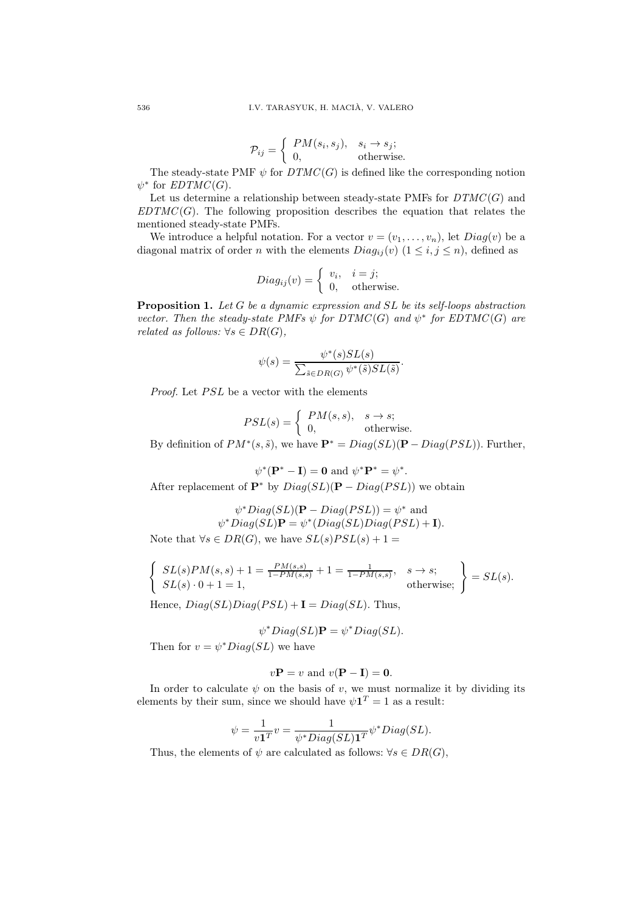$$\mathcal{P}_{ij} = \begin{cases} PM(s_i, s_j), & s_i \to s_j; \\ 0, & \text{otherwise.} \end{cases}$$

The steady-state PMF $\psi$ for $DTMC(G)$ is defined like the corresponding notion $\psi^*$ for $EDTMC(G)$.

Let us determine a relationship between steady-state PMFs for $DTMC(G)$ and $EDTMC(G)$. The following proposition describes the equation that relates the mentioned steady-state PMFs.

We introduce a helpful notation. For a vector $v = (v_1, \ldots, v_n)$, let $Diag(v)$ be a diagonal matrix of order $n$ with the elements $Diag_{ij}(v)$ $(1 \leq i, j \leq n)$, defined as

$$Diag_{ij}(v) = \begin{cases} v_i, & i = j; \\ 0, & \text{otherwise.} \end{cases}$$

**Proposition 1.** *Let $G$ be a dynamic expression and $SL$ be its self-loops abstraction vector. Then the steady-state PMFs $\psi$ for $DTMC(G)$ and $\psi^*$ for $EDTMC(G)$ are related as follows: $\forall s \in DR(G)$,*

$$\psi(s) = \frac{\psi^*(s) SL(s)}{\sum_{\tilde{s} \in DR(G)} \psi^*(\tilde{s}) SL(\tilde{s})}.$$

*Proof.* Let $PSL$ be a vector with the elements

$$PSL(s) = \begin{cases} PM(s, s), & s \to s; \\ 0, & \text{otherwise.} \end{cases}$$

By definition of $PM^*(s, \tilde{s})$, we have $\mathbf{P}^* = Diag(SL)(\mathbf{P} - Diag(PSL))$. Further,

$$\psi^*(\mathbf{P}^* - \mathbf{I}) = \mathbf{0} \text{ and } \psi^* \mathbf{P}^* = \psi^*.$$

After replacement of $\mathbf{P}^*$ by $Diag(SL)(\mathbf{P} - Diag(PSL))$ we obtain

$$\psi^* Diag(SL)(\mathbf{P} - Diag(PSL)) = \psi^* \text{ and}$$
$$\psi^* Diag(SL)\mathbf{P} = \psi^*(Diag(SL)Diag(PSL) + \mathbf{I}).$$

Note that $\forall s \in DR(G)$, we have $SL(s)PSL(s) + 1 =$

$$\left\{ \begin{array}{ll} SL(s)PM(s, s) + 1 = \frac{PM(s,s)}{1 - PM(s,s)} + 1 = \frac{1}{1 - PM(s,s)}, & s \to s; \\ SL(s) \cdot 0 + 1 = 1, & \text{otherwise;} \end{array} \right\} = SL(s).$$

Hence, $Diag(SL)Diag(PSL) + \mathbf{I} = Diag(SL)$. Thus,

$$\psi^* Diag(SL)\mathbf{P} = \psi^* Diag(SL).$$

Then for $v = \psi^* Diag(SL)$ we have

$$v\mathbf{P} = v \text{ and } v(\mathbf{P} - \mathbf{I}) = \mathbf{0}.$$

In order to calculate $\psi$ on the basis of $v$, we must normalize it by dividing its elements by their sum, since we should have $\psi \mathbf{1}^T = 1$ as a result:

$$\psi = \frac{1}{v\mathbf{1}^T} v = \frac{1}{\psi^* Diag(SL)\mathbf{1}^T} \psi^* Diag(SL).$$

Thus, the elements of $\psi$ are calculated as follows: $\forall s \in DR(G)$,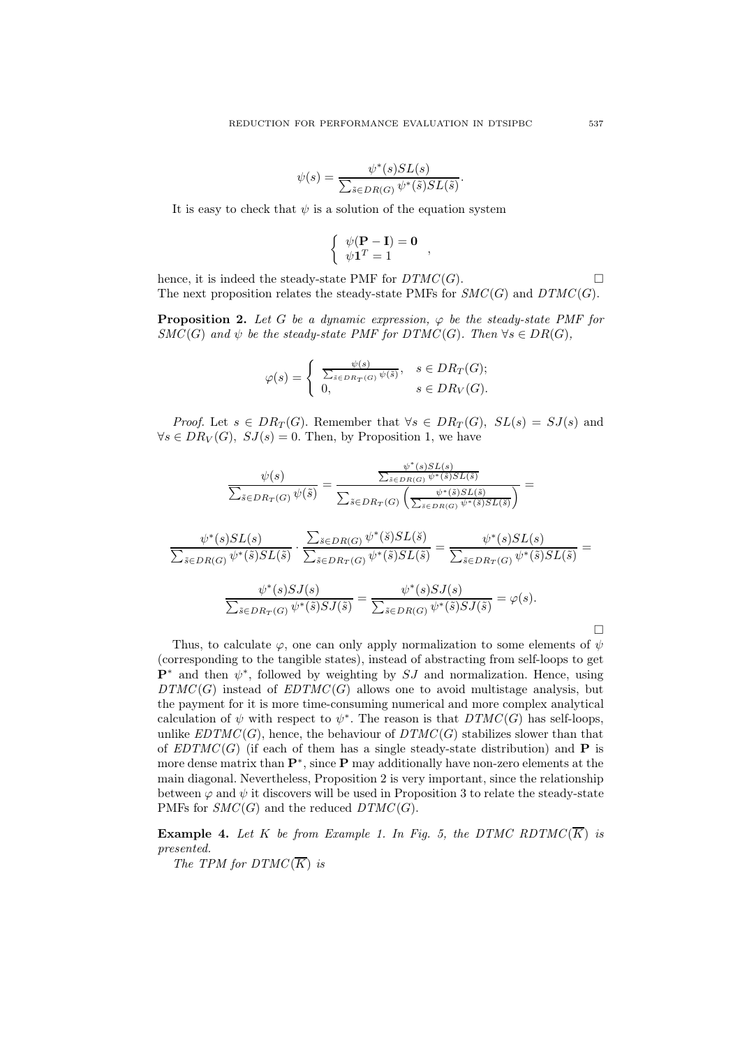$$\psi(s) = \frac{\psi^*(s)SL(s)}{\sum_{\tilde{s}\in DR(G)} \psi^*(\tilde{s})SL(\tilde{s})}.$$

It is easy to check that $\psi$ is a solution of the equation system

$$\begin{cases} \psi(\mathbf{P} - \mathbf{I}) = \mathbf{0} \\ \psi \mathbf{1}^T = 1 \end{cases},$$

hence, it is indeed the steady-state PMF for $DTMC(G)$. □

The next proposition relates the steady-state PMFs for $SMC(G)$ and $DTMC(G)$.

**Proposition 2.** *Let $G$ be a dynamic expression, $\varphi$ be the steady-state PMF for $SMC(G)$ and $\psi$ be the steady-state PMF for $DTMC(G)$. Then $\forall s \in DR(G)$,*

$$\varphi(s) = \begin{cases} \frac{\psi(s)}{\sum_{\tilde{s}\in DR_T(G)} \psi(\tilde{s})}, & s \in DR_T(G); \\ 0, & s \in DR_V(G). \end{cases}$$

*Proof.* Let $s \in DR_T(G)$. Remember that $\forall s \in DR_T(G),\ SL(s) = SJ(s)$ and $\forall s \in DR_V(G),\ SJ(s) = 0$. Then, by Proposition 1, we have

$$\frac{\psi(s)}{\sum_{\tilde{s}\in DR_T(G)} \psi(\tilde{s})} = \frac{\frac{\psi^*(s)SL(s)}{\sum_{\tilde{s}\in DR(G)} \psi^*(\tilde{s})SL(\tilde{s})}}{\sum_{\tilde{s}\in DR_T(G)} \left( \frac{\psi^*(\tilde{s})SL(\tilde{s})}{\sum_{\tilde{s}\in DR(G)} \psi^*(\tilde{s})SL(\tilde{s})} \right)} =$$

$$\frac{\psi^*(s)SL(s)}{\sum_{\tilde{s}\in DR(G)} \psi^*(\tilde{s})SL(\tilde{s})} \cdot \frac{\sum_{\check{s}\in DR(G)} \psi^*(\check{s})SL(\check{s})}{\sum_{\tilde{s}\in DR_T(G)} \psi^*(\tilde{s})SL(\tilde{s})} = \frac{\psi^*(s)SL(s)}{\sum_{\tilde{s}\in DR_T(G)} \psi^*(\tilde{s})SL(\tilde{s})} =$$

$$\frac{\psi^*(s)SJ(s)}{\sum_{\tilde{s}\in DR_T(G)} \psi^*(\tilde{s})SJ(\tilde{s})} = \frac{\psi^*(s)SJ(s)}{\sum_{\tilde{s}\in DR(G)} \psi^*(\tilde{s})SJ(\tilde{s})} = \varphi(s).$$

□

Thus, to calculate $\varphi$, one can only apply normalization to some elements of $\psi$ (corresponding to the tangible states), instead of abstracting from self-loops to get $\mathbf{P}^*$ and then $\psi^*$, followed by weighting by $SJ$ and normalization. Hence, using $DTMC(G)$ instead of $EDTMC(G)$ allows one to avoid multistage analysis, but the payment for it is more time-consuming numerical and more complex analytical calculation of $\psi$ with respect to $\psi^*$. The reason is that $DTMC(G)$ has self-loops, unlike $EDTMC(G)$, hence, the behaviour of $DTMC(G)$ stabilizes slower than that of $EDTMC(G)$ (if each of them has a single steady-state distribution) and $\mathbf{P}$ is more dense matrix than $\mathbf{P}^*$, since $\mathbf{P}$ may additionally have non-zero elements at the main diagonal. Nevertheless, Proposition 2 is very important, since the relationship between $\varphi$ and $\psi$ it discovers will be used in Proposition 3 to relate the steady-state PMFs for $SMC(G)$ and the reduced $DTMC(G)$.

**Example 4.** *Let $K$ be from Example 1. In Fig. 5, the DTMC $RDTMC(\overline{K})$ is presented.*

*The TPM for $DTMC(\overline{K})$ is*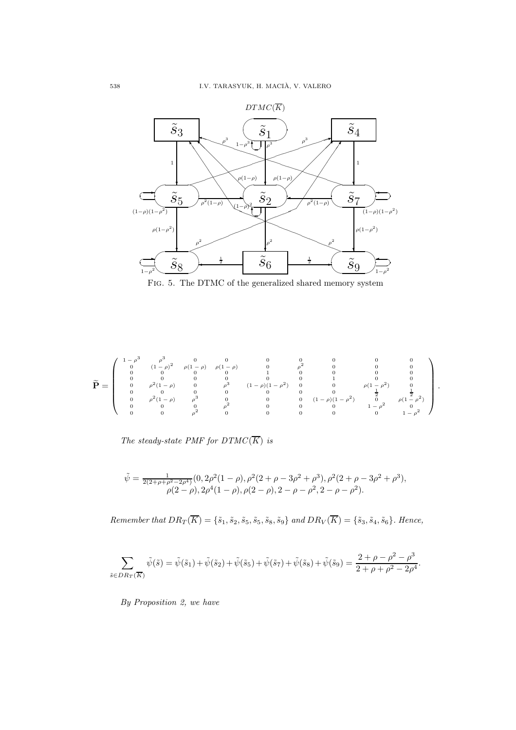FIG. 5. The DTMC of the generalized shared memory system

$$\widetilde{\mathbf{P}} = \begin{pmatrix} 1-\rho^3 & \rho^3 & 0 & 0 & 0 & 0 & 0 & 0 & 0 \\ 0 & (1-\rho)^2 & \rho(1-\rho) & \rho(1-\rho) & 0 & \rho^2 & 0 & 0 & 0 \\ 0 & 0 & 0 & 0 & 1 & 0 & 0 & 0 & 0 \\ 0 & 0 & 0 & 0 & 0 & 0 & 1 & 0 & 0 \\ 0 & \rho^2(1-\rho) & 0 & \rho^3 & (1-\rho)(1-\rho^2) & 0 & 0 & \rho(1-\rho^2) & 0 \\ 0 & 0 & 0 & 0 & 0 & 0 & 0 & \frac{1}{2} & \frac{1}{2} \\ 0 & \rho^2(1-\rho) & \rho^3 & 0 & 0 & 0 & (1-\rho)(1-\rho^2) & 0 & \rho(1-\rho^2) \\ 0 & 0 & 0 & \rho^2 & 0 & 0 & 0 & 1-\rho^2 & 0 \\ 0 & 0 & \rho^2 & 0 & 0 & 0 & 0 & 0 & 1-\rho^2 \end{pmatrix}.$$

*The steady-state PMF for $DTMC(\overline{K})$ is*

$$\tilde{\psi} = \frac{1}{2(2+\rho+\rho^2-2\rho^4)}(0, 2\rho^2(1-\rho), \rho^2(2+\rho-3\rho^2+\rho^3), \rho^2(2+\rho-3\rho^2+\rho^3), \rho(2-\rho), 2\rho^4(1-\rho), \rho(2-\rho), 2-\rho-\rho^2, 2-\rho-\rho^2).$$

*Remember that $DR_T(\overline{K}) = \{\tilde{s}_1, \tilde{s}_2, \tilde{s}_5, \tilde{s}_5, \tilde{s}_8, \tilde{s}_9\}$ and $DR_V(\overline{K}) = \{\tilde{s}_3, \tilde{s}_4, \tilde{s}_6\}$. Hence,*

$$\sum_{\tilde{s} \in DR_T(\overline{K})} \tilde{\psi}(\tilde{s}) = \tilde{\psi}(\tilde{s}_1) + \tilde{\psi}(\tilde{s}_2) + \tilde{\psi}(\tilde{s}_5) + \tilde{\psi}(\tilde{s}_7) + \tilde{\psi}(\tilde{s}_8) + \tilde{\psi}(\tilde{s}_9) = \frac{2+\rho-\rho^2-\rho^3}{2+\rho+\rho^2-2\rho^4}.$$

*By Proposition 2, we have*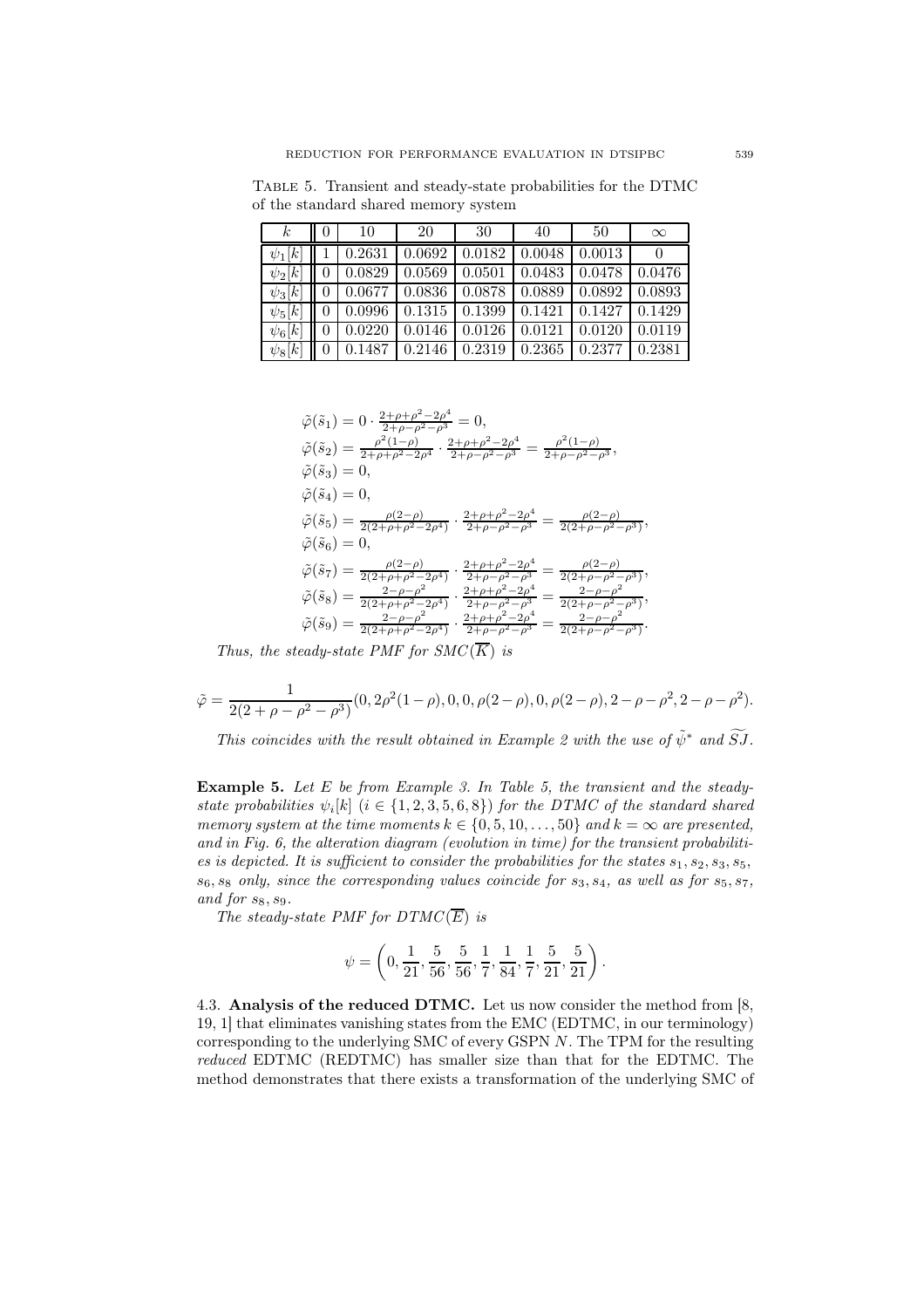TABLE 5. Transient and steady-state probabilities for the DTMC of the standard shared memory system

| $k$ | 0 | 10 | 20 | 30 | 40 | 50 | $\infty$ |
|---|---|---|---|---|---|---|---|
| $\psi_1[k]$ | 1 | 0.2631 | 0.0692 | 0.0182 | 0.0048 | 0.0013 | 0 |
| $\psi_2[k]$ | 0 | 0.0829 | 0.0569 | 0.0501 | 0.0483 | 0.0478 | 0.0476 |
| $\psi_3[k]$ | 0 | 0.0677 | 0.0836 | 0.0878 | 0.0889 | 0.0892 | 0.0893 |
| $\psi_5[k]$ | 0 | 0.0996 | 0.1315 | 0.1399 | 0.1421 | 0.1427 | 0.1429 |
| $\psi_6[k]$ | 0 | 0.0220 | 0.0146 | 0.0126 | 0.0121 | 0.0120 | 0.0119 |
| $\psi_8[k]$ | 0 | 0.1487 | 0.2146 | 0.2319 | 0.2365 | 0.2377 | 0.2381 |

$$
\begin{aligned}
&\tilde{\varphi}(\tilde{s}_1) = 0 \cdot \tfrac{2+\rho+\rho^2-2\rho^4}{2+\rho-\rho^2-\rho^3} = 0,\\
&\tilde{\varphi}(\tilde{s}_2) = \tfrac{\rho^2(1-\rho)}{2+\rho+\rho^2-2\rho^4} \cdot \tfrac{2+\rho+\rho^2-2\rho^4}{2+\rho-\rho^2-\rho^3} = \tfrac{\rho^2(1-\rho)}{2+\rho-\rho^2-\rho^3},\\
&\tilde{\varphi}(\tilde{s}_3) = 0,\\
&\tilde{\varphi}(\tilde{s}_4) = 0,\\
&\tilde{\varphi}(\tilde{s}_5) = \tfrac{\rho(2-\rho)}{2(2+\rho+\rho^2-2\rho^4)} \cdot \tfrac{2+\rho+\rho^2-2\rho^4}{2+\rho-\rho^2-\rho^3} = \tfrac{\rho(2-\rho)}{2(2+\rho-\rho^2-\rho^3)},\\
&\tilde{\varphi}(\tilde{s}_6) = 0,\\
&\tilde{\varphi}(\tilde{s}_7) = \tfrac{\rho(2-\rho)}{2(2+\rho+\rho^2-2\rho^4)} \cdot \tfrac{2+\rho+\rho^2-2\rho^4}{2+\rho-\rho^2-\rho^3} = \tfrac{\rho(2-\rho)}{2(2+\rho-\rho^2-\rho^3)},\\
&\tilde{\varphi}(\tilde{s}_8) = \tfrac{2-\rho-\rho^2}{2(2+\rho+\rho^2-2\rho^4)} \cdot \tfrac{2+\rho+\rho^2-2\rho^4}{2+\rho-\rho^2-\rho^3} = \tfrac{2-\rho-\rho^2}{2(2+\rho-\rho^2-\rho^3)},\\
&\tilde{\varphi}(\tilde{s}_9) = \tfrac{2-\rho-\rho^2}{2(2+\rho+\rho^2-2\rho^4)} \cdot \tfrac{2+\rho+\rho^2-2\rho^4}{2+\rho-\rho^2-\rho^3} = \tfrac{2-\rho-\rho^2}{2(2+\rho-\rho^2-\rho^3)}.
\end{aligned}
$$

*Thus, the steady-state PMF for $SMC(\overline{K})$ is*

$$\tilde{\varphi} = \frac{1}{2(2+\rho-\rho^2-\rho^3)}(0, 2\rho^2(1-\rho), 0, 0, \rho(2-\rho), 0, \rho(2-\rho), 2-\rho-\rho^2, 2-\rho-\rho^2).$$

*This coincides with the result obtained in Example 2 with the use of $\tilde{\psi}^*$ and $\widetilde{SJ}$.*

**Example 5.** *Let $E$ be from Example 3. In Table 5, the transient and the steady-state probabilities $\psi_i[k]$ $(i \in \{1, 2, 3, 5, 6, 8\})$ for the DTMC of the standard shared memory system at the time moments $k \in \{0, 5, 10, \ldots, 50\}$ and $k = \infty$ are presented, and in Fig. 6, the alteration diagram (evolution in time) for the transient probabilities is depicted. It is sufficient to consider the probabilities for the states $s_1, s_2, s_3, s_5, s_6, s_8$ only, since the corresponding values coincide for $s_3, s_4$, as well as for $s_5, s_7$, and for $s_8, s_9$.*

*The steady-state PMF for $DTMC(\overline{E})$ is*

$$\psi = \left(0, \frac{1}{21}, \frac{5}{56}, \frac{5}{56}, \frac{1}{7}, \frac{1}{84}, \frac{1}{7}, \frac{5}{21}, \frac{5}{21}\right).$$

4.3. **Analysis of the reduced DTMC.** Let us now consider the method from [8, 19, 1] that eliminates vanishing states from the EMC (EDTMC, in our terminology) corresponding to the underlying SMC of every GSPN $N$. The TPM for the resulting *reduced* EDTMC (REDTMC) has smaller size than that for the EDTMC. The method demonstrates that there exists a transformation of the underlying SMC of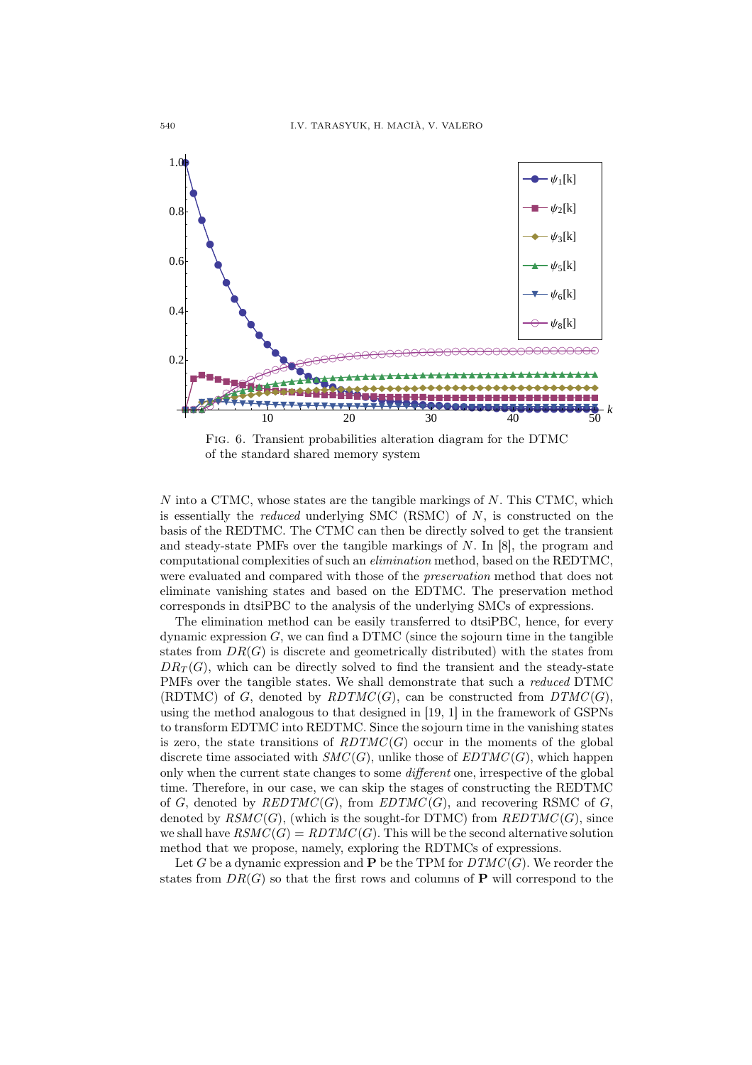Fig. 6. Transient probabilities alteration diagram for the DTMC of the standard shared memory system

$N$ into a CTMC, whose states are the tangible markings of $N$. This CTMC, which is essentially the *reduced* underlying SMC (RSMC) of $N$, is constructed on the basis of the REDTMC. The CTMC can then be directly solved to get the transient and steady-state PMFs over the tangible markings of $N$. In [8], the program and computational complexities of such an *elimination* method, based on the REDTMC, were evaluated and compared with those of the *preservation* method that does not eliminate vanishing states and based on the EDTMC. The preservation method corresponds in dtsiPBC to the analysis of the underlying SMCs of expressions.

The elimination method can be easily transferred to dtsiPBC, hence, for every dynamic expression $G$, we can find a DTMC (since the sojourn time in the tangible states from $DR(G)$ is discrete and geometrically distributed) with the states from $DR_T(G)$, which can be directly solved to find the transient and the steady-state PMFs over the tangible states. We shall demonstrate that such a *reduced* DTMC (RDTMC) of $G$, denoted by $RDTMC(G)$, can be constructed from $DTMC(G)$, using the method analogous to that designed in [19, 1] in the framework of GSPNs to transform EDTMC into REDTMC. Since the sojourn time in the vanishing states is zero, the state transitions of $RDTMC(G)$ occur in the moments of the global discrete time associated with $SMC(G)$, unlike those of $EDTMC(G)$, which happen only when the current state changes to some *different* one, irrespective of the global time. Therefore, in our case, we can skip the stages of constructing the REDTMC of $G$, denoted by $REDTMC(G)$, from $EDTMC(G)$, and recovering RSMC of $G$, denoted by $RSMC(G)$, (which is the sought-for DTMC) from $REDTMC(G)$, since we shall have $RSMC(G) = RDTMC(G)$. This will be the second alternative solution method that we propose, namely, exploring the RDTMCs of expressions.

Let $G$ be a dynamic expression and $\mathbf{P}$ be the TPM for $DTMC(G)$. We reorder the states from $DR(G)$ so that the first rows and columns of $\mathbf{P}$ will correspond to the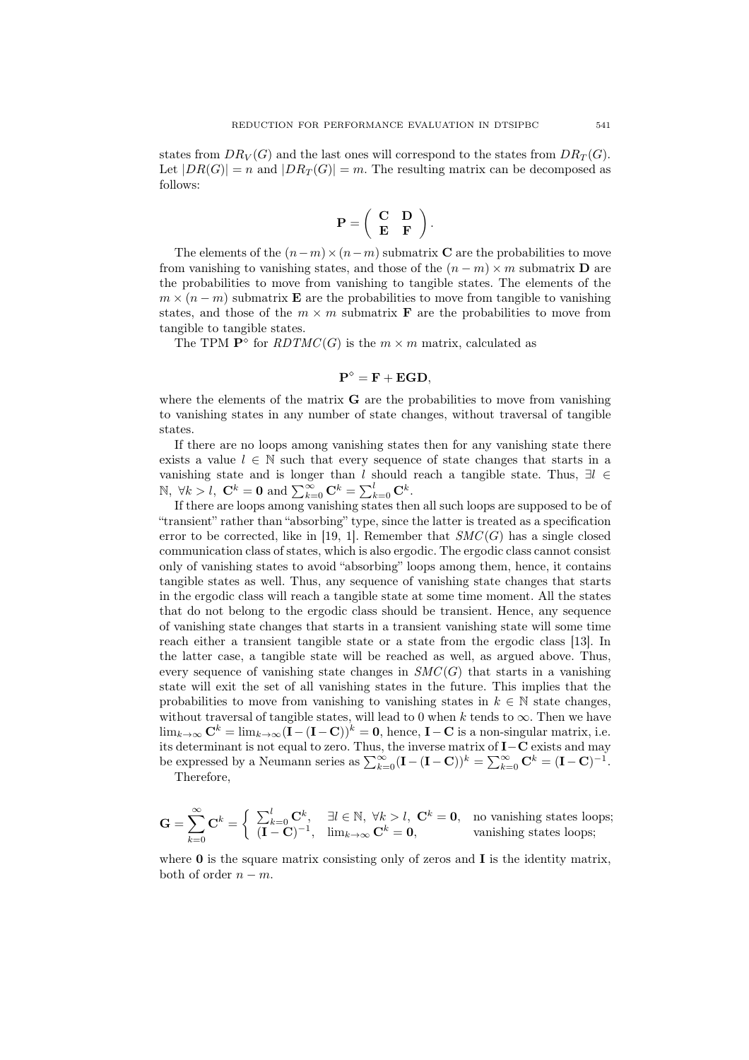states from $DR_V(G)$ and the last ones will correspond to the states from $DR_T(G)$. Let $|DR(G)| = n$ and $|DR_T(G)| = m$. The resulting matrix can be decomposed as follows:

$$\mathbf{P} = \begin{pmatrix} \mathbf{C} & \mathbf{D} \\ \mathbf{E} & \mathbf{F} \end{pmatrix}.$$

The elements of the $(n-m)\times(n-m)$ submatrix $\mathbf{C}$ are the probabilities to move from vanishing to vanishing states, and those of the $(n-m)\times m$ submatrix $\mathbf{D}$ are the probabilities to move from vanishing to tangible states. The elements of the $m\times(n-m)$ submatrix $\mathbf{E}$ are the probabilities to move from tangible to vanishing states, and those of the $m\times m$ submatrix $\mathbf{F}$ are the probabilities to move from tangible to tangible states.

The TPM $\mathbf{P}^\diamond$ for $RDTMC(G)$ is the $m\times m$ matrix, calculated as

$$\mathbf{P}^\diamond = \mathbf{F} + \mathbf{EGD},$$

where the elements of the matrix $\mathbf{G}$ are the probabilities to move from vanishing to vanishing states in any number of state changes, without traversal of tangible states.

If there are no loops among vanishing states then for any vanishing state there exists a value $l\in\mathbb{N}$ such that every sequence of state changes that starts in a vanishing state and is longer than $l$ should reach a tangible state. Thus, $\exists l\in\mathbb{N},\ \forall k>l,\ \mathbf{C}^k=\mathbf{0}$ and $\sum_{k=0}^{\infty}\mathbf{C}^k=\sum_{k=0}^{l}\mathbf{C}^k$.

If there are loops among vanishing states then all such loops are supposed to be of "transient" rather than "absorbing" type, since the latter is treated as a specification error to be corrected, like in [19, 1]. Remember that $SMC(G)$ has a single closed communication class of states, which is also ergodic. The ergodic class cannot consist only of vanishing states to avoid "absorbing" loops among them, hence, it contains tangible states as well. Thus, any sequence of vanishing state changes that starts in the ergodic class will reach a tangible state at some time moment. All the states that do not belong to the ergodic class should be transient. Hence, any sequence of vanishing state changes that starts in a transient vanishing state will some time reach either a transient tangible state or a state from the ergodic class [13]. In the latter case, a tangible state will be reached as well, as argued above. Thus, every sequence of vanishing state changes in $SMC(G)$ that starts in a vanishing state will exit the set of all vanishing states in the future. This implies that the probabilities to move from vanishing to vanishing states in $k\in\mathbb{N}$ state changes, without traversal of tangible states, will lead to 0 when $k$ tends to $\infty$. Then we have $\lim_{k\to\infty}\mathbf{C}^k=\lim_{k\to\infty}(\mathbf{I}-(\mathbf{I}-\mathbf{C}))^k=\mathbf{0}$, hence, $\mathbf{I}-\mathbf{C}$ is a non-singular matrix, i.e. its determinant is not equal to zero. Thus, the inverse matrix of $\mathbf{I}-\mathbf{C}$ exists and may be expressed by a Neumann series as $\sum_{k=0}^{\infty}(\mathbf{I}-(\mathbf{I}-\mathbf{C}))^k=\sum_{k=0}^{\infty}\mathbf{C}^k=(\mathbf{I}-\mathbf{C})^{-1}$.

Therefore,

$$\mathbf{G}=\sum_{k=0}^{\infty}\mathbf{C}^k=\begin{cases}\sum_{k=0}^{l}\mathbf{C}^k, & \exists l\in\mathbb{N},\ \forall k>l,\ \mathbf{C}^k=\mathbf{0}, \quad \text{no vanishing states loops;}\\ (\mathbf{I}-\mathbf{C})^{-1}, & \lim_{k\to\infty}\mathbf{C}^k=\mathbf{0}, \quad \text{vanishing states loops;}\end{cases}$$

where $\mathbf{0}$ is the square matrix consisting only of zeros and $\mathbf{I}$ is the identity matrix, both of order $n-m$.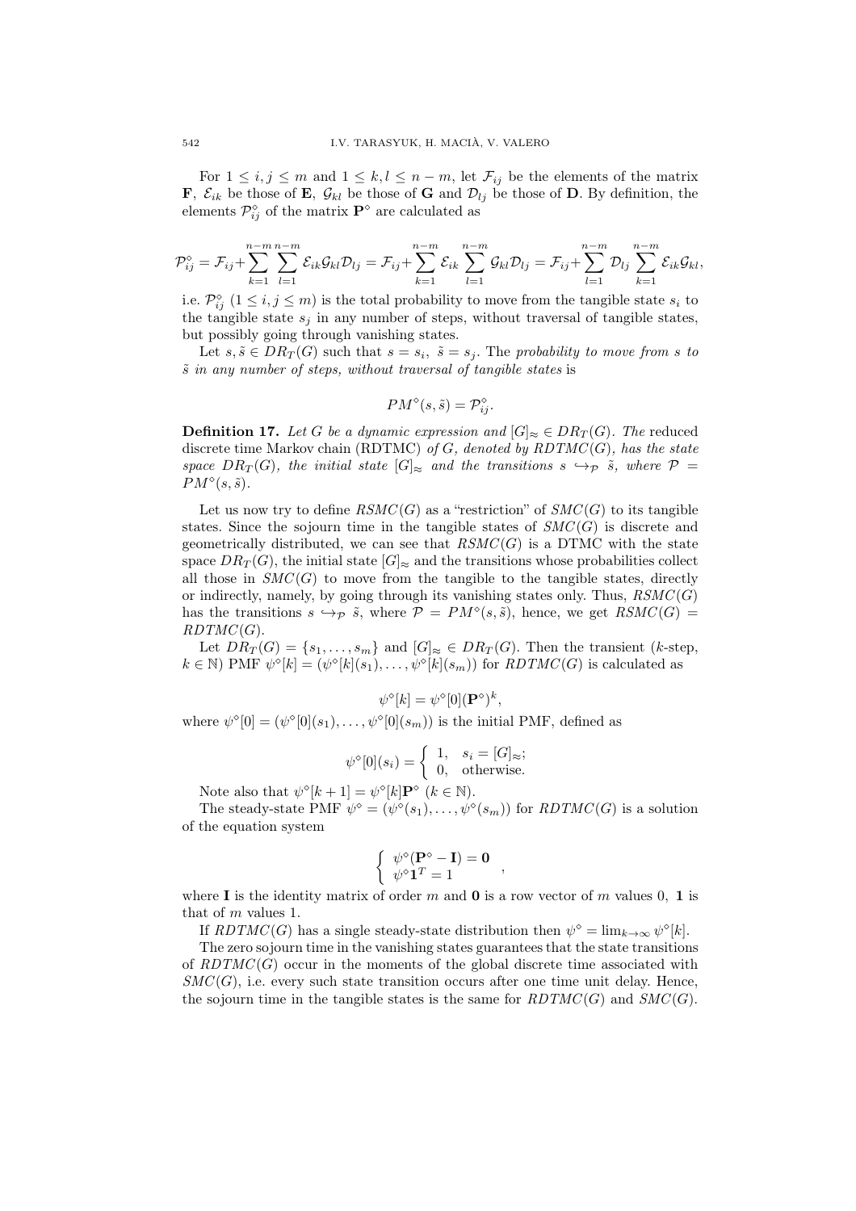For $1 \le i, j \le m$ and $1 \le k, l \le n-m$, let $\mathcal{F}_{ij}$ be the elements of the matrix $\mathbf{F}$, $\mathcal{E}_{ik}$ be those of $\mathbf{E}$, $\mathcal{G}_{kl}$ be those of $\mathbf{G}$ and $\mathcal{D}_{lj}$ be those of $\mathbf{D}$. By definition, the elements $\mathcal{P}^{\diamond}_{ij}$ of the matrix $\mathbf{P}^{\diamond}$ are calculated as

$$\mathcal{P}^{\diamond}_{ij} = \mathcal{F}_{ij} + \sum_{k=1}^{n-m}\sum_{l=1}^{n-m} \mathcal{E}_{ik}\mathcal{G}_{kl}\mathcal{D}_{lj} = \mathcal{F}_{ij} + \sum_{k=1}^{n-m} \mathcal{E}_{ik} \sum_{l=1}^{n-m} \mathcal{G}_{kl}\mathcal{D}_{lj} = \mathcal{F}_{ij} + \sum_{l=1}^{n-m} \mathcal{D}_{lj} \sum_{k=1}^{n-m} \mathcal{E}_{ik}\mathcal{G}_{kl},$$

i.e. $\mathcal{P}^{\diamond}_{ij}$ $(1 \le i, j \le m)$ is the total probability to move from the tangible state $s_i$ to the tangible state $s_j$ in any number of steps, without traversal of tangible states, but possibly going through vanishing states.

Let $s, \tilde{s} \in DR_T(G)$ such that $s = s_i,\ \tilde{s} = s_j$. The *probability to move from $s$ to $\tilde{s}$ in any number of steps, without traversal of tangible states* is

$$PM^{\diamond}(s, \tilde{s}) = \mathcal{P}^{\diamond}_{ij}.$$

**Definition 17.** *Let $G$ be a dynamic expression and $[G]_{\approx} \in DR_T(G)$. The* reduced discrete time Markov chain (RDTMC) *of $G$, denoted by $RDTMC(G)$, has the state space $DR_T(G)$, the initial state $[G]_{\approx}$ and the transitions $s \hookrightarrow_{\mathcal{P}} \tilde{s}$, where $\mathcal{P} = PM^{\diamond}(s, \tilde{s})$.*

Let us now try to define $RSMC(G)$ as a "restriction" of $SMC(G)$ to its tangible states. Since the sojourn time in the tangible states of $SMC(G)$ is discrete and geometrically distributed, we can see that $RSMC(G)$ is a DTMC with the state space $DR_T(G)$, the initial state $[G]_{\approx}$ and the transitions whose probabilities collect all those in $SMC(G)$ to move from the tangible to the tangible states, directly or indirectly, namely, by going through its vanishing states only. Thus, $RSMC(G)$ has the transitions $s \hookrightarrow_{\mathcal{P}} \tilde{s}$, where $\mathcal{P} = PM^{\diamond}(s, \tilde{s})$, hence, we get $RSMC(G) = RDTMC(G)$.

Let $DR_T(G) = \{s_1, \ldots, s_m\}$ and $[G]_{\approx} \in DR_T(G)$. Then the transient ($k$-step, $k \in \mathbb{N}$) PMF $\psi^{\diamond}[k] = (\psi^{\diamond}[k](s_1), \ldots, \psi^{\diamond}[k](s_m))$ for $RDTMC(G)$ is calculated as

$$\psi^{\diamond}[k] = \psi^{\diamond}[0](\mathbf{P}^{\diamond})^k,$$

where $\psi^{\diamond}[0] = (\psi^{\diamond}[0](s_1), \ldots, \psi^{\diamond}[0](s_m))$ is the initial PMF, defined as

$$\psi^{\diamond}[0](s_i) = \begin{cases} 1, & s_i = [G]_{\approx}; \\ 0, & \text{otherwise.} \end{cases}$$

Note also that $\psi^{\diamond}[k+1] = \psi^{\diamond}[k]\mathbf{P}^{\diamond}$ $(k \in \mathbb{N})$.

The steady-state PMF $\psi^{\diamond} = (\psi^{\diamond}(s_1), \ldots, \psi^{\diamond}(s_m))$ for $RDTMC(G)$ is a solution of the equation system

$$\begin{cases} \psi^{\diamond}(\mathbf{P}^{\diamond} - \mathbf{I}) = \mathbf{0} \\ \psi^{\diamond}\mathbf{1}^T = 1 \end{cases},$$

where $\mathbf{I}$ is the identity matrix of order $m$ and $\mathbf{0}$ is a row vector of $m$ values 0, $\mathbf{1}$ is that of $m$ values 1.

If $RDTMC(G)$ has a single steady-state distribution then $\psi^{\diamond} = \lim_{k\to\infty} \psi^{\diamond}[k]$.

The zero sojourn time in the vanishing states guarantees that the state transitions of $RDTMC(G)$ occur in the moments of the global discrete time associated with $SMC(G)$, i.e. every such state transition occurs after one time unit delay. Hence, the sojourn time in the tangible states is the same for $RDTMC(G)$ and $SMC(G)$.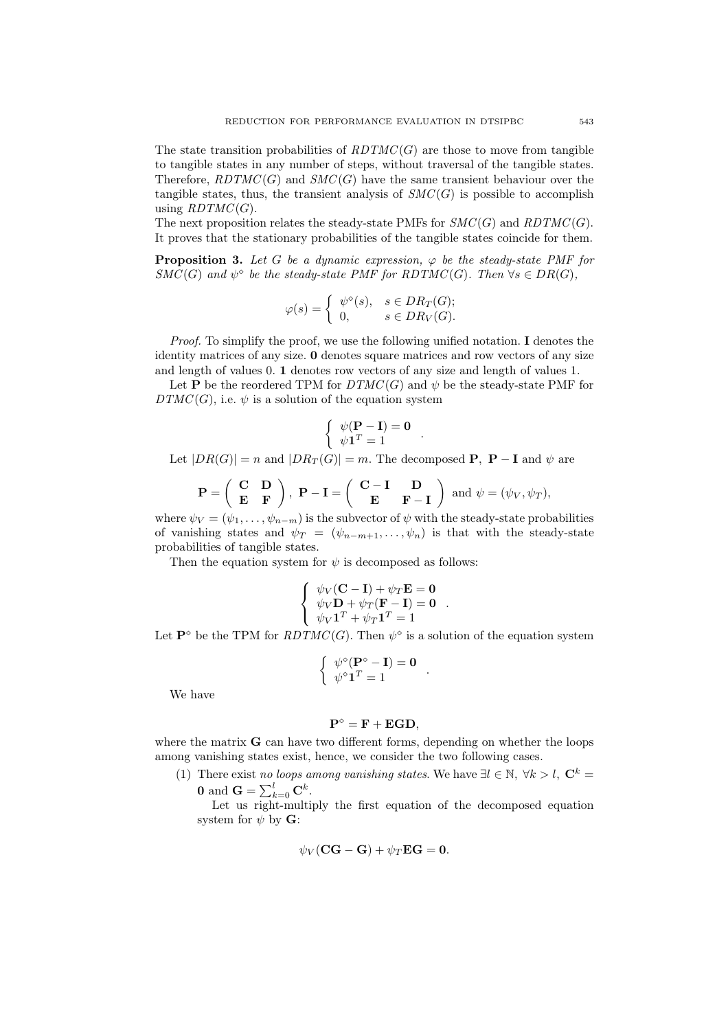The state transition probabilities of $RDTMC(G)$ are those to move from tangible to tangible states in any number of steps, without traversal of the tangible states. Therefore, $RDTMC(G)$ and $SMC(G)$ have the same transient behaviour over the tangible states, thus, the transient analysis of $SMC(G)$ is possible to accomplish using $RDTMC(G)$.

The next proposition relates the steady-state PMFs for $SMC(G)$ and $RDTMC(G)$. It proves that the stationary probabilities of the tangible states coincide for them.

**Proposition 3.** *Let $G$ be a dynamic expression, $\varphi$ be the steady-state PMF for $SMC(G)$ and $\psi^\diamond$ be the steady-state PMF for $RDTMC(G)$. Then $\forall s \in DR(G)$,*

$$\varphi(s) = \begin{cases} \psi^\diamond(s), & s \in DR_T(G); \\ 0, & s \in DR_V(G). \end{cases}$$

*Proof.* To simplify the proof, we use the following unified notation. $\mathbf{I}$ denotes the identity matrices of any size. $\mathbf{0}$ denotes square matrices and row vectors of any size and length of values 0. $\mathbf{1}$ denotes row vectors of any size and length of values 1.

Let $\mathbf{P}$ be the reordered TPM for $DTMC(G)$ and $\psi$ be the steady-state PMF for $DTMC(G)$, i.e. $\psi$ is a solution of the equation system

$$\begin{cases} \psi(\mathbf{P} - \mathbf{I}) = \mathbf{0} \\ \psi \mathbf{1}^T = 1 \end{cases}.$$

Let $|DR(G)| = n$ and $|DR_T(G)| = m$. The decomposed $\mathbf{P}$, $\mathbf{P} - \mathbf{I}$ and $\psi$ are

$$\mathbf{P} = \begin{pmatrix} \mathbf{C} & \mathbf{D} \\ \mathbf{E} & \mathbf{F} \end{pmatrix}, \ \mathbf{P} - \mathbf{I} = \begin{pmatrix} \mathbf{C} - \mathbf{I} & \mathbf{D} \\ \mathbf{E} & \mathbf{F} - \mathbf{I} \end{pmatrix} \text{ and } \psi = (\psi_V, \psi_T),$$

where $\psi_V = (\psi_1, \ldots, \psi_{n-m})$ is the subvector of $\psi$ with the steady-state probabilities of vanishing states and $\psi_T = (\psi_{n-m+1}, \ldots, \psi_n)$ is that with the steady-state probabilities of tangible states.

Then the equation system for $\psi$ is decomposed as follows:

$$\begin{cases} \psi_V(\mathbf{C} - \mathbf{I}) + \psi_T \mathbf{E} = \mathbf{0} \\ \psi_V \mathbf{D} + \psi_T(\mathbf{F} - \mathbf{I}) = \mathbf{0} \\ \psi_V \mathbf{1}^T + \psi_T \mathbf{1}^T = 1 \end{cases}.$$

Let $\mathbf{P}^\diamond$ be the TPM for $RDTMC(G)$. Then $\psi^\diamond$ is a solution of the equation system

$$\begin{cases} \psi^\diamond(\mathbf{P}^\diamond - \mathbf{I}) = \mathbf{0} \\ \psi^\diamond \mathbf{1}^T = 1 \end{cases}.$$

We have

$$\mathbf{P}^\diamond = \mathbf{F} + \mathbf{E}\mathbf{G}\mathbf{D},$$

where the matrix $\mathbf{G}$ can have two different forms, depending on whether the loops among vanishing states exist, hence, we consider the two following cases.

(1) There exist *no loops among vanishing states*. We have $\exists l \in \mathbb{N}$, $\forall k > l$, $\mathbf{C}^k = \mathbf{0}$ and $\mathbf{G} = \sum_{k=0}^{l} \mathbf{C}^k$.

Let us right-multiply the first equation of the decomposed equation system for $\psi$ by $\mathbf{G}$:

$$\psi_V(\mathbf{C}\mathbf{G} - \mathbf{G}) + \psi_T \mathbf{E}\mathbf{G} = \mathbf{0}.$$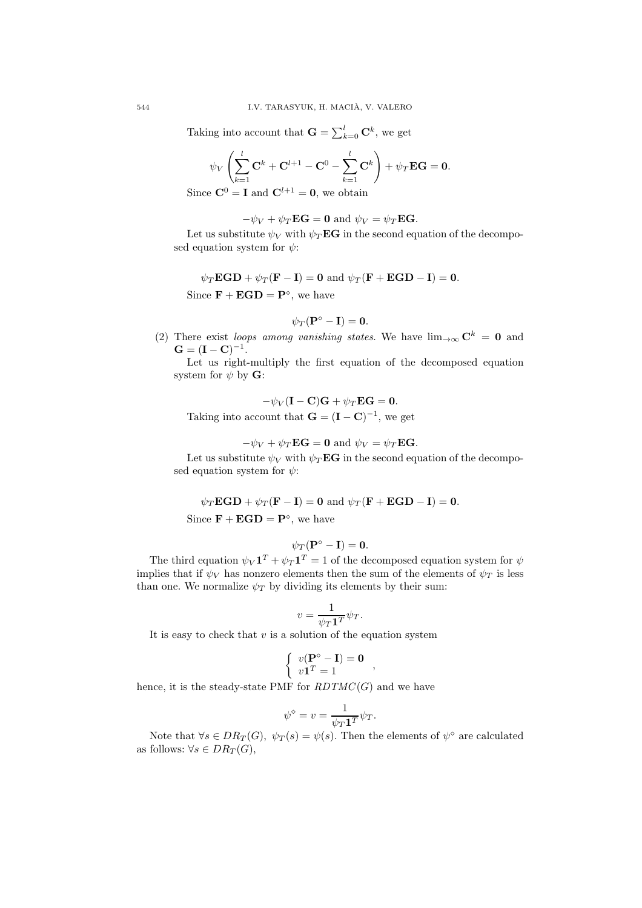Taking into account that $\mathbf{G} = \sum_{k=0}^{l} \mathbf{C}^k$, we get

$$\psi_V \left( \sum_{k=1}^{l} \mathbf{C}^k + \mathbf{C}^{l+1} - \mathbf{C}^0 - \sum_{k=1}^{l} \mathbf{C}^k \right) + \psi_T \mathbf{E}\mathbf{G} = \mathbf{0}.$$

Since $\mathbf{C}^0 = \mathbf{I}$ and $\mathbf{C}^{l+1} = \mathbf{0}$, we obtain

$$-\psi_V + \psi_T \mathbf{E}\mathbf{G} = \mathbf{0} \text{ and } \psi_V = \psi_T \mathbf{E}\mathbf{G}.$$

Let us substitute $\psi_V$ with $\psi_T \mathbf{E}\mathbf{G}$ in the second equation of the decomposed equation system for $\psi$:

$$\psi_T \mathbf{E}\mathbf{G}\mathbf{D} + \psi_T(\mathbf{F} - \mathbf{I}) = \mathbf{0} \text{ and } \psi_T(\mathbf{F} + \mathbf{E}\mathbf{G}\mathbf{D} - \mathbf{I}) = \mathbf{0}.$$

Since $\mathbf{F} + \mathbf{E}\mathbf{G}\mathbf{D} = \mathbf{P}^\diamond$, we have

$$\psi_T(\mathbf{P}^\diamond - \mathbf{I}) = \mathbf{0}.$$

(2) There exist *loops among vanishing states*. We have $\lim_{\to\infty} \mathbf{C}^k = \mathbf{0}$ and $\mathbf{G} = (\mathbf{I} - \mathbf{C})^{-1}$.

Let us right-multiply the first equation of the decomposed equation system for $\psi$ by $\mathbf{G}$:

$$-\psi_V(\mathbf{I} - \mathbf{C})\mathbf{G} + \psi_T \mathbf{E}\mathbf{G} = \mathbf{0}.$$

Taking into account that $\mathbf{G} = (\mathbf{I} - \mathbf{C})^{-1}$, we get

$$-\psi_V + \psi_T \mathbf{E}\mathbf{G} = \mathbf{0} \text{ and } \psi_V = \psi_T \mathbf{E}\mathbf{G}.$$

Let us substitute $\psi_V$ with $\psi_T \mathbf{E}\mathbf{G}$ in the second equation of the decomposed equation system for $\psi$:

$$\psi_T \mathbf{E}\mathbf{G}\mathbf{D} + \psi_T(\mathbf{F} - \mathbf{I}) = \mathbf{0} \text{ and } \psi_T(\mathbf{F} + \mathbf{E}\mathbf{G}\mathbf{D} - \mathbf{I}) = \mathbf{0}.$$

Since $\mathbf{F} + \mathbf{E}\mathbf{G}\mathbf{D} = \mathbf{P}^\diamond$, we have

$$\psi_T(\mathbf{P}^\diamond - \mathbf{I}) = \mathbf{0}.$$

The third equation $\psi_V \mathbf{1}^T + \psi_T \mathbf{1}^T = 1$ of the decomposed equation system for $\psi$ implies that if $\psi_V$ has nonzero elements then the sum of the elements of $\psi_T$ is less than one. We normalize $\psi_T$ by dividing its elements by their sum:

$$v = \frac{1}{\psi_T \mathbf{1}^T} \psi_T.$$

It is easy to check that $v$ is a solution of the equation system

$$\begin{cases} v(\mathbf{P}^\diamond - \mathbf{I}) = \mathbf{0} \\ v\mathbf{1}^T = 1 \end{cases},$$

hence, it is the steady-state PMF for $RDTMC(G)$ and we have

$$\psi^\diamond = v = \frac{1}{\psi_T \mathbf{1}^T} \psi_T.$$

Note that $\forall s \in DR_T(G),\ \psi_T(s) = \psi(s)$. Then the elements of $\psi^\diamond$ are calculated as follows: $\forall s \in DR_T(G)$,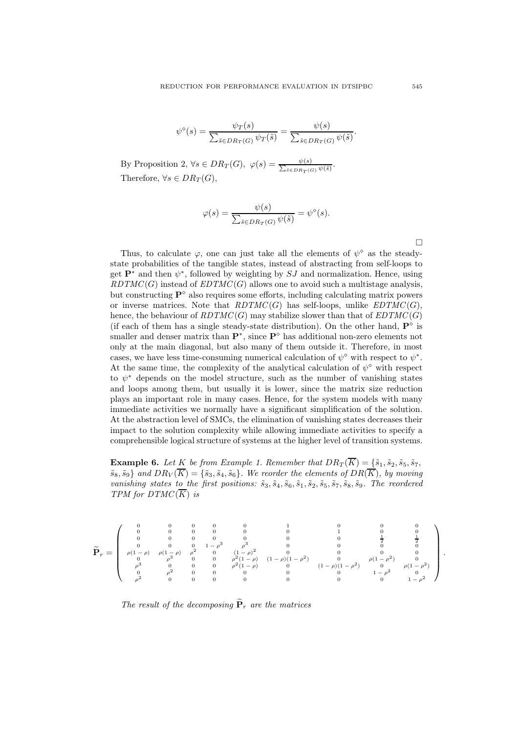$$\psi^\diamond(s) = \frac{\psi_T(s)}{\sum_{\tilde{s}\in DR_T(G)} \psi_T(\tilde{s})} = \frac{\psi(s)}{\sum_{\tilde{s}\in DR_T(G)} \psi(\tilde{s})}.$$

By Proposition 2, $\forall s \in DR_T(G),\ \varphi(s) = \frac{\psi(s)}{\sum_{\tilde{s}\in DR_T(G)} \psi(\tilde{s})}$.
Therefore, $\forall s \in DR_T(G)$,

$$\varphi(s) = \frac{\psi(s)}{\sum_{\tilde{s}\in DR_T(G)} \psi(\tilde{s})} = \psi^\diamond(s).$$

□

Thus, to calculate $\varphi$, one can just take all the elements of $\psi^\diamond$ as the steady-state probabilities of the tangible states, instead of abstracting from self-loops to get $\mathbf{P}^*$ and then $\psi^*$, followed by weighting by $SJ$ and normalization. Hence, using $RDTMC(G)$ instead of $EDTMC(G)$ allows one to avoid such a multistage analysis, but constructing $\mathbf{P}^\diamond$ also requires some efforts, including calculating matrix powers or inverse matrices. Note that $RDTMC(G)$ has self-loops, unlike $EDTMC(G)$, hence, the behaviour of $RDTMC(G)$ may stabilize slower than that of $EDTMC(G)$ (if each of them has a single steady-state distribution). On the other hand, $\mathbf{P}^\diamond$ is smaller and denser matrix than $\mathbf{P}^*$, since $\mathbf{P}^\diamond$ has additional non-zero elements not only at the main diagonal, but also many of them outside it. Therefore, in most cases, we have less time-consuming numerical calculation of $\psi^\diamond$ with respect to $\psi^*$. At the same time, the complexity of the analytical calculation of $\psi^\diamond$ with respect to $\psi^*$ depends on the model structure, such as the number of vanishing states and loops among them, but usually it is lower, since the matrix size reduction plays an important role in many cases. Hence, for the system models with many immediate activities we normally have a significant simplification of the solution. At the abstraction level of SMCs, the elimination of vanishing states decreases their impact to the solution complexity while allowing immediate activities to specify a comprehensible logical structure of systems at the higher level of transition systems.

**Example 6.** *Let $K$ be from Example 1. Remember that $DR_T(\overline{K}) = \{\tilde{s}_1, \tilde{s}_2, \tilde{s}_5, \tilde{s}_7, \tilde{s}_8, \tilde{s}_9\}$ and $DR_V(\overline{K}) = \{\tilde{s}_3, \tilde{s}_4, \tilde{s}_6\}$. We reorder the elements of $DR(\overline{K})$, by moving vanishing states to the first positions: $\tilde{s}_3, \tilde{s}_4, \tilde{s}_6, \tilde{s}_1, \tilde{s}_2, \tilde{s}_5, \tilde{s}_7, \tilde{s}_8, \tilde{s}_9$. The reordered TPM for $DTMC(\overline{K})$ is*

$$\widetilde{\mathbf{P}}_r = \begin{pmatrix}
0 & 0 & 0 & 0 & 0 & 1 & 0 & 0 & 0 \\
0 & 0 & 0 & 0 & 0 & 0 & 1 & 0 & 0 \\
0 & 0 & 0 & 0 & 0 & 0 & 0 & \frac{1}{2} & \frac{1}{2} \\
0 & 0 & 0 & 1-\rho^3 & \rho^3 & 0 & 0 & 0 & 0 \\
\rho(1-\rho) & \rho(1-\rho) & \rho^2 & 0 & (1-\rho)^2 & 0 & 0 & 0 & 0 \\
0 & \rho^3 & 0 & 0 & \rho^2(1-\rho) & (1-\rho)(1-\rho^2) & 0 & \rho(1-\rho^2) & 0 \\
\rho^3 & 0 & 0 & 0 & \rho^2(1-\rho) & 0 & (1-\rho)(1-\rho^2) & 0 & \rho(1-\rho^2) \\
0 & \rho^2 & 0 & 0 & 0 & 0 & 0 & 1-\rho^2 & 0 \\
\rho^2 & 0 & 0 & 0 & 0 & 0 & 0 & 0 & 1-\rho^2
\end{pmatrix}.$$

*The result of the decomposing $\widetilde{\mathbf{P}}_r$ are the matrices*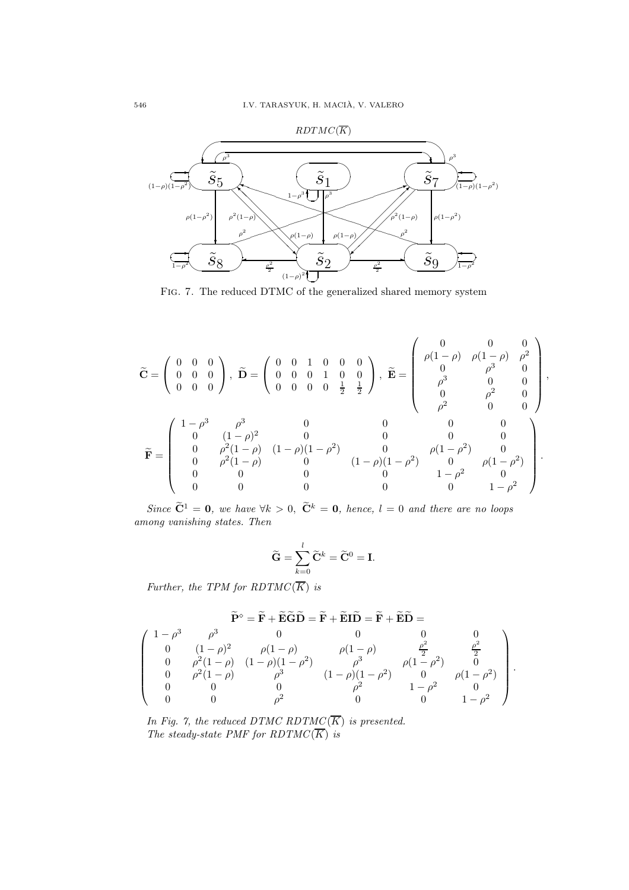$RDTMC(\overline{K})$

Fig. 7. The reduced DTMC of the generalized shared memory system

$$\widetilde{\mathbf{C}} = \begin{pmatrix} 0 & 0 & 0 \\ 0 & 0 & 0 \\ 0 & 0 & 0 \end{pmatrix},\ \widetilde{\mathbf{D}} = \begin{pmatrix} 0 & 0 & 1 & 0 & 0 & 0 \\ 0 & 0 & 0 & 1 & 0 & 0 \\ 0 & 0 & 0 & 0 & \frac{1}{2} & \frac{1}{2} \end{pmatrix},\ \widetilde{\mathbf{E}} = \begin{pmatrix} 0 & 0 & 0 \\ \rho(1-\rho) & \rho(1-\rho) & \rho^2 \\ 0 & \rho^3 & 0 \\ \rho^3 & 0 & 0 \\ 0 & \rho^2 & 0 \\ \rho^2 & 0 & 0 \end{pmatrix},$$

$$\widetilde{\mathbf{F}} = \begin{pmatrix} 1-\rho^3 & \rho^3 & 0 & 0 & 0 & 0 \\ 0 & (1-\rho)^2 & 0 & 0 & 0 & 0 \\ 0 & \rho^2(1-\rho) & (1-\rho)(1-\rho^2) & 0 & \rho(1-\rho^2) & 0 \\ 0 & \rho^2(1-\rho) & 0 & (1-\rho)(1-\rho^2) & 0 & \rho(1-\rho^2) \\ 0 & 0 & 0 & 0 & 1-\rho^2 & 0 \\ 0 & 0 & 0 & 0 & 0 & 1-\rho^2 \end{pmatrix}.$$

*Since $\widetilde{\mathbf{C}}^1 = \mathbf{0}$, we have $\forall k > 0,\ \widetilde{\mathbf{C}}^k = \mathbf{0}$, hence, $l = 0$ and there are no loops among vanishing states. Then*

$$\widetilde{\mathbf{G}} = \sum_{k=0}^{l} \widetilde{\mathbf{C}}^k = \widetilde{\mathbf{C}}^0 = \mathbf{I}.$$

*Further, the TPM for $RDTMC(\overline{K})$ is*

$$\widetilde{\mathbf{P}}^\diamond = \widetilde{\mathbf{F}} + \widetilde{\mathbf{E}}\widetilde{\mathbf{G}}\widetilde{\mathbf{D}} = \widetilde{\mathbf{F}} + \widetilde{\mathbf{E}}\mathbf{I}\widetilde{\mathbf{D}} = \widetilde{\mathbf{F}} + \widetilde{\mathbf{E}}\widetilde{\mathbf{D}} =$$

$$\begin{pmatrix} 1-\rho^3 & \rho^3 & 0 & 0 & 0 & 0 \\ 0 & (1-\rho)^2 & \rho(1-\rho) & \rho(1-\rho) & \frac{\rho^2}{2} & \frac{\rho^2}{2} \\ 0 & \rho^2(1-\rho) & (1-\rho)(1-\rho^2) & \rho^3 & \rho(1-\rho^2) & 0 \\ 0 & \rho^2(1-\rho) & \rho^3 & (1-\rho)(1-\rho^2) & 0 & \rho(1-\rho^2) \\ 0 & 0 & 0 & \rho^2 & 1-\rho^2 & 0 \\ 0 & 0 & \rho^2 & 0 & 0 & 1-\rho^2 \end{pmatrix}.$$

*In Fig. 7, the reduced DTMC $RDTMC(\overline{K})$ is presented.*
*The steady-state PMF for $RDTMC(\overline{K})$ is*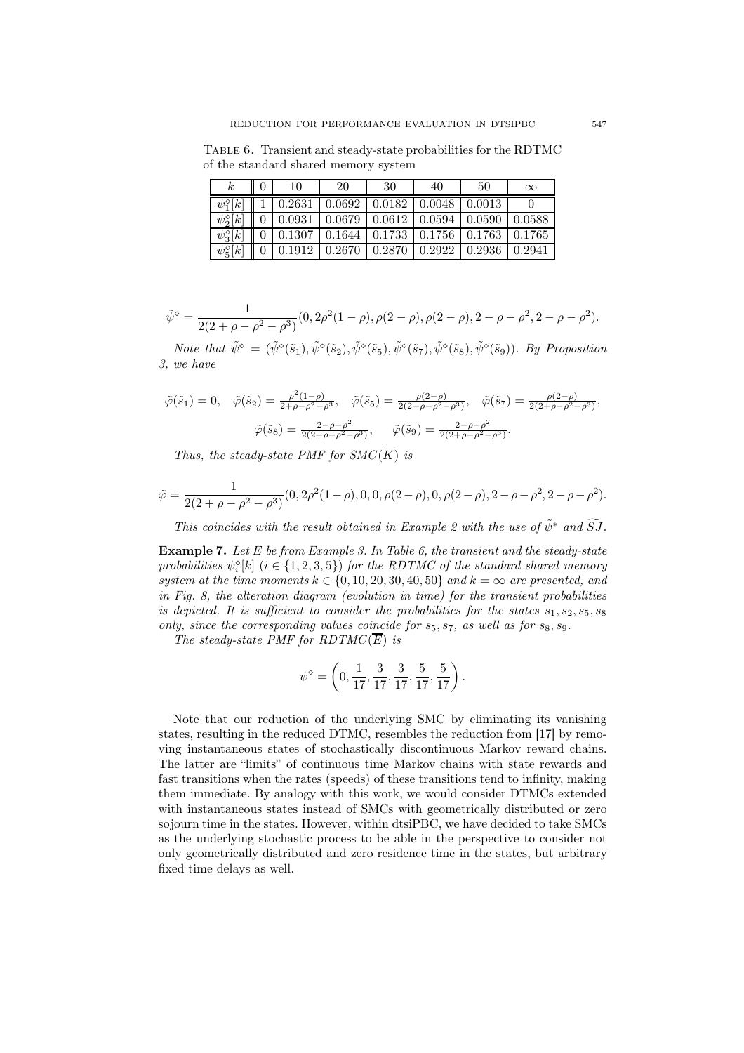Table 6. Transient and steady-state probabilities for the RDTMC of the standard shared memory system

| $k$ | 0 | 10 | 20 | 30 | 40 | 50 | $\infty$ |
|---|---|---|---|---|---|---|---|
| $\psi_1^\diamond[k]$ | 1 | 0.2631 | 0.0692 | 0.0182 | 0.0048 | 0.0013 | 0 |
| $\psi_2^\diamond[k]$ | 0 | 0.0931 | 0.0679 | 0.0612 | 0.0594 | 0.0590 | 0.0588 |
| $\psi_3^\diamond[k]$ | 0 | 0.1307 | 0.1644 | 0.1733 | 0.1756 | 0.1763 | 0.1765 |
| $\psi_5^\diamond[k]$ | 0 | 0.1912 | 0.2670 | 0.2870 | 0.2922 | 0.2936 | 0.2941 |

$$\tilde{\psi}^\diamond = \frac{1}{2(2+\rho-\rho^2-\rho^3)}(0, 2\rho^2(1-\rho), \rho(2-\rho), \rho(2-\rho), 2-\rho-\rho^2, 2-\rho-\rho^2).$$

*Note that* $\tilde{\psi}^\diamond = (\tilde{\psi}^\diamond(\tilde{s}_1), \tilde{\psi}^\diamond(\tilde{s}_2), \tilde{\psi}^\diamond(\tilde{s}_5), \tilde{\psi}^\diamond(\tilde{s}_7), \tilde{\psi}^\diamond(\tilde{s}_8), \tilde{\psi}^\diamond(\tilde{s}_9))$. *By Proposition 3, we have*

$$\tilde{\varphi}(\tilde{s}_1) = 0, \quad \tilde{\varphi}(\tilde{s}_2) = \tfrac{\rho^2(1-\rho)}{2+\rho-\rho^2-\rho^3}, \quad \tilde{\varphi}(\tilde{s}_5) = \tfrac{\rho(2-\rho)}{2(2+\rho-\rho^2-\rho^3)}, \quad \tilde{\varphi}(\tilde{s}_7) = \tfrac{\rho(2-\rho)}{2(2+\rho-\rho^2-\rho^3)},$$

$$\tilde{\varphi}(\tilde{s}_8) = \tfrac{2-\rho-\rho^2}{2(2+\rho-\rho^2-\rho^3)}, \qquad \tilde{\varphi}(\tilde{s}_9) = \tfrac{2-\rho-\rho^2}{2(2+\rho-\rho^2-\rho^3)}.$$

*Thus, the steady-state PMF for* $SMC(\overline{K})$ *is*

$$\tilde{\varphi} = \frac{1}{2(2+\rho-\rho^2-\rho^3)}(0, 2\rho^2(1-\rho), 0, 0, \rho(2-\rho), 0, \rho(2-\rho), 2-\rho-\rho^2, 2-\rho-\rho^2).$$

*This coincides with the result obtained in Example 2 with the use of* $\tilde{\psi}^*$ *and* $\widetilde{SJ}$.

**Example 7.** *Let $E$ be from Example 3. In Table 6, the transient and the steady-state probabilities $\psi_i^\diamond[k]$ $(i \in \{1,2,3,5\})$ for the RDTMC of the standard shared memory system at the time moments $k \in \{0,10,20,30,40,50\}$ and $k = \infty$ are presented, and in Fig. 8, the alteration diagram (evolution in time) for the transient probabilities is depicted. It is sufficient to consider the probabilities for the states $s_1, s_2, s_5, s_8$ only, since the corresponding values coincide for $s_5, s_7$, as well as for $s_8, s_9$.*

*The steady-state PMF for* $RDTMC(\overline{E})$ *is*

$$\psi^\diamond = \left(0, \frac{1}{17}, \frac{3}{17}, \frac{3}{17}, \frac{5}{17}, \frac{5}{17}\right).$$

Note that our reduction of the underlying SMC by eliminating its vanishing states, resulting in the reduced DTMC, resembles the reduction from [17] by removing instantaneous states of stochastically discontinuous Markov reward chains. The latter are "limits" of continuous time Markov chains with state rewards and fast transitions when the rates (speeds) of these transitions tend to infinity, making them immediate. By analogy with this work, we would consider DTMCs extended with instantaneous states instead of SMCs with geometrically distributed or zero sojourn time in the states. However, within dtsiPBC, we have decided to take SMCs as the underlying stochastic process to be able in the perspective to consider not only geometrically distributed and zero residence time in the states, but arbitrary fixed time delays as well.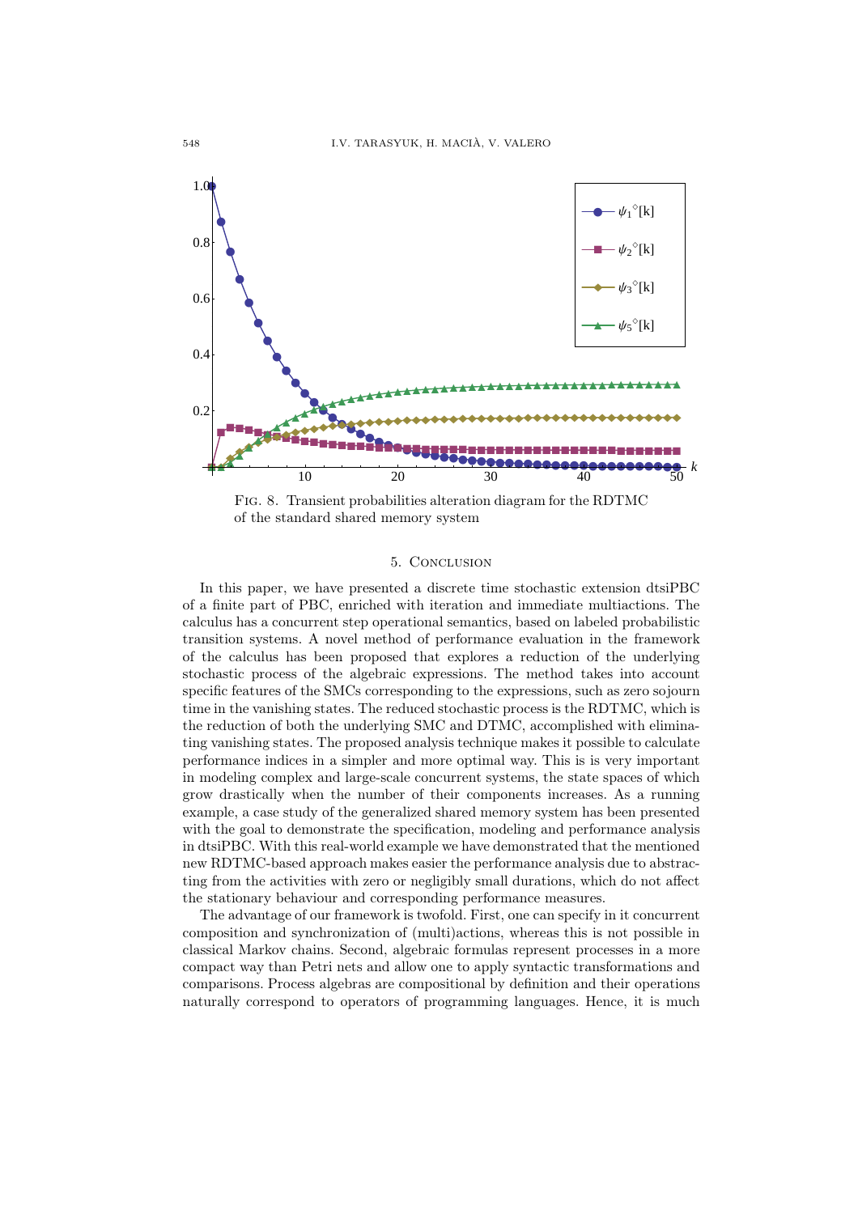FIG. 8. Transient probabilities alteration diagram for the RDTMC of the standard shared memory system

## 5. Conclusion

In this paper, we have presented a discrete time stochastic extension dtsiPBC of a finite part of PBC, enriched with iteration and immediate multiactions. The calculus has a concurrent step operational semantics, based on labeled probabilistic transition systems. A novel method of performance evaluation in the framework of the calculus has been proposed that explores a reduction of the underlying stochastic process of the algebraic expressions. The method takes into account specific features of the SMCs corresponding to the expressions, such as zero sojourn time in the vanishing states. The reduced stochastic process is the RDTMC, which is the reduction of both the underlying SMC and DTMC, accomplished with eliminating vanishing states. The proposed analysis technique makes it possible to calculate performance indices in a simpler and more optimal way. This is is very important in modeling complex and large-scale concurrent systems, the state spaces of which grow drastically when the number of their components increases. As a running example, a case study of the generalized shared memory system has been presented with the goal to demonstrate the specification, modeling and performance analysis in dtsiPBC. With this real-world example we have demonstrated that the mentioned new RDTMC-based approach makes easier the performance analysis due to abstracting from the activities with zero or negligibly small durations, which do not affect the stationary behaviour and corresponding performance measures.

The advantage of our framework is twofold. First, one can specify in it concurrent composition and synchronization of (multi)actions, whereas this is not possible in classical Markov chains. Second, algebraic formulas represent processes in a more compact way than Petri nets and allow one to apply syntactic transformations and comparisons. Process algebras are compositional by definition and their operations naturally correspond to operators of programming languages. Hence, it is much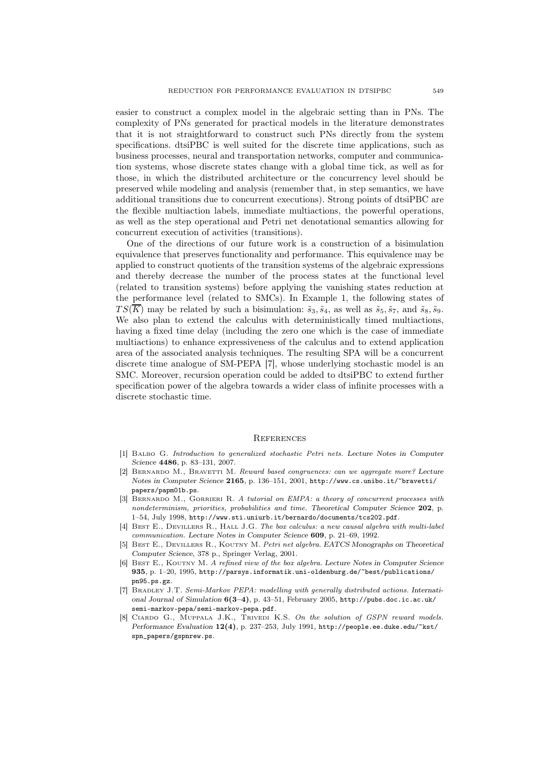easier to construct a complex model in the algebraic setting than in PNs. The complexity of PNs generated for practical models in the literature demonstrates that it is not straightforward to construct such PNs directly from the system specifications. dtsiPBC is well suited for the discrete time applications, such as business processes, neural and transportation networks, computer and communication systems, whose discrete states change with a global time tick, as well as for those, in which the distributed architecture or the concurrency level should be preserved while modeling and analysis (remember that, in step semantics, we have additional transitions due to concurrent executions). Strong points of dtsiPBC are the flexible multiaction labels, immediate multiactions, the powerful operations, as well as the step operational and Petri net denotational semantics allowing for concurrent execution of activities (transitions).

One of the directions of our future work is a construction of a bisimulation equivalence that preserves functionality and performance. This equivalence may be applied to construct quotients of the transition systems of the algebraic expressions and thereby decrease the number of the process states at the functional level (related to transition systems) before applying the vanishing states reduction at the performance level (related to SMCs). In Example 1, the following states of $TS(\overline{K})$ may be related by such a bisimulation: $\tilde{s}_3, \tilde{s}_4$, as well as $\tilde{s}_5, \tilde{s}_7$, and $\tilde{s}_8, \tilde{s}_9$. We also plan to extend the calculus with deterministically timed multiactions, having a fixed time delay (including the zero one which is the case of immediate multiactions) to enhance expressiveness of the calculus and to extend application area of the associated analysis techniques. The resulting SPA will be a concurrent discrete time analogue of SM-PEPA [7], whose underlying stochastic model is an SMC. Moreover, recursion operation could be added to dtsiPBC to extend further specification power of the algebra towards a wider class of infinite processes with a discrete stochastic time.

## References

[1] Balbo G. *Introduction to generalized stochastic Petri nets.* Lecture Notes in Computer Science **4486**, p. 83–131, 2007.

[2] Bernardo M., Bravetti M. *Reward based congruences: can we aggregate more?* Lecture Notes in Computer Science **2165**, p. 136–151, 2001, http://www.cs.unibo.it/~bravetti/papers/papm01b.ps.

[3] Bernardo M., Gorrieri R. *A tutorial on EMPA: a theory of concurrent processes with nondeterminism, priorities, probabilities and time.* Theoretical Computer Science **202**, p. 1–54, July 1998, http://www.sti.uniurb.it/bernardo/documents/tcs202.pdf.

[4] Best E., Devillers R., Hall J.G. *The box calculus: a new causal algebra with multi-label communication.* Lecture Notes in Computer Science **609**, p. 21–69, 1992.

[5] Best E., Devillers R., Koutny M. *Petri net algebra.* EATCS Monographs on Theoretical Computer Science, 378 p., Springer Verlag, 2001.

[6] Best E., Koutny M. *A refined view of the box algebra.* Lecture Notes in Computer Science **935**, p. 1–20, 1995, http://parsys.informatik.uni-oldenburg.de/~best/publications/pn95.ps.gz.

[7] Bradley J.T. *Semi-Markov PEPA: modelling with generally distributed actions.* International Journal of Simulation **6(3–4)**, p. 43–51, February 2005, http://pubs.doc.ic.ac.uk/semi-markov-pepa/semi-markov-pepa.pdf.

[8] Ciardo G., Muppala J.K., Trivedi K.S. *On the solution of GSPN reward models.* Performance Evaluation **12(4)**, p. 237–253, July 1991, http://people.ee.duke.edu/~kst/spn_papers/gspnrew.ps.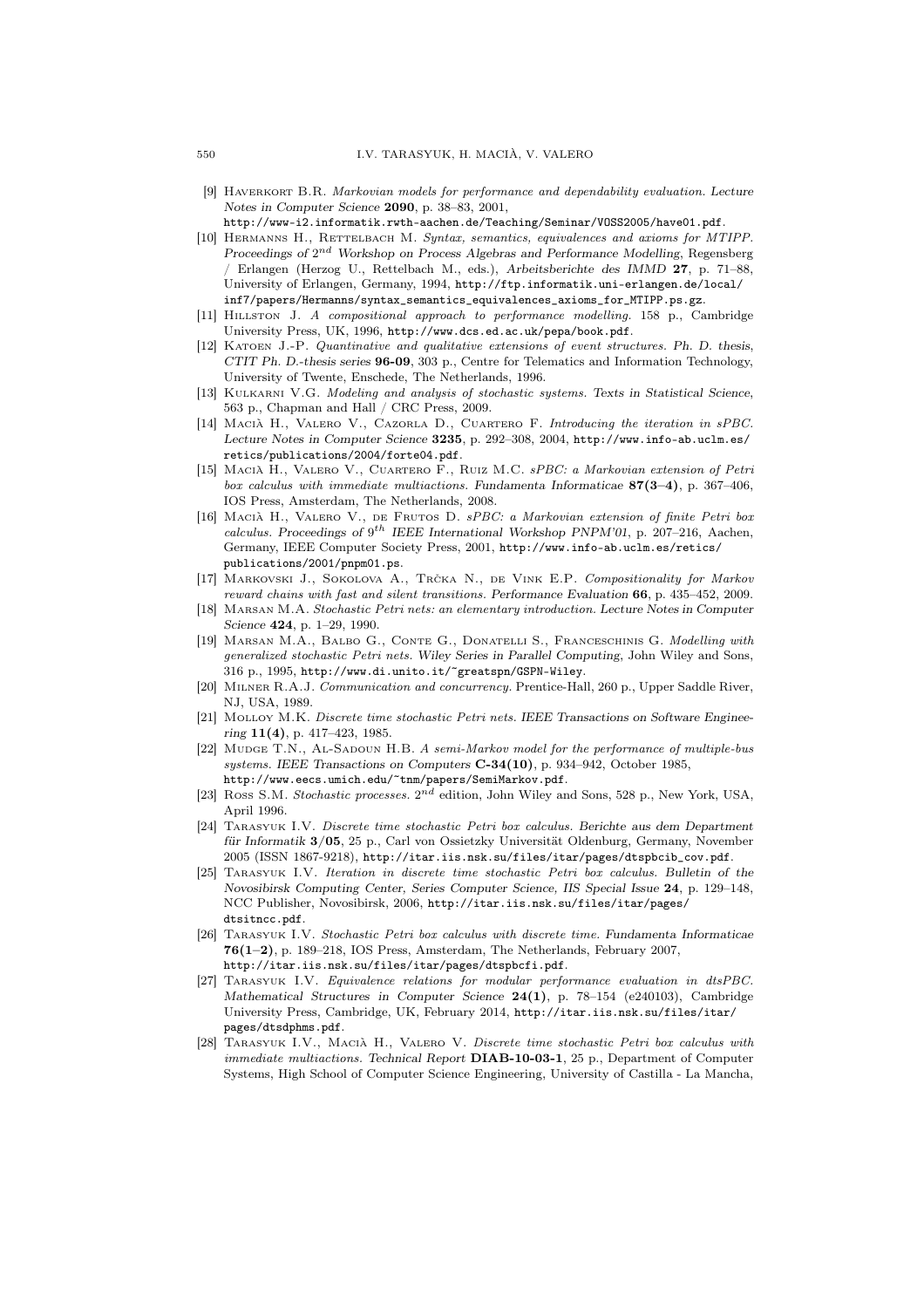[9] Haverkort B.R. *Markovian models for performance and dependability evaluation.* Lecture Notes in Computer Science **2090**, p. 38–83, 2001, http://www-i2.informatik.rwth-aachen.de/Teaching/Seminar/VOSS2005/have01.pdf.

[10] Hermanns H., Rettelbach M. *Syntax, semantics, equivalences and axioms for MTIPP.* Proceedings of $2^{nd}$ Workshop on Process Algebras and Performance Modelling, Regensberg / Erlangen (Herzog U., Rettelbach M., eds.), Arbeitsberichte des IMMD **27**, p. 71–88, University of Erlangen, Germany, 1994, http://ftp.informatik.uni-erlangen.de/local/inf7/papers/Hermanns/syntax_semantics_equivalences_axioms_for_MTIPP.ps.gz.

[11] Hillston J. *A compositional approach to performance modelling.* 158 p., Cambridge University Press, UK, 1996, http://www.dcs.ed.ac.uk/pepa/book.pdf.

[12] Katoen J.-P. *Quantinative and qualitative extensions of event structures. Ph. D. thesis*, CTIT Ph. D.-thesis series **96-09**, 303 p., Centre for Telematics and Information Technology, University of Twente, Enschede, The Netherlands, 1996.

[13] Kulkarni V.G. *Modeling and analysis of stochastic systems.* Texts in Statistical Science, 563 p., Chapman and Hall / CRC Press, 2009.

[14] Macià H., Valero V., Cazorla D., Cuartero F. *Introducing the iteration in sPBC.* Lecture Notes in Computer Science **3235**, p. 292–308, 2004, http://www.info-ab.uclm.es/retics/publications/2004/forte04.pdf.

[15] Macià H., Valero V., Cuartero F., Ruiz M.C. *sPBC: a Markovian extension of Petri box calculus with immediate multiactions.* Fundamenta Informaticae **87(3–4)**, p. 367–406, IOS Press, Amsterdam, The Netherlands, 2008.

[16] Macià H., Valero V., de Frutos D. *sPBC: a Markovian extension of finite Petri box calculus.* Proceedings of $9^{th}$ IEEE International Workshop PNPM'01, p. 207–216, Aachen, Germany, IEEE Computer Society Press, 2001, http://www.info-ab.uclm.es/retics/publications/2001/pnpm01.ps.

[17] Markovski J., Sokolova A., Trčka N., de Vink E.P. *Compositionality for Markov reward chains with fast and silent transitions.* Performance Evaluation **66**, p. 435–452, 2009.

[18] Marsan M.A. *Stochastic Petri nets: an elementary introduction.* Lecture Notes in Computer Science **424**, p. 1–29, 1990.

[19] Marsan M.A., Balbo G., Conte G., Donatelli S., Franceschinis G. *Modelling with generalized stochastic Petri nets.* Wiley Series in Parallel Computing, John Wiley and Sons, 316 p., 1995, http://www.di.unito.it/~greatspn/GSPN-Wiley.

[20] Milner R.A.J. *Communication and concurrency.* Prentice-Hall, 260 p., Upper Saddle River, NJ, USA, 1989.

[21] Molloy M.K. *Discrete time stochastic Petri nets.* IEEE Transactions on Software Engineering **11(4)**, p. 417–423, 1985.

[22] Mudge T.N., Al-Sadoun H.B. *A semi-Markov model for the performance of multiple-bus systems.* IEEE Transactions on Computers **C-34(10)**, p. 934–942, October 1985, http://www.eecs.umich.edu/~tnm/papers/SemiMarkov.pdf.

[23] Ross S.M. *Stochastic processes.* $2^{nd}$ edition, John Wiley and Sons, 528 p., New York, USA, April 1996.

[24] Tarasyuk I.V. *Discrete time stochastic Petri box calculus.* Berichte aus dem Department für Informatik **3/05**, 25 p., Carl von Ossietzky Universität Oldenburg, Germany, November 2005 (ISSN 1867-9218), http://itar.iis.nsk.su/files/itar/pages/dtspbcib_cov.pdf.

[25] Tarasyuk I.V. *Iteration in discrete time stochastic Petri box calculus.* Bulletin of the Novosibirsk Computing Center, Series Computer Science, IIS Special Issue **24**, p. 129–148, NCC Publisher, Novosibirsk, 2006, http://itar.iis.nsk.su/files/itar/pages/dtsitncc.pdf.

[26] Tarasyuk I.V. *Stochastic Petri box calculus with discrete time.* Fundamenta Informaticae **76(1–2)**, p. 189–218, IOS Press, Amsterdam, The Netherlands, February 2007, http://itar.iis.nsk.su/files/itar/pages/dtspbcfi.pdf.

[27] Tarasyuk I.V. *Equivalence relations for modular performance evaluation in dtsPBC.* Mathematical Structures in Computer Science **24(1)**, p. 78–154 (e240103), Cambridge University Press, Cambridge, UK, February 2014, http://itar.iis.nsk.su/files/itar/pages/dtsdphms.pdf.

[28] Tarasyuk I.V., Macià H., Valero V. *Discrete time stochastic Petri box calculus with immediate multiactions.* Technical Report **DIAB-10-03-1**, 25 p., Department of Computer Systems, High School of Computer Science Engineering, University of Castilla - La Mancha,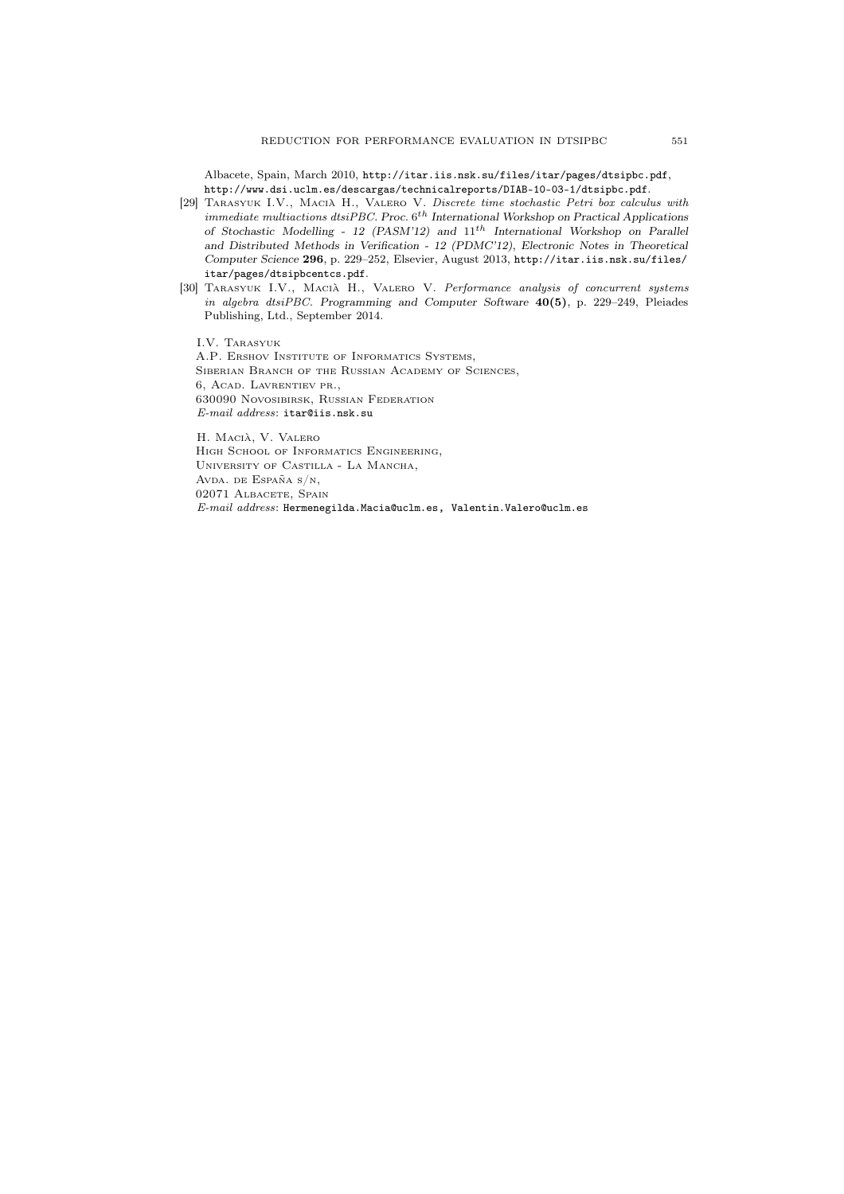Albacete, Spain, March 2010, http://itar.iis.nsk.su/files/itar/pages/dtsipbc.pdf, http://www.dsi.uclm.es/descargas/technicalreports/DIAB-10-03-1/dtsipbc.pdf.

[29] Tarasyuk I.V., Macià H., Valero V. *Discrete time stochastic Petri box calculus with immediate multiactions dtsiPBC.* Proc. $6^{th}$ International Workshop on Practical Applications of Stochastic Modelling - 12 (PASM'12) and $11^{th}$ International Workshop on Parallel and Distributed Methods in Verification - 12 (PDMC'12), Electronic Notes in Theoretical Computer Science **296**, p. 229–252, Elsevier, August 2013, http://itar.iis.nsk.su/files/itar/pages/dtsipbcentcs.pdf.

[30] Tarasyuk I.V., Macià H., Valero V. *Performance analysis of concurrent systems in algebra dtsiPBC.* Programming and Computer Software **40(5)**, p. 229–249, Pleiades Publishing, Ltd., September 2014.

I.V. Tarasyuk
A.P. Ershov Institute of Informatics Systems,
Siberian Branch of the Russian Academy of Sciences,
6, Acad. Lavrentiev pr.,
630090 Novosibirsk, Russian Federation
*E-mail address*: itar@iis.nsk.su

H. Macià, V. Valero
High School of Informatics Engineering,
University of Castilla - La Mancha,
Avda. de España s/n,
02071 Albacete, Spain
*E-mail address*: Hermenegilda.Macia@uclm.es, Valentin.Valero@uclm.es